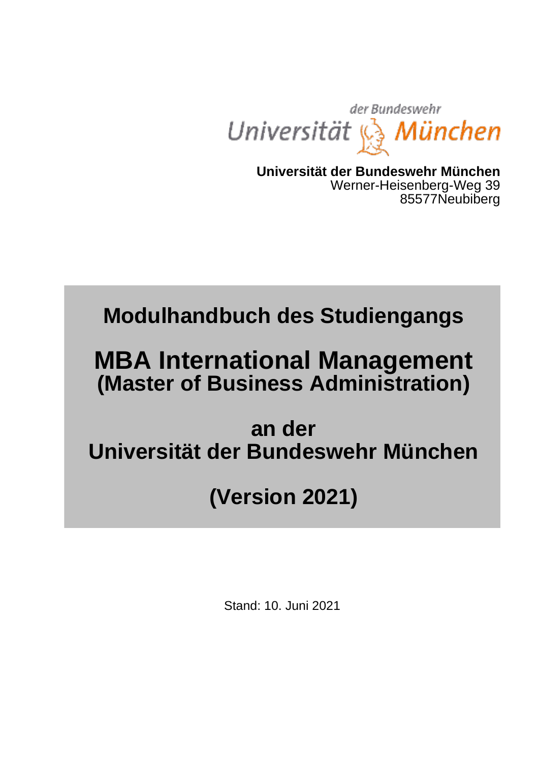**Universität der Bundeswehr München**
Werner-Heisenberg-Weg 39
85577Neubiberg

# Modulhandbuch des Studiengangs

# MBA International Management
## (Master of Business Administration)

## an der
## Universität der Bundeswehr München

## (Version 2021)

Stand: 10. Juni 2021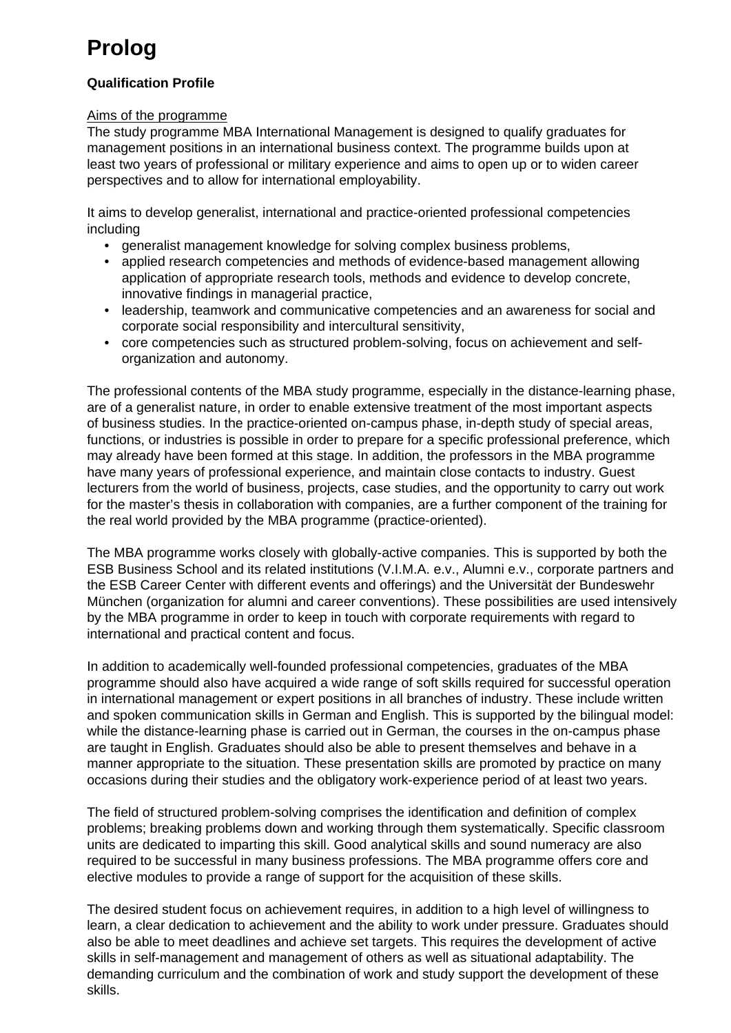# Prolog

**Qualification Profile**

Aims of the programme

The study programme MBA International Management is designed to qualify graduates for management positions in an international business context. The programme builds upon at least two years of professional or military experience and aims to open up or to widen career perspectives and to allow for international employability.

It aims to develop generalist, international and practice-oriented professional competencies including

- generalist management knowledge for solving complex business problems,
- applied research competencies and methods of evidence-based management allowing application of appropriate research tools, methods and evidence to develop concrete, innovative findings in managerial practice,
- leadership, teamwork and communicative competencies and an awareness for social and corporate social responsibility and intercultural sensitivity,
- core competencies such as structured problem-solving, focus on achievement and self-organization and autonomy.

The professional contents of the MBA study programme, especially in the distance-learning phase, are of a generalist nature, in order to enable extensive treatment of the most important aspects of business studies. In the practice-oriented on-campus phase, in-depth study of special areas, functions, or industries is possible in order to prepare for a specific professional preference, which may already have been formed at this stage. In addition, the professors in the MBA programme have many years of professional experience, and maintain close contacts to industry. Guest lecturers from the world of business, projects, case studies, and the opportunity to carry out work for the master's thesis in collaboration with companies, are a further component of the training for the real world provided by the MBA programme (practice-oriented).

The MBA programme works closely with globally-active companies. This is supported by both the ESB Business School and its related institutions (V.I.M.A. e.v., Alumni e.v., corporate partners and the ESB Career Center with different events and offerings) and the Universität der Bundeswehr München (organization for alumni and career conventions). These possibilities are used intensively by the MBA programme in order to keep in touch with corporate requirements with regard to international and practical content and focus.

In addition to academically well-founded professional competencies, graduates of the MBA programme should also have acquired a wide range of soft skills required for successful operation in international management or expert positions in all branches of industry. These include written and spoken communication skills in German and English. This is supported by the bilingual model: while the distance-learning phase is carried out in German, the courses in the on-campus phase are taught in English. Graduates should also be able to present themselves and behave in a manner appropriate to the situation. These presentation skills are promoted by practice on many occasions during their studies and the obligatory work-experience period of at least two years.

The field of structured problem-solving comprises the identification and definition of complex problems; breaking problems down and working through them systematically. Specific classroom units are dedicated to imparting this skill. Good analytical skills and sound numeracy are also required to be successful in many business professions. The MBA programme offers core and elective modules to provide a range of support for the acquisition of these skills.

The desired student focus on achievement requires, in addition to a high level of willingness to learn, a clear dedication to achievement and the ability to work under pressure. Graduates should also be able to meet deadlines and achieve set targets. This requires the development of active skills in self-management and management of others as well as situational adaptability. The demanding curriculum and the combination of work and study support the development of these skills.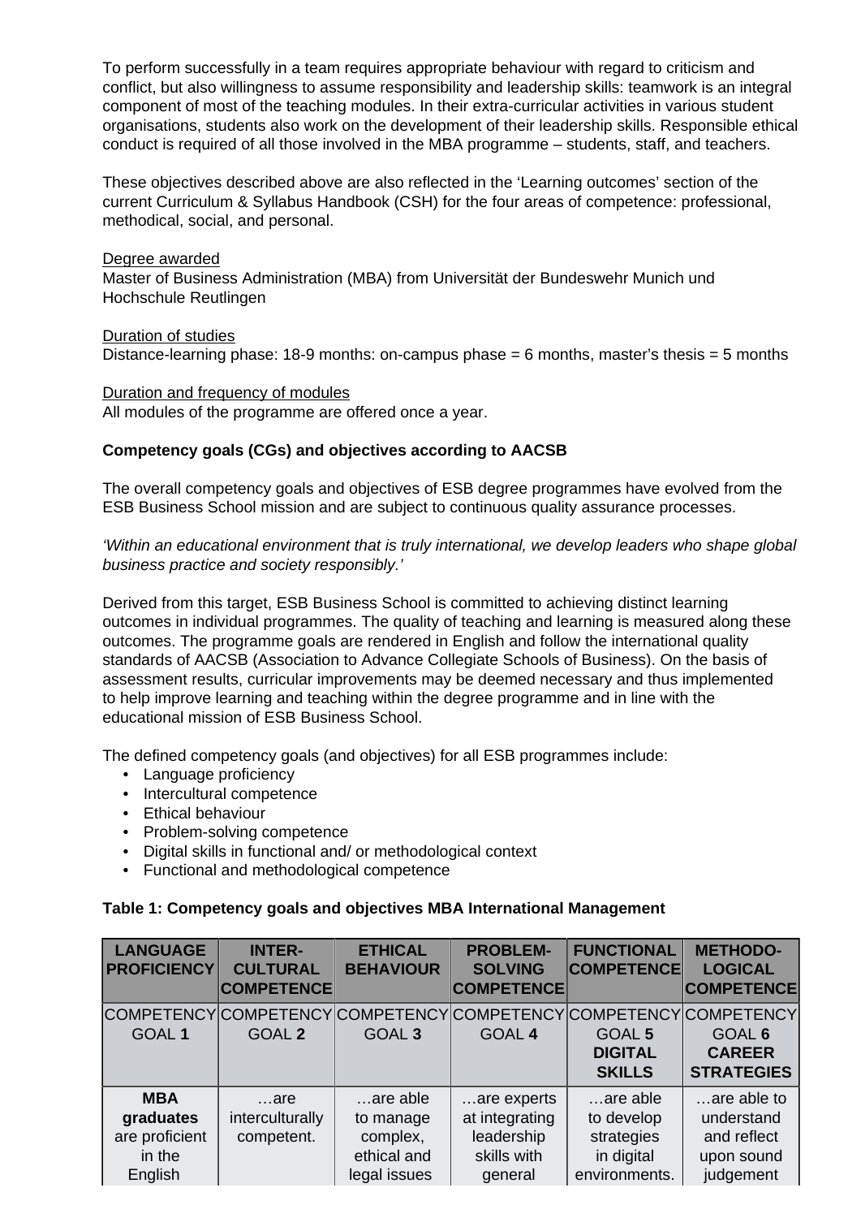To perform successfully in a team requires appropriate behaviour with regard to criticism and conflict, but also willingness to assume responsibility and leadership skills: teamwork is an integral component of most of the teaching modules. In their extra-curricular activities in various student organisations, students also work on the development of their leadership skills. Responsible ethical conduct is required of all those involved in the MBA programme – students, staff, and teachers.

These objectives described above are also reflected in the 'Learning outcomes' section of the current Curriculum & Syllabus Handbook (CSH) for the four areas of competence: professional, methodical, social, and personal.

Degree awarded
Master of Business Administration (MBA) from Universität der Bundeswehr Munich und Hochschule Reutlingen

Duration of studies
Distance-learning phase: 18-9 months: on-campus phase = 6 months, master's thesis = 5 months

Duration and frequency of modules
All modules of the programme are offered once a year.

**Competency goals (CGs) and objectives according to AACSB**

The overall competency goals and objectives of ESB degree programmes have evolved from the ESB Business School mission and are subject to continuous quality assurance processes.

*'Within an educational environment that is truly international, we develop leaders who shape global business practice and society responsibly.'*

Derived from this target, ESB Business School is committed to achieving distinct learning outcomes in individual programmes. The quality of teaching and learning is measured along these outcomes. The programme goals are rendered in English and follow the international quality standards of AACSB (Association to Advance Collegiate Schools of Business). On the basis of assessment results, curricular improvements may be deemed necessary and thus implemented to help improve learning and teaching within the degree programme and in line with the educational mission of ESB Business School.

The defined competency goals (and objectives) for all ESB programmes include:

- Language proficiency
- Intercultural competence
- Ethical behaviour
- Problem-solving competence
- Digital skills in functional and/ or methodological context
- Functional and methodological competence

**Table 1: Competency goals and objectives MBA International Management**

| LANGUAGE PROFICIENCY | INTER-CULTURAL COMPETENCE | ETHICAL BEHAVIOUR | PROBLEM-SOLVING COMPETENCE | FUNCTIONAL COMPETENCE | METHODO-LOGICAL COMPETENCE |
|---|---|---|---|---|---|
| COMPETENCY GOAL **1** | COMPETENCY GOAL **2** | COMPETENCY GOAL **3** | COMPETENCY GOAL **4** | COMPETENCY GOAL **5** **DIGITAL SKILLS** | COMPETENCY GOAL **6** **CAREER STRATEGIES** |
| **MBA graduates** are proficient in the English | …are interculturally competent. | …are able to manage complex, ethical and legal issues | …are experts at integrating leadership skills with general | …are able to develop strategies in digital environments. | …are able to understand and reflect upon sound judgement |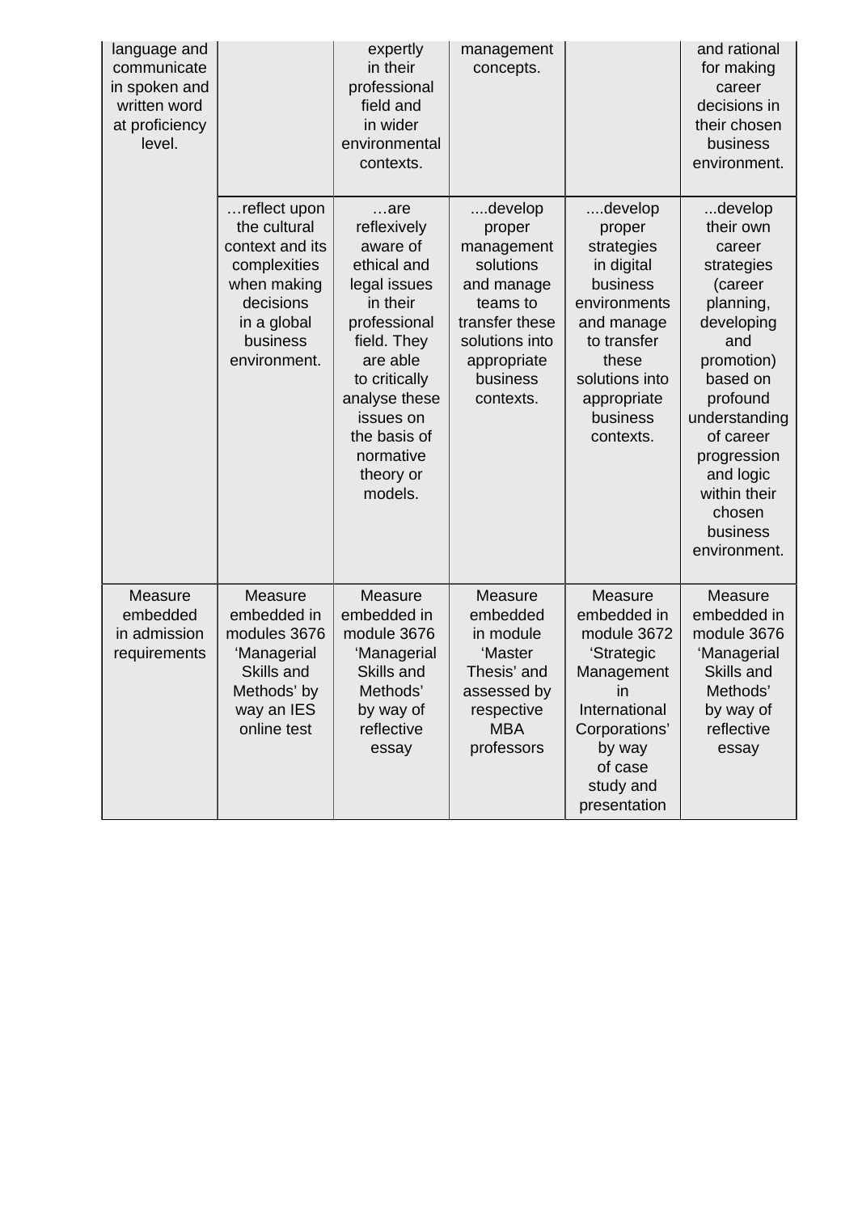| | | | | | |
|---|---|---|---|---|---|
| language and communicate in spoken and written word at proficiency level. | | expertly in their professional field and in wider environmental contexts. | management concepts. | | and rational for making career decisions in their chosen business environment. |
| | …reflect upon the cultural context and its complexities when making decisions in a global business environment. | …are reflexively aware of ethical and legal issues in their professional field. They are able to critically analyse these issues on the basis of normative theory or models. | ....develop proper management solutions and manage teams to transfer these solutions into appropriate business contexts. | ....develop proper strategies in digital business environments and manage to transfer these solutions into appropriate business contexts. | ...develop their own career strategies (career planning, developing and promotion) based on profound understanding of career progression and logic within their chosen business environment. |
| Measure embedded in admission requirements | Measure embedded in modules 3676 'Managerial Skills and Methods' by way an IES online test | Measure embedded in module 3676 'Managerial Skills and Methods' by way of reflective essay | Measure embedded in module 'Master Thesis' and assessed by respective MBA professors | Measure embedded in module 3672 'Strategic Management in International Corporations' by way of case study and presentation | Measure embedded in module 3676 'Managerial Skills and Methods' by way of reflective essay |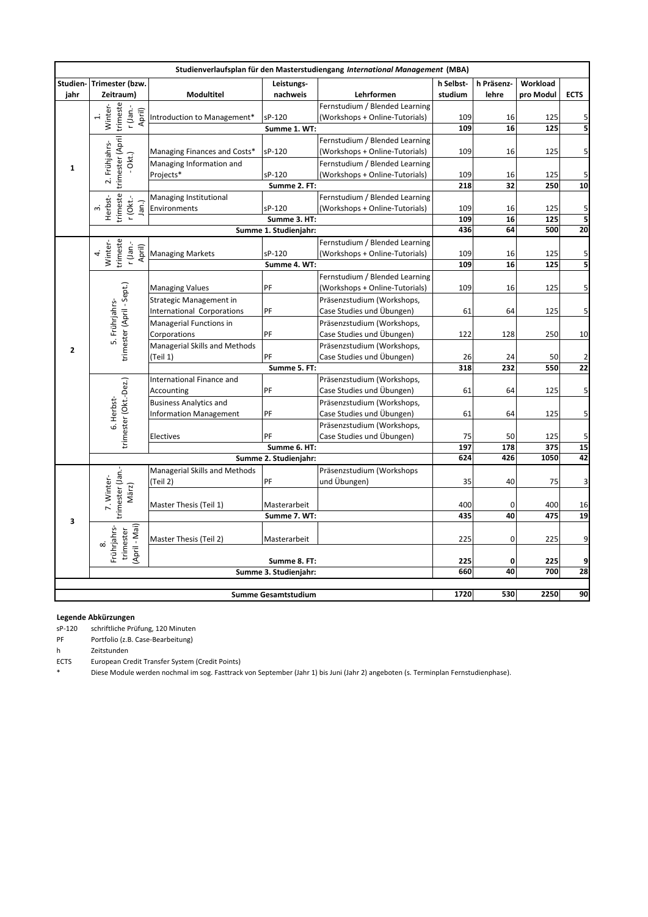| Studienverlaufsplan für den Masterstudiengang *International Management* (MBA) | | | | | | | | | |
|---|---|---|---|---|---|---|---|---|---|
| Studien-jahr | Trimester (bzw. Zeitraum) | Modultitel | Leistungs-nachweis | Lehrformen | h Selbst-studium | h Präsenz-lehre | Workload pro Modul | ECTS |
| 1 | 1. Winter-trimester (Jan.-April) | Introduction to Management* | sP-120 | Fernstudium / Blended Learning (Workshops + Online-Tutorials) | 109 | 16 | 125 | 5 |
| | | | Summe 1. WT: | | 109 | 16 | 125 | 5 |
| | 2. Frühjahrs-trimester (April - Okt.) | Managing Finances and Costs* | sP-120 | Fernstudium / Blended Learning (Workshops + Online-Tutorials) | 109 | 16 | 125 | 5 |
| | | Managing Information and Projects* | sP-120 | Fernstudium / Blended Learning (Workshops + Online-Tutorials) | 109 | 16 | 125 | 5 |
| | | | Summe 2. FT: | | 218 | 32 | 250 | 10 |
| | 3. Herbst-trimester (Okt.-Jan.) | Managing Institutional Environments | sP-120 | Fernstudium / Blended Learning (Workshops + Online-Tutorials) | 109 | 16 | 125 | 5 |
| | | | Summe 3. HT: | | 109 | 16 | 125 | 5 |
| | | | Summe 1. Studienjahr: | | 436 | 64 | 500 | 20 |
| 2 | 4. Winter-trimester (Jan.-April) | Managing Markets | sP-120 | Fernstudium / Blended Learning (Workshops + Online-Tutorials) | 109 | 16 | 125 | 5 |
| | | | Summe 4. WT: | | 109 | 16 | 125 | 5 |
| | 5. Frühjahrs-trimester (April - Sept.) | Managing Values | PF | Fernstudium / Blended Learning (Workshops + Online-Tutorials) | 109 | 16 | 125 | 5 |
| | | Strategic Management in International Corporations | PF | Präsenzstudium (Workshops, Case Studies und Übungen) | 61 | 64 | 125 | 5 |
| | | Managerial Functions in Corporations | PF | Präsenzstudium (Workshops, Case Studies und Übungen) | 122 | 128 | 250 | 10 |
| | | Managerial Skills and Methods (Teil 1) | PF | Präsenzstudium (Workshops, Case Studies und Übungen) | 26 | 24 | 50 | 2 |
| | | | Summe 5. FT: | | 318 | 232 | 550 | 22 |
| | 6. Herbst-trimester (Okt.-Dez.) | International Finance and Accounting | PF | Präsenzstudium (Workshops, Case Studies und Übungen) | 61 | 64 | 125 | 5 |
| | | Business Analytics and Information Management | PF | Präsenzstudium (Workshops, Case Studies und Übungen) | 61 | 64 | 125 | 5 |
| | | Electives | PF | Präsenzstudium (Workshops, Case Studies und Übungen) | 75 | 50 | 125 | 5 |
| | | | Summe 6. HT: | | 197 | 178 | 375 | 15 |
| | | | Summe 2. Studienjahr: | | 624 | 426 | 1050 | 42 |
| 3 | 7. Winter-trimester (Jan.-März) | Managerial Skills and Methods (Teil 2) | PF | Präsenzstudium (Workshops und Übungen) | 35 | 40 | 75 | 3 |
| | | Master Thesis (Teil 1) | Masterarbeit | | 400 | 0 | 400 | 16 |
| | | | Summe 7. WT: | | 435 | 40 | 475 | 19 |
| | 8. Frühjahrs-trimester (April - Mai) | Master Thesis (Teil 2) | Masterarbeit | | 225 | 0 | 225 | 9 |
| | | | Summe 8. FT: | | 225 | 0 | 225 | 9 |
| | | | Summe 3. Studienjahr: | | 660 | 40 | 700 | 28 |
| | | | Summe Gesamtstudium | | 1720 | 530 | 2250 | 90 |

**Legende Abkürzungen**

sP-120 schriftliche Prüfung, 120 Minuten

PF Portfolio (z.B. Case-Bearbeitung)

h Zeitstunden

ECTS European Credit Transfer System (Credit Points)

* Diese Module werden nochmal im sog. Fasttrack von September (Jahr 1) bis Juni (Jahr 2) angeboten (s. Terminplan Fernstudienphase).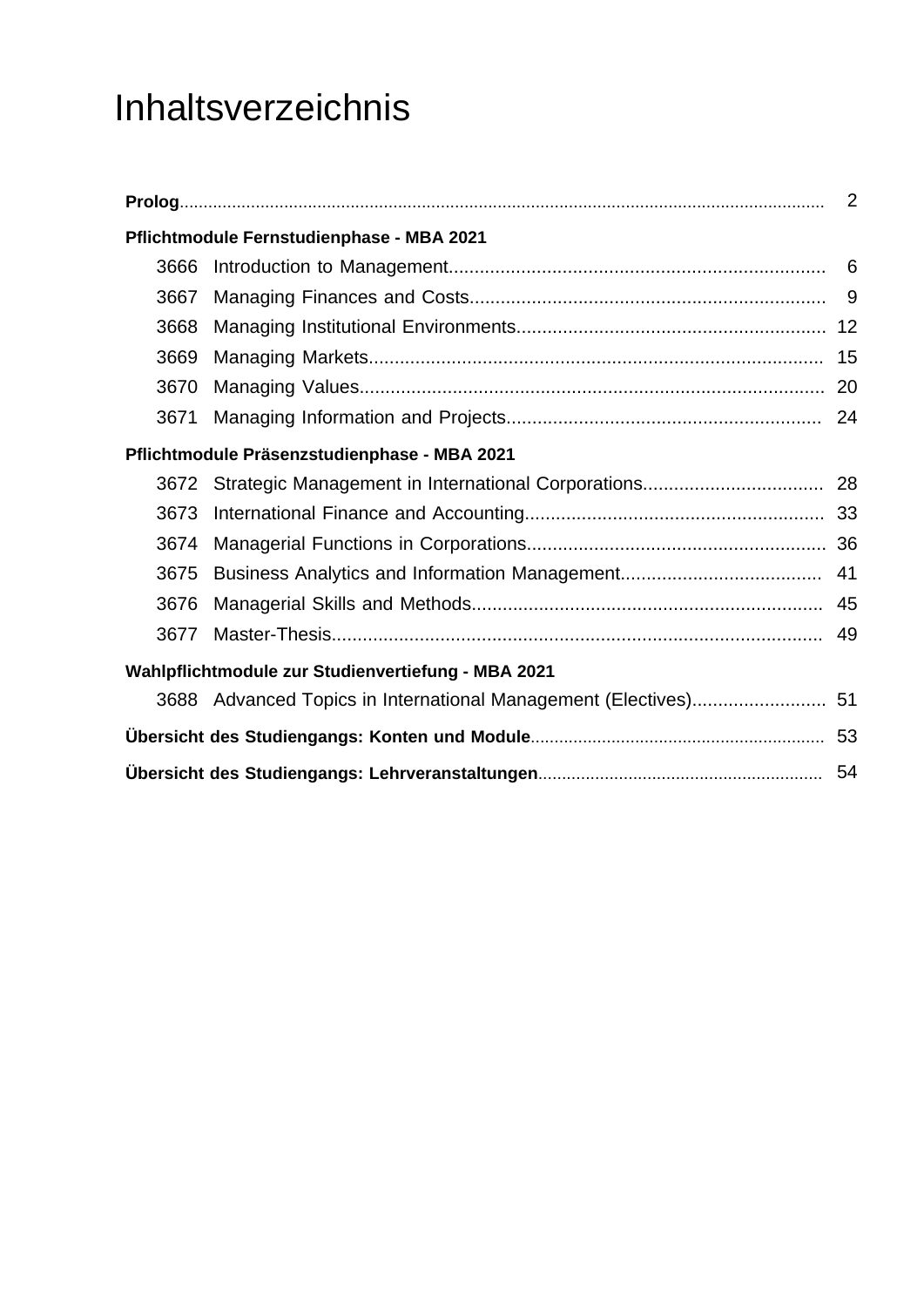# Inhaltsverzeichnis

**Prolog** ........ 2

**Pflichtmodule Fernstudienphase - MBA 2021**

- 3666 Introduction to Management ........ 6
- 3667 Managing Finances and Costs ........ 9
- 3668 Managing Institutional Environments ........ 12
- 3669 Managing Markets ........ 15
- 3670 Managing Values ........ 20
- 3671 Managing Information and Projects ........ 24

**Pflichtmodule Präsenzstudienphase - MBA 2021**

- 3672 Strategic Management in International Corporations ........ 28
- 3673 International Finance and Accounting ........ 33
- 3674 Managerial Functions in Corporations ........ 36
- 3675 Business Analytics and Information Management ........ 41
- 3676 Managerial Skills and Methods ........ 45
- 3677 Master-Thesis ........ 49

**Wahlpflichtmodule zur Studienvertiefung - MBA 2021**

- 3688 Advanced Topics in International Management (Electives) ........ 51

**Übersicht des Studiengangs: Konten und Module** ........ 53

**Übersicht des Studiengangs: Lehrveranstaltungen** ........ 54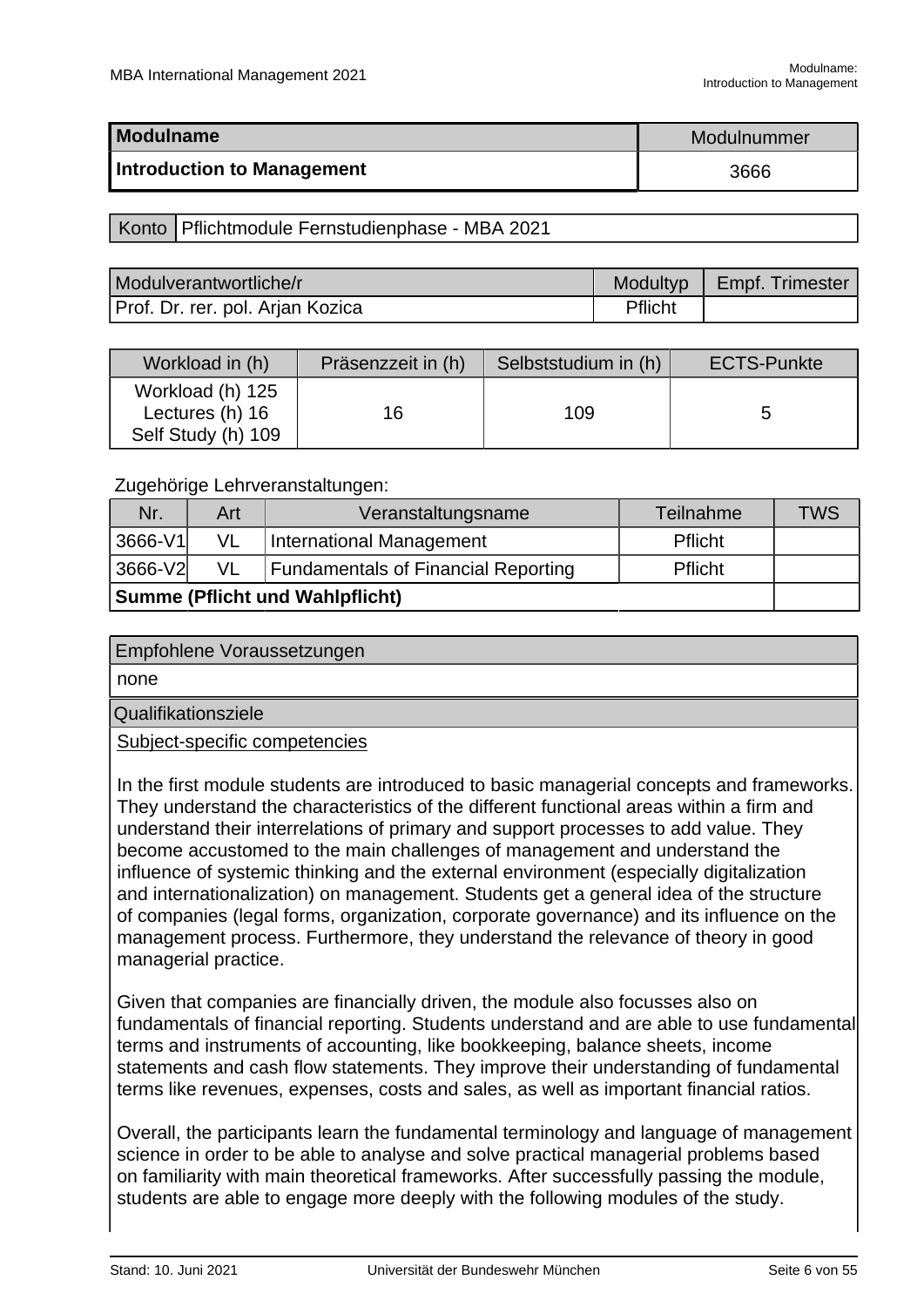| Modulname | Modulnummer |
| --- | --- |
| **Introduction to Management** | 3666 |

| Konto | Pflichtmodule Fernstudienphase - MBA 2021 |
| --- | --- |

| Modulverantwortliche/r | Modultyp | Empf. Trimester |
| --- | --- | --- |
| Prof. Dr. rer. pol. Arjan Kozica | Pflicht | |

| Workload in (h) | Präsenzzeit in (h) | Selbststudium in (h) | ECTS-Punkte |
| --- | --- | --- | --- |
| Workload (h) 125<br>Lectures (h) 16<br>Self Study (h) 109 | 16 | 109 | 5 |

Zugehörige Lehrveranstaltungen:

| Nr. | Art | Veranstaltungsname | Teilnahme | TWS |
| --- | --- | --- | --- | --- |
| 3666-V1 | VL | International Management | Pflicht | |
| 3666-V2 | VL | Fundamentals of Financial Reporting | Pflicht | |
| **Summe (Pflicht und Wahlpflicht)** | | | | |

**Empfohlene Voraussetzungen**

none

**Qualifikationsziele**

Subject-specific competencies

In the first module students are introduced to basic managerial concepts and frameworks. They understand the characteristics of the different functional areas within a firm and understand their interrelations of primary and support processes to add value. They become accustomed to the main challenges of management and understand the influence of systemic thinking and the external environment (especially digitalization and internationalization) on management. Students get a general idea of the structure of companies (legal forms, organization, corporate governance) and its influence on the management process. Furthermore, they understand the relevance of theory in good managerial practice.

Given that companies are financially driven, the module also focusses also on fundamentals of financial reporting. Students understand and are able to use fundamental terms and instruments of accounting, like bookkeeping, balance sheets, income statements and cash flow statements. They improve their understanding of fundamental terms like revenues, expenses, costs and sales, as well as important financial ratios.

Overall, the participants learn the fundamental terminology and language of management science in order to be able to analyse and solve practical managerial problems based on familiarity with main theoretical frameworks. After successfully passing the module, students are able to engage more deeply with the following modules of the study.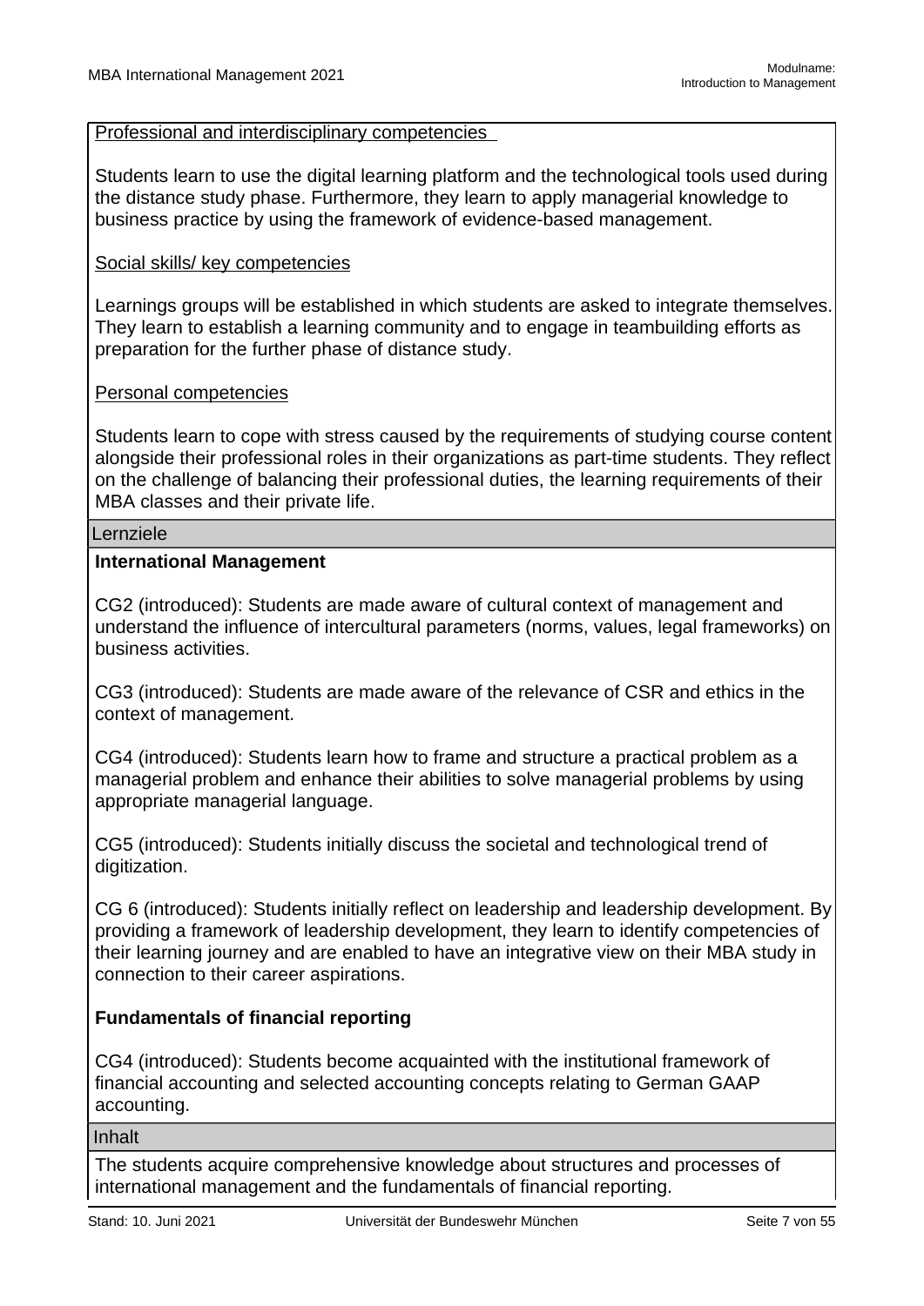Professional and interdisciplinary competencies

Students learn to use the digital learning platform and the technological tools used during the distance study phase. Furthermore, they learn to apply managerial knowledge to business practice by using the framework of evidence-based management.

Social skills/ key competencies

Learnings groups will be established in which students are asked to integrate themselves. They learn to establish a learning community and to engage in teambuilding efforts as preparation for the further phase of distance study.

Personal competencies

Students learn to cope with stress caused by the requirements of studying course content alongside their professional roles in their organizations as part-time students. They reflect on the challenge of balancing their professional duties, the learning requirements of their MBA classes and their private life.

## Lernziele

**International Management**

CG2 (introduced): Students are made aware of cultural context of management and understand the influence of intercultural parameters (norms, values, legal frameworks) on business activities.

CG3 (introduced): Students are made aware of the relevance of CSR and ethics in the context of management.

CG4 (introduced): Students learn how to frame and structure a practical problem as a managerial problem and enhance their abilities to solve managerial problems by using appropriate managerial language.

CG5 (introduced): Students initially discuss the societal and technological trend of digitization.

CG 6 (introduced): Students initially reflect on leadership and leadership development. By providing a framework of leadership development, they learn to identify competencies of their learning journey and are enabled to have an integrative view on their MBA study in connection to their career aspirations.

**Fundamentals of financial reporting**

CG4 (introduced): Students become acquainted with the institutional framework of financial accounting and selected accounting concepts relating to German GAAP accounting.

## Inhalt

The students acquire comprehensive knowledge about structures and processes of international management and the fundamentals of financial reporting.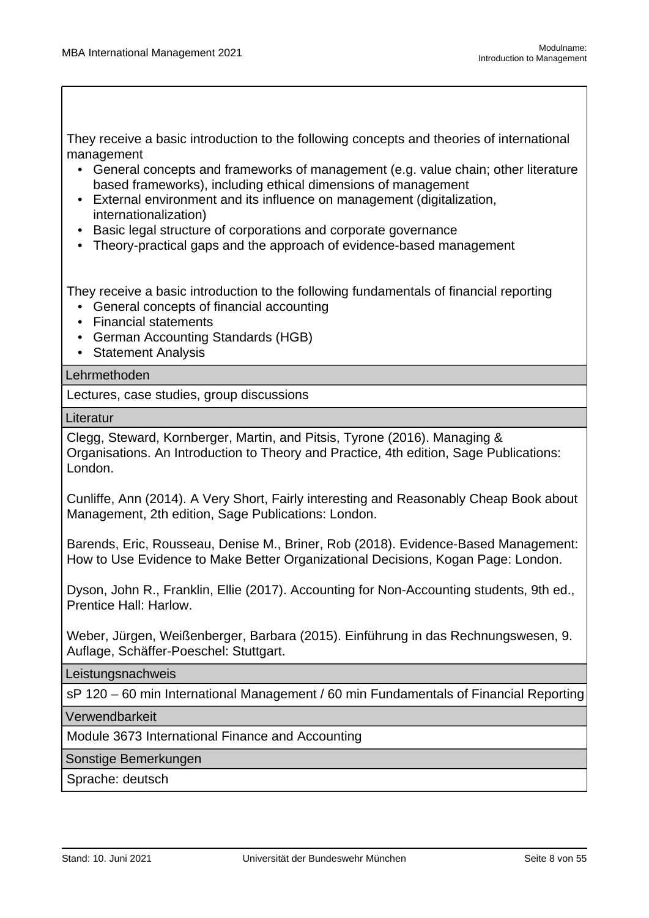They receive a basic introduction to the following concepts and theories of international management

- General concepts and frameworks of management (e.g. value chain; other literature based frameworks), including ethical dimensions of management
- External environment and its influence on management (digitalization, internationalization)
- Basic legal structure of corporations and corporate governance
- Theory-practical gaps and the approach of evidence-based management

They receive a basic introduction to the following fundamentals of financial reporting

- General concepts of financial accounting
- Financial statements
- German Accounting Standards (HGB)
- Statement Analysis

**Lehrmethoden**

Lectures, case studies, group discussions

**Literatur**

Clegg, Steward, Kornberger, Martin, and Pitsis, Tyrone (2016). Managing & Organisations. An Introduction to Theory and Practice, 4th edition, Sage Publications: London.

Cunliffe, Ann (2014). A Very Short, Fairly interesting and Reasonably Cheap Book about Management, 2th edition, Sage Publications: London.

Barends, Eric, Rousseau, Denise M., Briner, Rob (2018). Evidence-Based Management: How to Use Evidence to Make Better Organizational Decisions, Kogan Page: London.

Dyson, John R., Franklin, Ellie (2017). Accounting for Non-Accounting students, 9th ed., Prentice Hall: Harlow.

Weber, Jürgen, Weißenberger, Barbara (2015). Einführung in das Rechnungswesen, 9. Auflage, Schäffer-Poeschel: Stuttgart.

**Leistungsnachweis**

sP 120 – 60 min International Management / 60 min Fundamentals of Financial Reporting

**Verwendbarkeit**

Module 3673 International Finance and Accounting

**Sonstige Bemerkungen**

Sprache: deutsch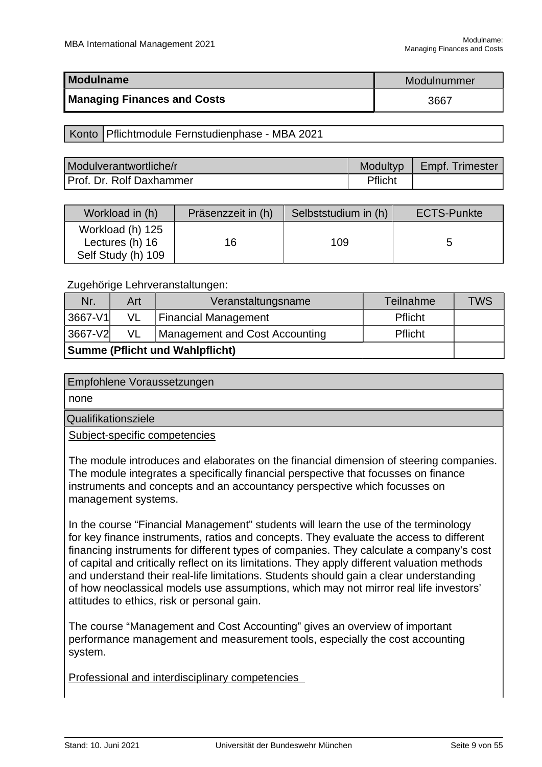| Modulname | Modulnummer |
| --- | --- |
| **Managing Finances and Costs** | 3667 |

| Konto | Pflichtmodule Fernstudienphase - MBA 2021 |
| --- | --- |

| Modulverantwortliche/r | Modultyp | Empf. Trimester |
| --- | --- | --- |
| Prof. Dr. Rolf Daxhammer | Pflicht | |

| Workload in (h) | Präsenzzeit in (h) | Selbststudium in (h) | ECTS-Punkte |
| --- | --- | --- | --- |
| Workload (h) 125<br>Lectures (h) 16<br>Self Study (h) 109 | 16 | 109 | 5 |

Zugehörige Lehrveranstaltungen:

| Nr. | Art | Veranstaltungsname | Teilnahme | TWS |
| --- | --- | --- | --- | --- |
| 3667-V1 | VL | Financial Management | Pflicht | |
| 3667-V2 | VL | Management and Cost Accounting | Pflicht | |
| **Summe (Pflicht und Wahlpflicht)** | | | | |

**Empfohlene Voraussetzungen**

none

**Qualifikationsziele**

Subject-specific competencies

The module introduces and elaborates on the financial dimension of steering companies. The module integrates a specifically financial perspective that focusses on finance instruments and concepts and an accountancy perspective which focusses on management systems.

In the course "Financial Management" students will learn the use of the terminology for key finance instruments, ratios and concepts. They evaluate the access to different financing instruments for different types of companies. They calculate a company's cost of capital and critically reflect on its limitations. They apply different valuation methods and understand their real-life limitations. Students should gain a clear understanding of how neoclassical models use assumptions, which may not mirror real life investors' attitudes to ethics, risk or personal gain.

The course "Management and Cost Accounting" gives an overview of important performance management and measurement tools, especially the cost accounting system.

Professional and interdisciplinary competencies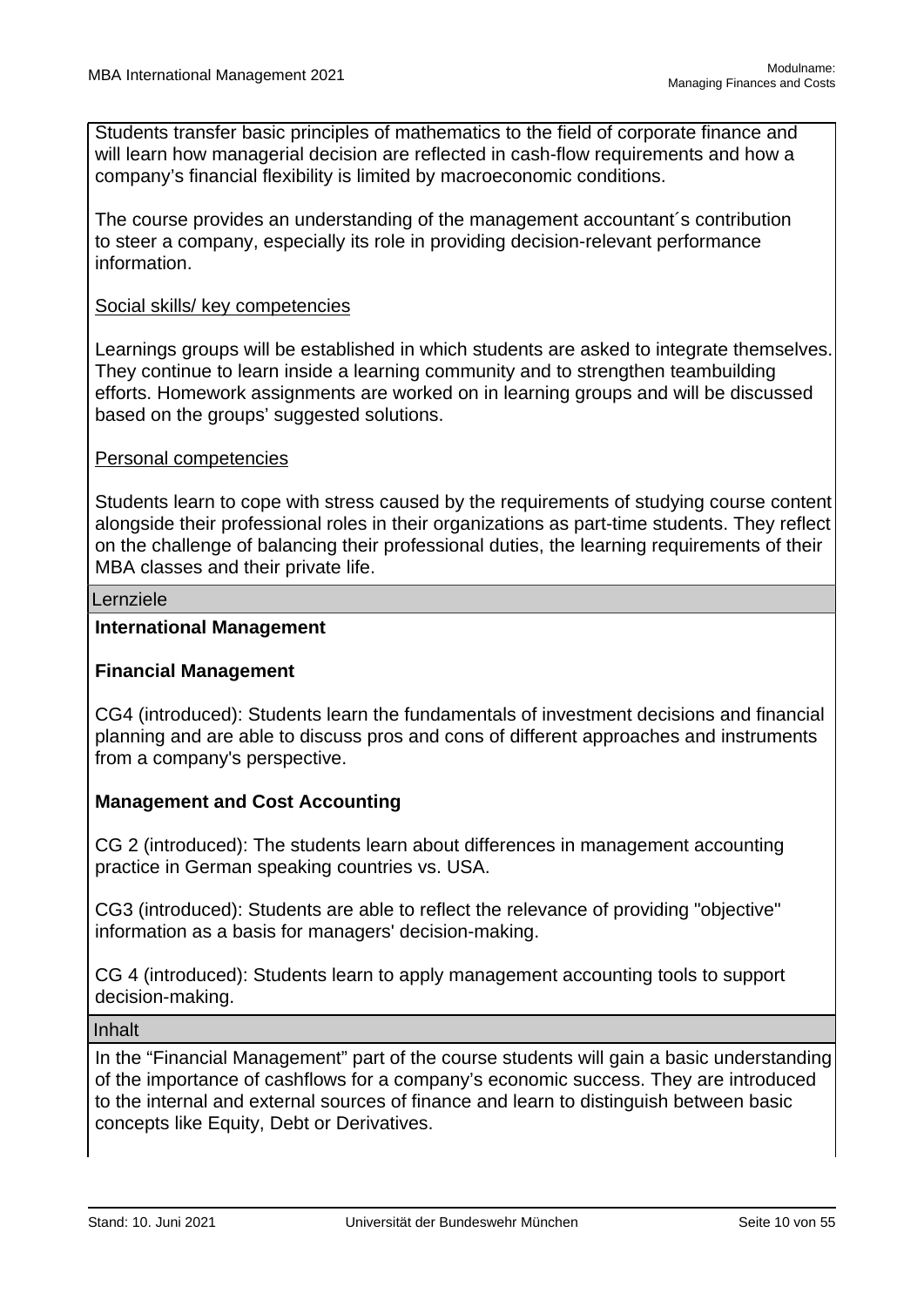Students transfer basic principles of mathematics to the field of corporate finance and will learn how managerial decision are reflected in cash-flow requirements and how a company's financial flexibility is limited by macroeconomic conditions.

The course provides an understanding of the management accountant´s contribution to steer a company, especially its role in providing decision-relevant performance information.

Social skills/ key competencies

Learnings groups will be established in which students are asked to integrate themselves. They continue to learn inside a learning community and to strengthen teambuilding efforts. Homework assignments are worked on in learning groups and will be discussed based on the groups' suggested solutions.

Personal competencies

Students learn to cope with stress caused by the requirements of studying course content alongside their professional roles in their organizations as part-time students. They reflect on the challenge of balancing their professional duties, the learning requirements of their MBA classes and their private life.

## Lernziele

**International Management**

**Financial Management**

CG4 (introduced): Students learn the fundamentals of investment decisions and financial planning and are able to discuss pros and cons of different approaches and instruments from a company's perspective.

**Management and Cost Accounting**

CG 2 (introduced): The students learn about differences in management accounting practice in German speaking countries vs. USA.

CG3 (introduced): Students are able to reflect the relevance of providing "objective" information as a basis for managers' decision-making.

CG 4 (introduced): Students learn to apply management accounting tools to support decision-making.

## Inhalt

In the "Financial Management" part of the course students will gain a basic understanding of the importance of cashflows for a company's economic success. They are introduced to the internal and external sources of finance and learn to distinguish between basic concepts like Equity, Debt or Derivatives.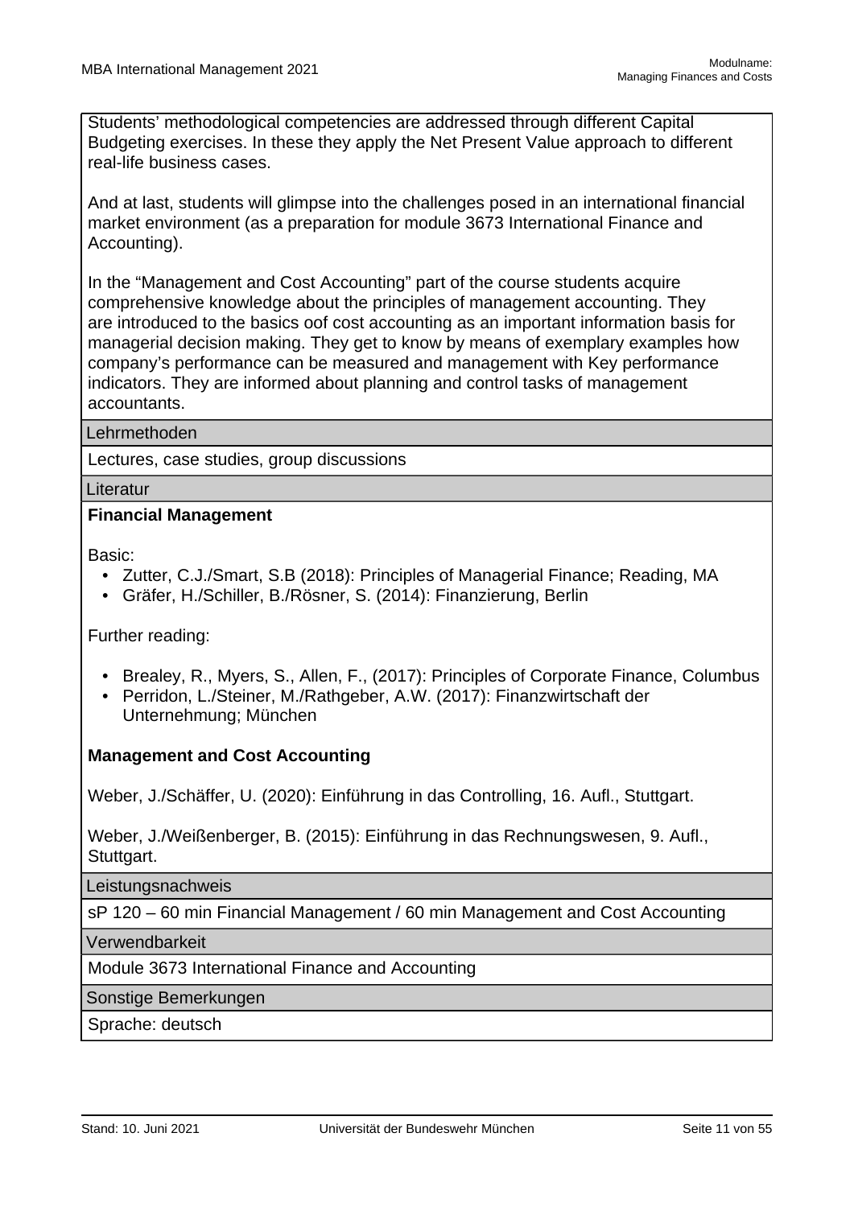Students' methodological competencies are addressed through different Capital Budgeting exercises. In these they apply the Net Present Value approach to different real-life business cases.

And at last, students will glimpse into the challenges posed in an international financial market environment (as a preparation for module 3673 International Finance and Accounting).

In the "Management and Cost Accounting" part of the course students acquire comprehensive knowledge about the principles of management accounting. They are introduced to the basics oof cost accounting as an important information basis for managerial decision making. They get to know by means of exemplary examples how company's performance can be measured and management with Key performance indicators. They are informed about planning and control tasks of management accountants.

**Lehrmethoden**

Lectures, case studies, group discussions

**Literatur**

**Financial Management**

Basic:

- Zutter, C.J./Smart, S.B (2018): Principles of Managerial Finance; Reading, MA
- Gräfer, H./Schiller, B./Rösner, S. (2014): Finanzierung, Berlin

Further reading:

- Brealey, R., Myers, S., Allen, F., (2017): Principles of Corporate Finance, Columbus
- Perridon, L./Steiner, M./Rathgeber, A.W. (2017): Finanzwirtschaft der Unternehmung; München

**Management and Cost Accounting**

Weber, J./Schäffer, U. (2020): Einführung in das Controlling, 16. Aufl., Stuttgart.

Weber, J./Weißenberger, B. (2015): Einführung in das Rechnungswesen, 9. Aufl., Stuttgart.

**Leistungsnachweis**

sP 120 – 60 min Financial Management / 60 min Management and Cost Accounting

**Verwendbarkeit**

Module 3673 International Finance and Accounting

**Sonstige Bemerkungen**

Sprache: deutsch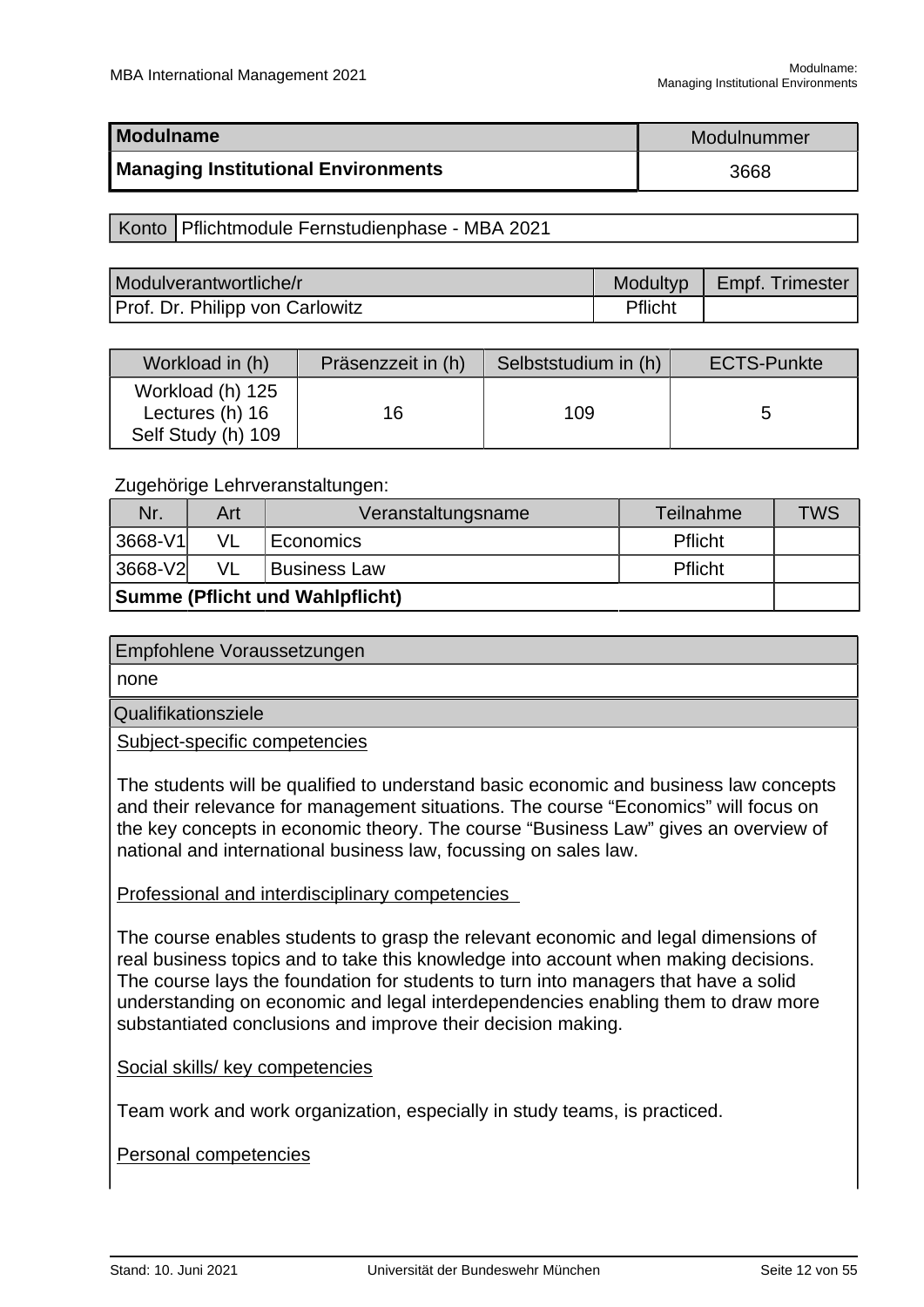| **Modulname** | Modulnummer |
| --- | --- |
| **Managing Institutional Environments** | 3668 |

| Konto | Pflichtmodule Fernstudienphase - MBA 2021 |
| --- | --- |

| Modulverantwortliche/r | Modultyp | Empf. Trimester |
| --- | --- | --- |
| Prof. Dr. Philipp von Carlowitz | Pflicht | |

| Workload in (h) | Präsenzzeit in (h) | Selbststudium in (h) | ECTS-Punkte |
| --- | --- | --- | --- |
| Workload (h) 125<br>Lectures (h) 16<br>Self Study (h) 109 | 16 | 109 | 5 |

Zugehörige Lehrveranstaltungen:

| Nr. | Art | Veranstaltungsname | Teilnahme | TWS |
| --- | --- | --- | --- | --- |
| 3668-V1 | VL | Economics | Pflicht | |
| 3668-V2 | VL | Business Law | Pflicht | |
| **Summe (Pflicht und Wahlpflicht)** | | | | |

**Empfohlene Voraussetzungen**

none

**Qualifikationsziele**

Subject-specific competencies

The students will be qualified to understand basic economic and business law concepts and their relevance for management situations. The course "Economics" will focus on the key concepts in economic theory. The course "Business Law" gives an overview of national and international business law, focussing on sales law.

Professional and interdisciplinary competencies

The course enables students to grasp the relevant economic and legal dimensions of real business topics and to take this knowledge into account when making decisions. The course lays the foundation for students to turn into managers that have a solid understanding on economic and legal interdependencies enabling them to draw more substantiated conclusions and improve their decision making.

Social skills/ key competencies

Team work and work organization, especially in study teams, is practiced.

Personal competencies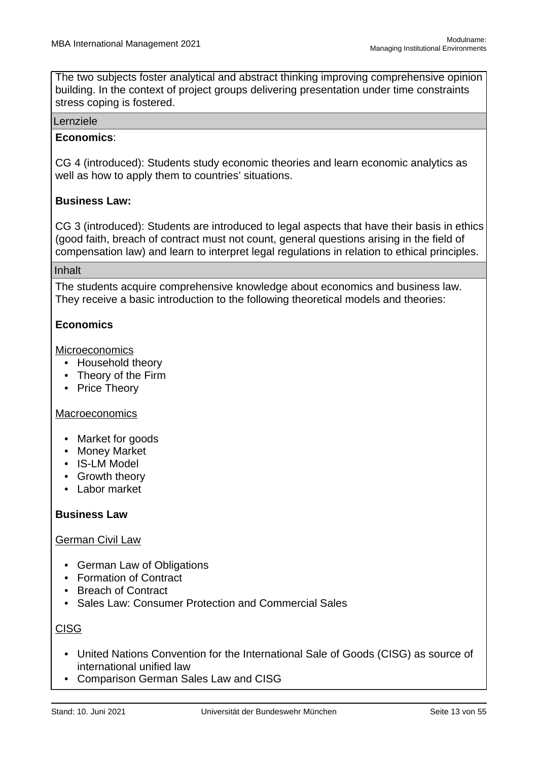The two subjects foster analytical and abstract thinking improving comprehensive opinion building. In the context of project groups delivering presentation under time constraints stress coping is fostered.

## Lernziele

**Economics**:

CG 4 (introduced): Students study economic theories and learn economic analytics as well as how to apply them to countries' situations.

**Business Law:**

CG 3 (introduced): Students are introduced to legal aspects that have their basis in ethics (good faith, breach of contract must not count, general questions arising in the field of compensation law) and learn to interpret legal regulations in relation to ethical principles.

## Inhalt

The students acquire comprehensive knowledge about economics and business law. They receive a basic introduction to the following theoretical models and theories:

**Economics**

<u>Microeconomics</u>

- Household theory
- Theory of the Firm
- Price Theory

<u>Macroeconomics</u>

- Market for goods
- Money Market
- IS-LM Model
- Growth theory
- Labor market

**Business Law**

<u>German Civil Law</u>

- German Law of Obligations
- Formation of Contract
- Breach of Contract
- Sales Law: Consumer Protection and Commercial Sales

<u>CISG</u>

- United Nations Convention for the International Sale of Goods (CISG) as source of international unified law
- Comparison German Sales Law and CISG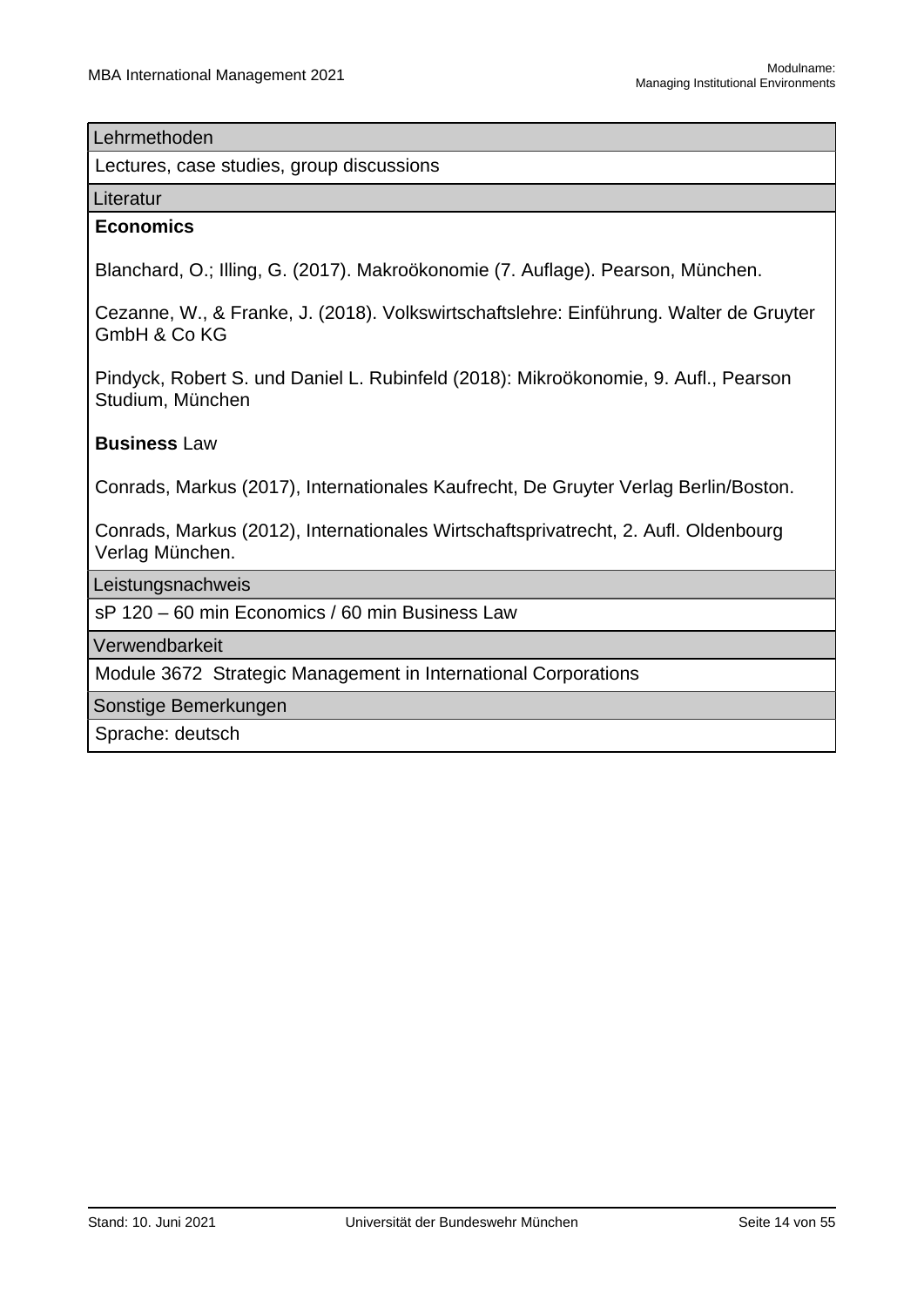| Lehrmethoden |
| --- |
| Lectures, case studies, group discussions |

| Literatur |
| --- |

**Economics**

Blanchard, O.; Illing, G. (2017). Makroökonomie (7. Auflage). Pearson, München.

Cezanne, W., & Franke, J. (2018). Volkswirtschaftslehre: Einführung. Walter de Gruyter GmbH & Co KG

Pindyck, Robert S. und Daniel L. Rubinfeld (2018): Mikroökonomie, 9. Aufl., Pearson Studium, München

**Business** Law

Conrads, Markus (2017), Internationales Kaufrecht, De Gruyter Verlag Berlin/Boston.

Conrads, Markus (2012), Internationales Wirtschaftsprivatrecht, 2. Aufl. Oldenbourg Verlag München.

| Leistungsnachweis |
| --- |
| sP 120 – 60 min Economics / 60 min Business Law |

| Verwendbarkeit |
| --- |
| Module 3672  Strategic Management in International Corporations |

| Sonstige Bemerkungen |
| --- |
| Sprache: deutsch |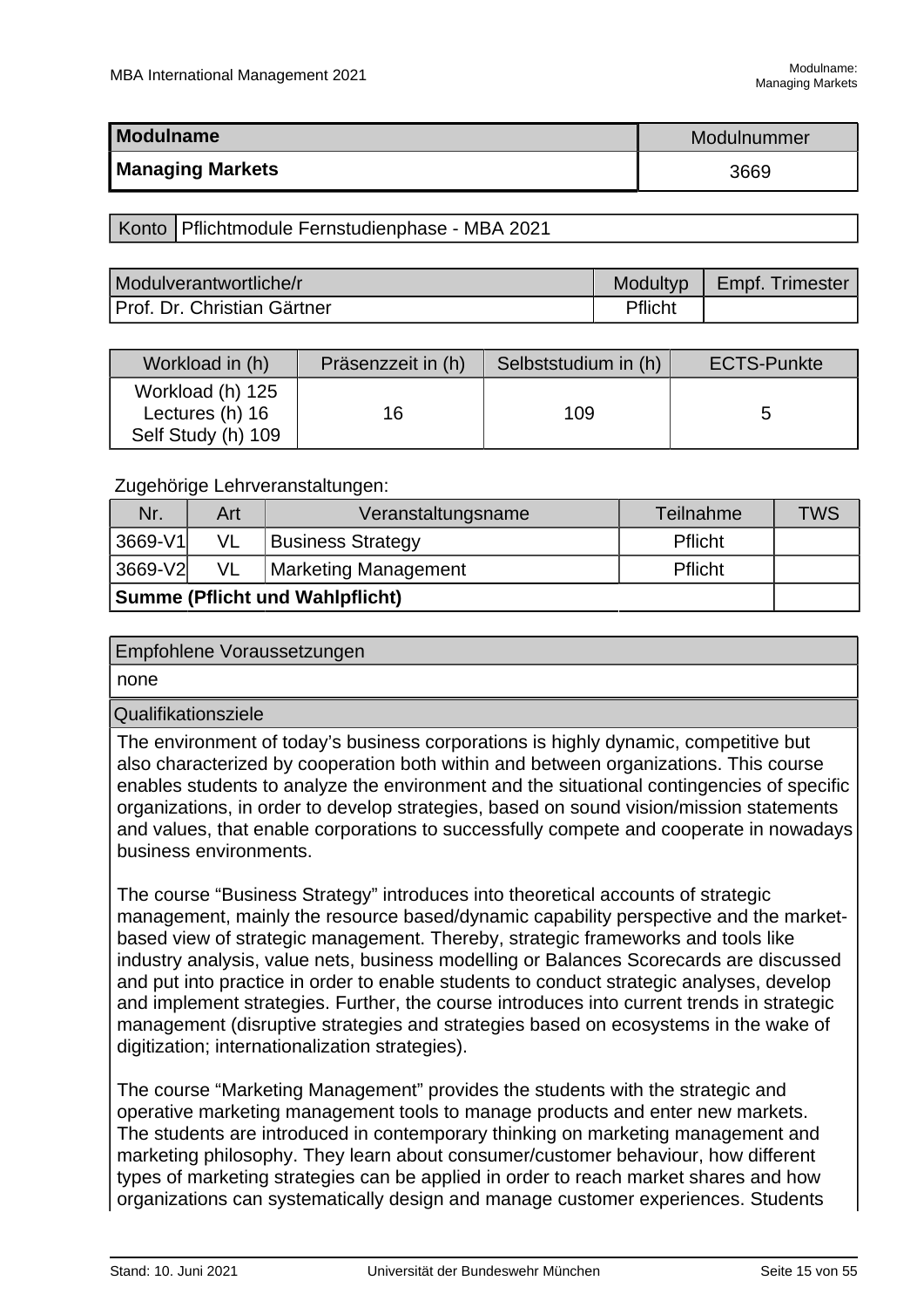| Modulname | Modulnummer |
| --- | --- |
| **Managing Markets** | 3669 |

| Konto | Pflichtmodule Fernstudienphase - MBA 2021 |
| --- | --- |

| Modulverantwortliche/r | Modultyp | Empf. Trimester |
| --- | --- | --- |
| Prof. Dr. Christian Gärtner | Pflicht | |

| Workload in (h) | Präsenzzeit in (h) | Selbststudium in (h) | ECTS-Punkte |
| --- | --- | --- | --- |
| Workload (h) 125<br>Lectures (h) 16<br>Self Study (h) 109 | 16 | 109 | 5 |

Zugehörige Lehrveranstaltungen:

| Nr. | Art | Veranstaltungsname | Teilnahme | TWS |
| --- | --- | --- | --- | --- |
| 3669-V1 | VL | Business Strategy | Pflicht | |
| 3669-V2 | VL | Marketing Management | Pflicht | |
| **Summe (Pflicht und Wahlpflicht)** | | | | |

**Empfohlene Voraussetzungen**

none

**Qualifikationsziele**

The environment of today's business corporations is highly dynamic, competitive but also characterized by cooperation both within and between organizations. This course enables students to analyze the environment and the situational contingencies of specific organizations, in order to develop strategies, based on sound vision/mission statements and values, that enable corporations to successfully compete and cooperate in nowadays business environments.

The course "Business Strategy" introduces into theoretical accounts of strategic management, mainly the resource based/dynamic capability perspective and the market-based view of strategic management. Thereby, strategic frameworks and tools like industry analysis, value nets, business modelling or Balances Scorecards are discussed and put into practice in order to enable students to conduct strategic analyses, develop and implement strategies. Further, the course introduces into current trends in strategic management (disruptive strategies and strategies based on ecosystems in the wake of digitization; internationalization strategies).

The course "Marketing Management" provides the students with the strategic and operative marketing management tools to manage products and enter new markets. The students are introduced in contemporary thinking on marketing management and marketing philosophy. They learn about consumer/customer behaviour, how different types of marketing strategies can be applied in order to reach market shares and how organizations can systematically design and manage customer experiences. Students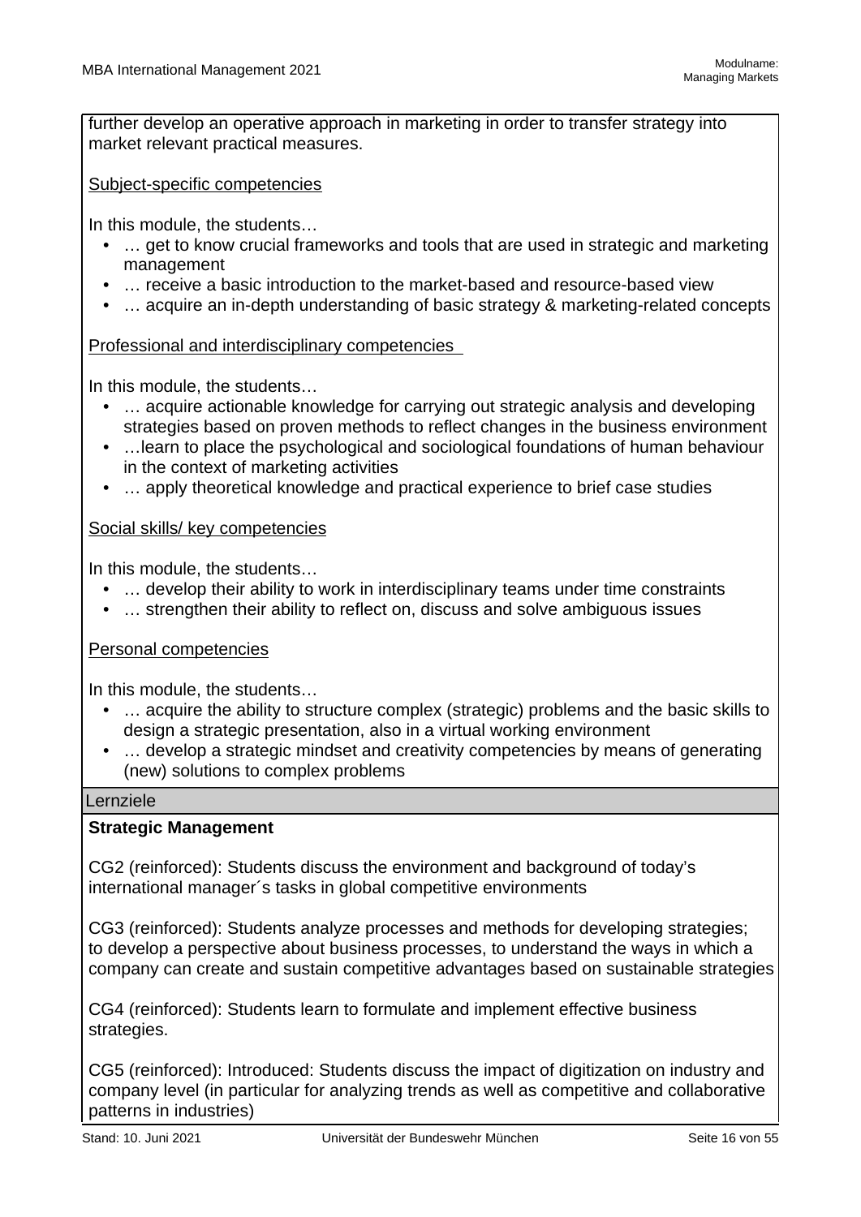further develop an operative approach in marketing in order to transfer strategy into market relevant practical measures.

Subject-specific competencies

In this module, the students…

- … get to know crucial frameworks and tools that are used in strategic and marketing management
- … receive a basic introduction to the market-based and resource-based view
- … acquire an in-depth understanding of basic strategy & marketing-related concepts

Professional and interdisciplinary competencies

In this module, the students…

- … acquire actionable knowledge for carrying out strategic analysis and developing strategies based on proven methods to reflect changes in the business environment
- …learn to place the psychological and sociological foundations of human behaviour in the context of marketing activities
- … apply theoretical knowledge and practical experience to brief case studies

Social skills/ key competencies

In this module, the students…

- … develop their ability to work in interdisciplinary teams under time constraints
- … strengthen their ability to reflect on, discuss and solve ambiguous issues

Personal competencies

In this module, the students…

- … acquire the ability to structure complex (strategic) problems and the basic skills to design a strategic presentation, also in a virtual working environment
- … develop a strategic mindset and creativity competencies by means of generating (new) solutions to complex problems

## Lernziele

**Strategic Management**

CG2 (reinforced): Students discuss the environment and background of today's international manager´s tasks in global competitive environments

CG3 (reinforced): Students analyze processes and methods for developing strategies; to develop a perspective about business processes, to understand the ways in which a company can create and sustain competitive advantages based on sustainable strategies

CG4 (reinforced): Students learn to formulate and implement effective business strategies.

CG5 (reinforced): Introduced: Students discuss the impact of digitization on industry and company level (in particular for analyzing trends as well as competitive and collaborative patterns in industries)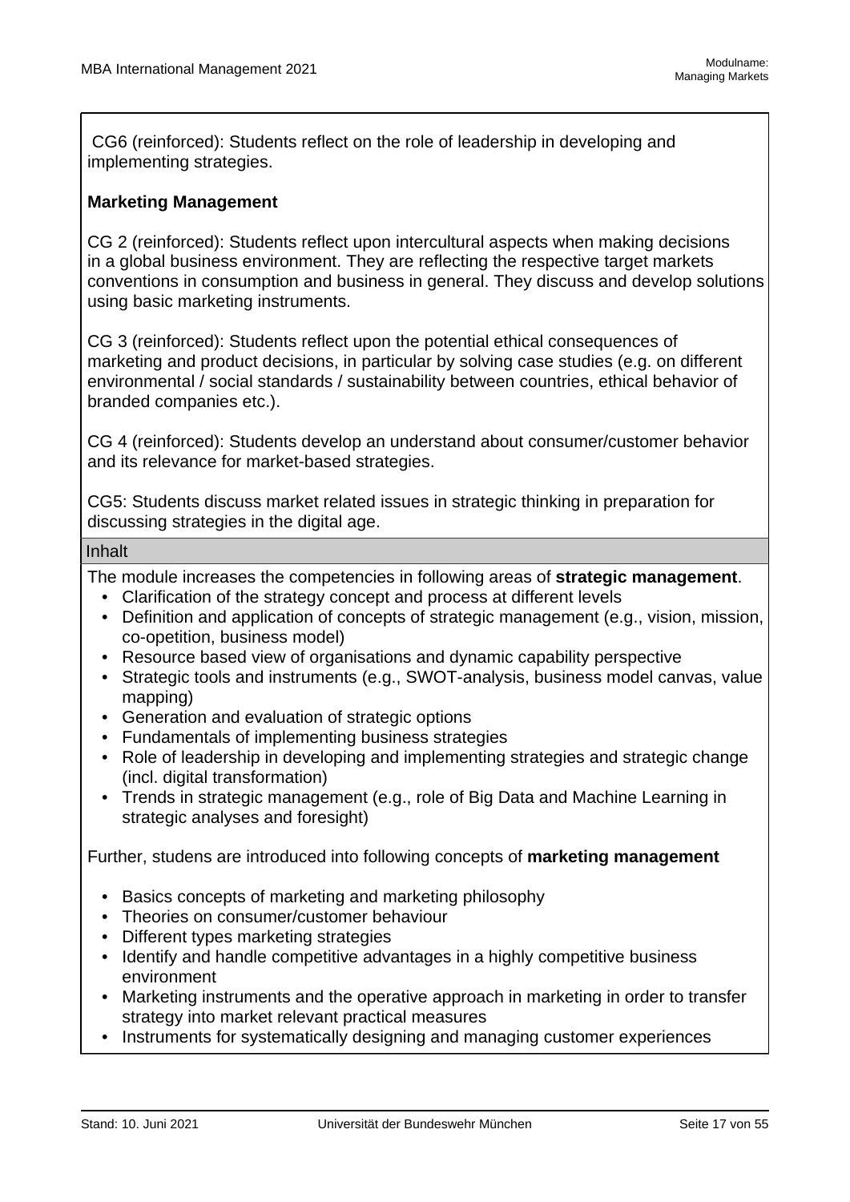CG6 (reinforced): Students reflect on the role of leadership in developing and implementing strategies.

**Marketing Management**

CG 2 (reinforced): Students reflect upon intercultural aspects when making decisions in a global business environment. They are reflecting the respective target markets conventions in consumption and business in general. They discuss and develop solutions using basic marketing instruments.

CG 3 (reinforced): Students reflect upon the potential ethical consequences of marketing and product decisions, in particular by solving case studies (e.g. on different environmental / social standards / sustainability between countries, ethical behavior of branded companies etc.).

CG 4 (reinforced): Students develop an understand about consumer/customer behavior and its relevance for market-based strategies.

CG5: Students discuss market related issues in strategic thinking in preparation for discussing strategies in the digital age.

## Inhalt

The module increases the competencies in following areas of **strategic management**.

- Clarification of the strategy concept and process at different levels
- Definition and application of concepts of strategic management (e.g., vision, mission, co-opetition, business model)
- Resource based view of organisations and dynamic capability perspective
- Strategic tools and instruments (e.g., SWOT-analysis, business model canvas, value mapping)
- Generation and evaluation of strategic options
- Fundamentals of implementing business strategies
- Role of leadership in developing and implementing strategies and strategic change (incl. digital transformation)
- Trends in strategic management (e.g., role of Big Data and Machine Learning in strategic analyses and foresight)

Further, studens are introduced into following concepts of **marketing management**

- Basics concepts of marketing and marketing philosophy
- Theories on consumer/customer behaviour
- Different types marketing strategies
- Identify and handle competitive advantages in a highly competitive business environment
- Marketing instruments and the operative approach in marketing in order to transfer strategy into market relevant practical measures
- Instruments for systematically designing and managing customer experiences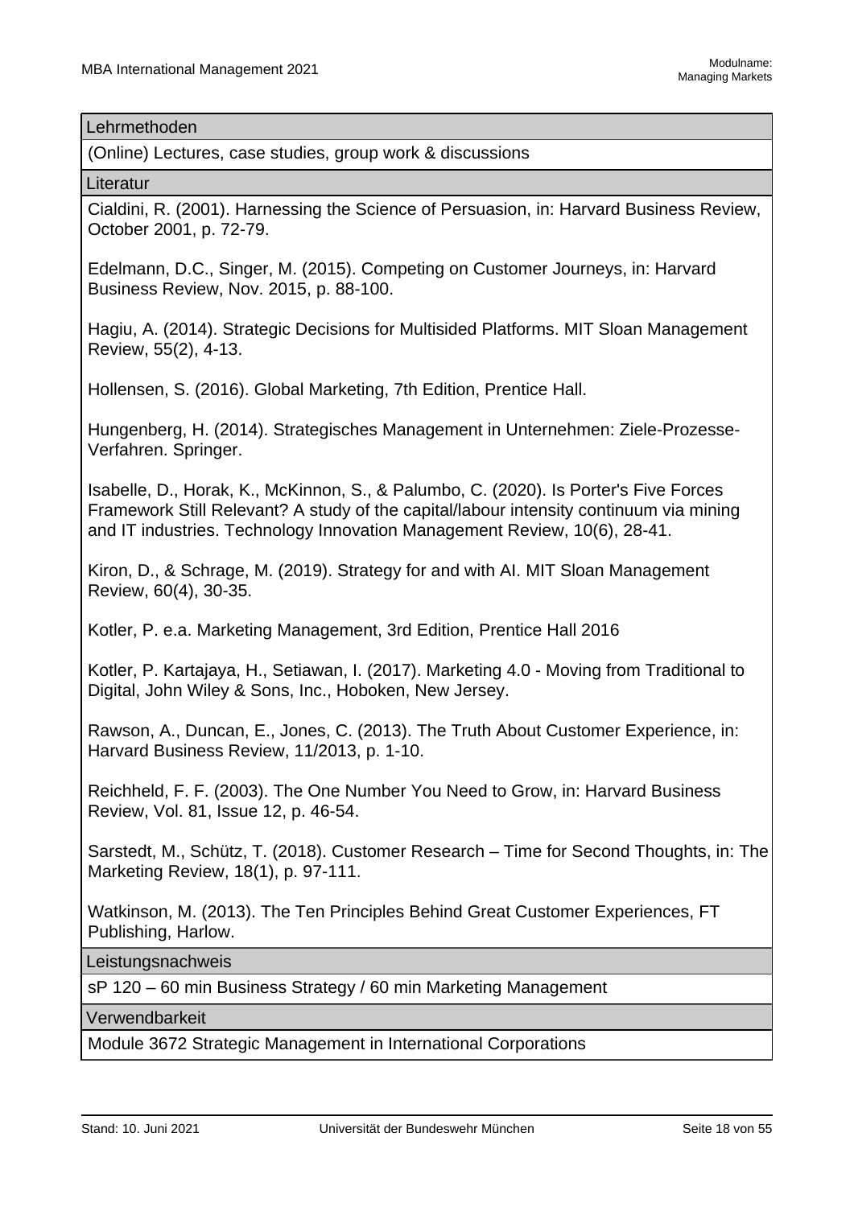| Lehrmethoden |
| --- |
| (Online) Lectures, case studies, group work & discussions |

| Literatur |
| --- |
| Cialdini, R. (2001). Harnessing the Science of Persuasion, in: Harvard Business Review, October 2001, p. 72-79.<br><br>Edelmann, D.C., Singer, M. (2015). Competing on Customer Journeys, in: Harvard Business Review, Nov. 2015, p. 88-100.<br><br>Hagiu, A. (2014). Strategic Decisions for Multisided Platforms. MIT Sloan Management Review, 55(2), 4-13.<br><br>Hollensen, S. (2016). Global Marketing, 7th Edition, Prentice Hall.<br><br>Hungenberg, H. (2014). Strategisches Management in Unternehmen: Ziele-Prozesse-Verfahren. Springer.<br><br>Isabelle, D., Horak, K., McKinnon, S., & Palumbo, C. (2020). Is Porter's Five Forces Framework Still Relevant? A study of the capital/labour intensity continuum via mining and IT industries. Technology Innovation Management Review, 10(6), 28-41.<br><br>Kiron, D., & Schrage, M. (2019). Strategy for and with AI. MIT Sloan Management Review, 60(4), 30-35.<br><br>Kotler, P. e.a. Marketing Management, 3rd Edition, Prentice Hall 2016<br><br>Kotler, P. Kartajaya, H., Setiawan, I. (2017). Marketing 4.0 - Moving from Traditional to Digital, John Wiley & Sons, Inc., Hoboken, New Jersey.<br><br>Rawson, A., Duncan, E., Jones, C. (2013). The Truth About Customer Experience, in: Harvard Business Review, 11/2013, p. 1-10.<br><br>Reichheld, F. F. (2003). The One Number You Need to Grow, in: Harvard Business Review, Vol. 81, Issue 12, p. 46-54.<br><br>Sarstedt, M., Schütz, T. (2018). Customer Research – Time for Second Thoughts, in: The Marketing Review, 18(1), p. 97-111.<br><br>Watkinson, M. (2013). The Ten Principles Behind Great Customer Experiences, FT Publishing, Harlow. |

| Leistungsnachweis |
| --- |
| sP 120 – 60 min Business Strategy / 60 min Marketing Management |

| Verwendbarkeit |
| --- |
| Module 3672 Strategic Management in International Corporations |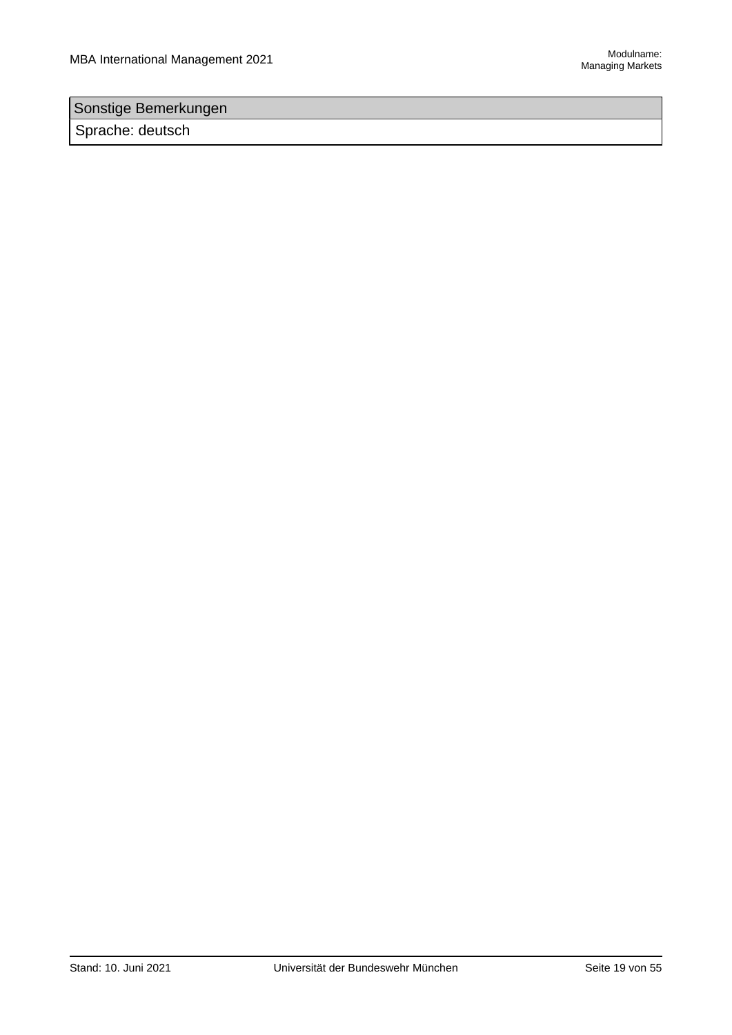| Sonstige Bemerkungen |
| --- |
| Sprache: deutsch |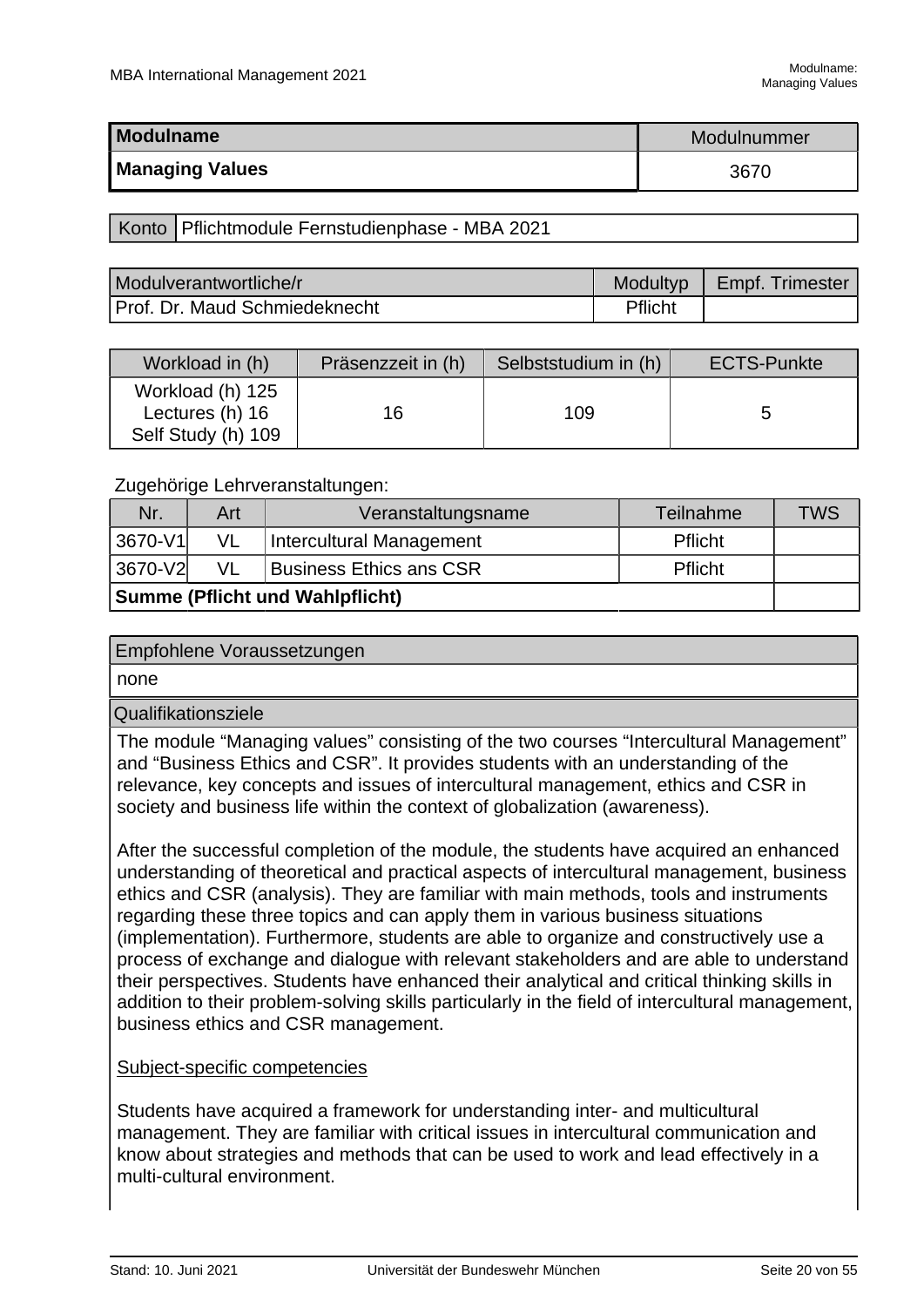| Modulname | Modulnummer |
|---|---|
| **Managing Values** | 3670 |

| Konto | Pflichtmodule Fernstudienphase - MBA 2021 |
|---|---|

| Modulverantwortliche/r | Modultyp | Empf. Trimester |
|---|---|---|
| Prof. Dr. Maud Schmiedeknecht | Pflicht | |

| Workload in (h) | Präsenzzeit in (h) | Selbststudium in (h) | ECTS-Punkte |
|---|---|---|---|
| Workload (h) 125<br>Lectures (h) 16<br>Self Study (h) 109 | 16 | 109 | 5 |

Zugehörige Lehrveranstaltungen:

| Nr. | Art | Veranstaltungsname | Teilnahme | TWS |
|---|---|---|---|---|
| 3670-V1 | VL | Intercultural Management | Pflicht | |
| 3670-V2 | VL | Business Ethics ans CSR | Pflicht | |
| **Summe (Pflicht und Wahlpflicht)** | | | | |

### Empfohlene Voraussetzungen

none

### Qualifikationsziele

The module “Managing values” consisting of the two courses “Intercultural Management” and “Business Ethics and CSR”. It provides students with an understanding of the relevance, key concepts and issues of intercultural management, ethics and CSR in society and business life within the context of globalization (awareness).

After the successful completion of the module, the students have acquired an enhanced understanding of theoretical and practical aspects of intercultural management, business ethics and CSR (analysis). They are familiar with main methods, tools and instruments regarding these three topics and can apply them in various business situations (implementation). Furthermore, students are able to organize and constructively use a process of exchange and dialogue with relevant stakeholders and are able to understand their perspectives. Students have enhanced their analytical and critical thinking skills in addition to their problem-solving skills particularly in the field of intercultural management, business ethics and CSR management.

Subject-specific competencies

Students have acquired a framework for understanding inter- and multicultural management. They are familiar with critical issues in intercultural communication and know about strategies and methods that can be used to work and lead effectively in a multi-cultural environment.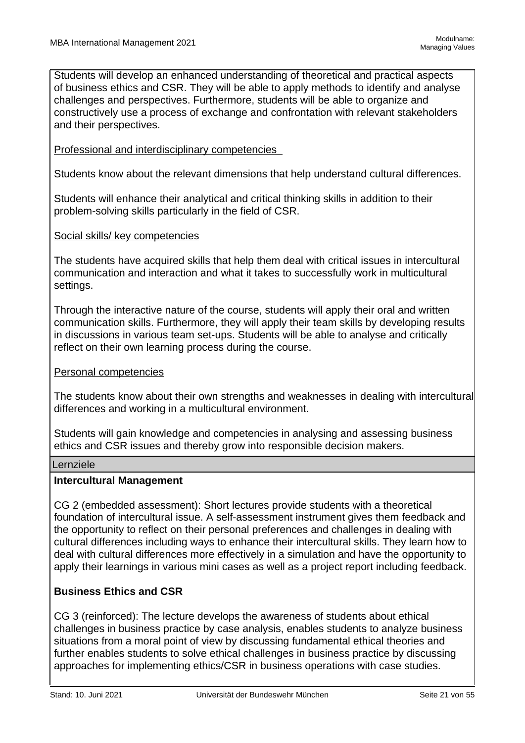Students will develop an enhanced understanding of theoretical and practical aspects of business ethics and CSR. They will be able to apply methods to identify and analyse challenges and perspectives. Furthermore, students will be able to organize and constructively use a process of exchange and confrontation with relevant stakeholders and their perspectives.

Professional and interdisciplinary competencies

Students know about the relevant dimensions that help understand cultural differences.

Students will enhance their analytical and critical thinking skills in addition to their problem-solving skills particularly in the field of CSR.

Social skills/ key competencies

The students have acquired skills that help them deal with critical issues in intercultural communication and interaction and what it takes to successfully work in multicultural settings.

Through the interactive nature of the course, students will apply their oral and written communication skills. Furthermore, they will apply their team skills by developing results in discussions in various team set-ups. Students will be able to analyse and critically reflect on their own learning process during the course.

Personal competencies

The students know about their own strengths and weaknesses in dealing with intercultural differences and working in a multicultural environment.

Students will gain knowledge and competencies in analysing and assessing business ethics and CSR issues and thereby grow into responsible decision makers.

## Lernziele

**Intercultural Management**

CG 2 (embedded assessment): Short lectures provide students with a theoretical foundation of intercultural issue. A self-assessment instrument gives them feedback and the opportunity to reflect on their personal preferences and challenges in dealing with cultural differences including ways to enhance their intercultural skills. They learn how to deal with cultural differences more effectively in a simulation and have the opportunity to apply their learnings in various mini cases as well as a project report including feedback.

**Business Ethics and CSR**

CG 3 (reinforced): The lecture develops the awareness of students about ethical challenges in business practice by case analysis, enables students to analyze business situations from a moral point of view by discussing fundamental ethical theories and further enables students to solve ethical challenges in business practice by discussing approaches for implementing ethics/CSR in business operations with case studies.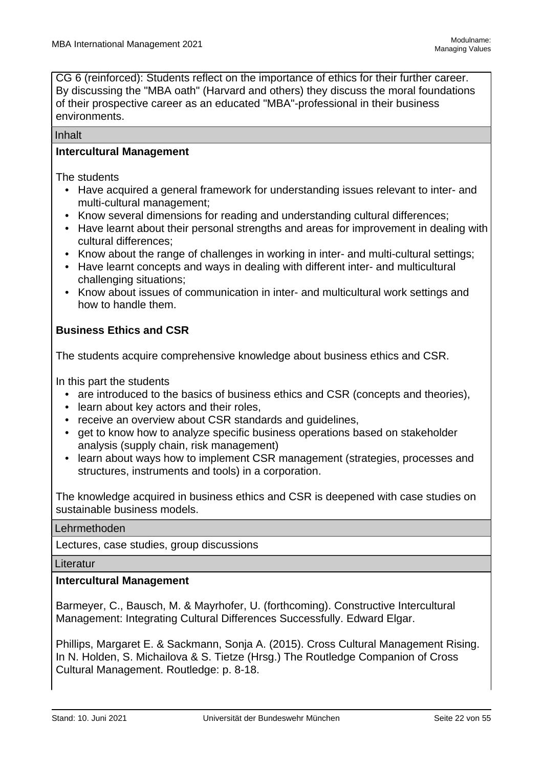CG 6 (reinforced): Students reflect on the importance of ethics for their further career. By discussing the "MBA oath" (Harvard and others) they discuss the moral foundations of their prospective career as an educated "MBA"-professional in their business environments.

## Inhalt

**Intercultural Management**

The students

- Have acquired a general framework for understanding issues relevant to inter- and multi-cultural management;
- Know several dimensions for reading and understanding cultural differences;
- Have learnt about their personal strengths and areas for improvement in dealing with cultural differences;
- Know about the range of challenges in working in inter- and multi-cultural settings;
- Have learnt concepts and ways in dealing with different inter- and multicultural challenging situations;
- Know about issues of communication in inter- and multicultural work settings and how to handle them.

**Business Ethics and CSR**

The students acquire comprehensive knowledge about business ethics and CSR.

In this part the students

- are introduced to the basics of business ethics and CSR (concepts and theories),
- learn about key actors and their roles,
- receive an overview about CSR standards and guidelines,
- get to know how to analyze specific business operations based on stakeholder analysis (supply chain, risk management)
- learn about ways how to implement CSR management (strategies, processes and structures, instruments and tools) in a corporation.

The knowledge acquired in business ethics and CSR is deepened with case studies on sustainable business models.

## Lehrmethoden

Lectures, case studies, group discussions

## Literatur

**Intercultural Management**

Barmeyer, C., Bausch, M. & Mayrhofer, U. (forthcoming). Constructive Intercultural Management: Integrating Cultural Differences Successfully. Edward Elgar.

Phillips, Margaret E. & Sackmann, Sonja A. (2015). Cross Cultural Management Rising. In N. Holden, S. Michailova & S. Tietze (Hrsg.) The Routledge Companion of Cross Cultural Management. Routledge: p. 8-18.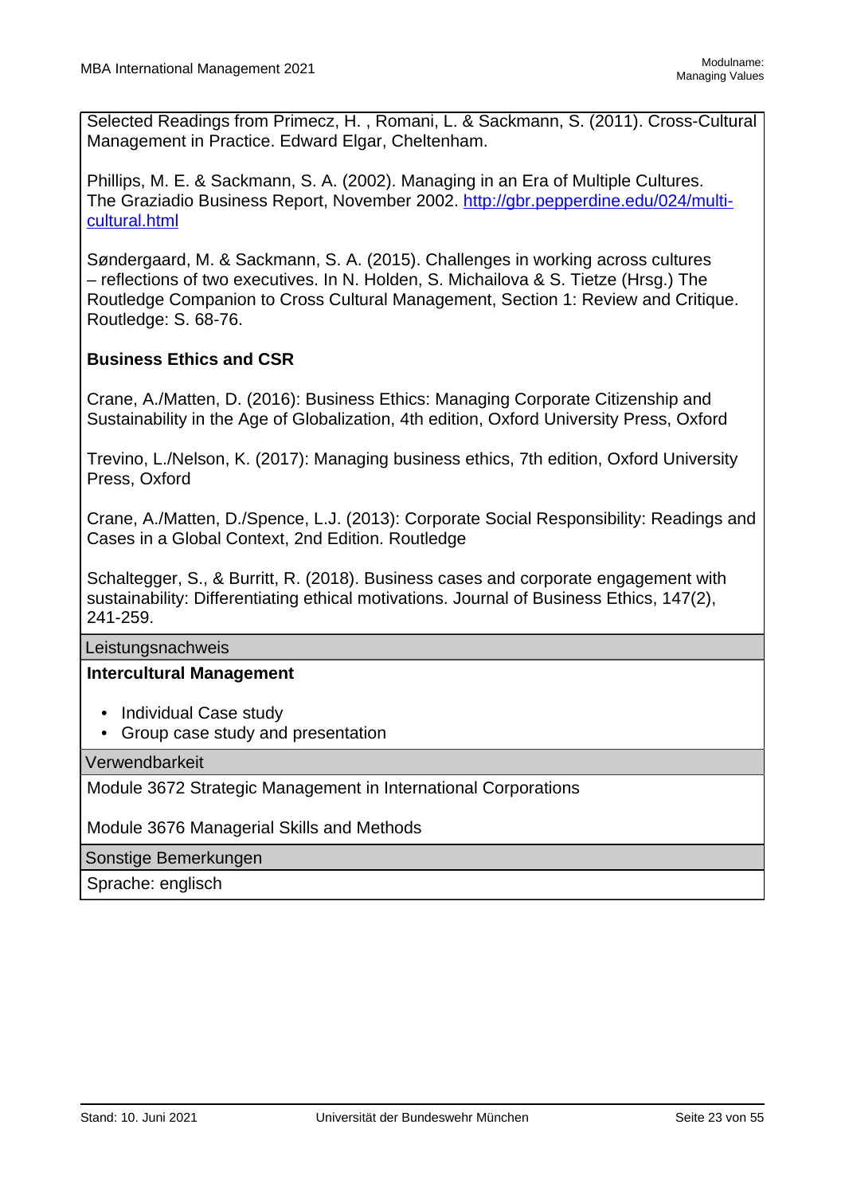Selected Readings from Primecz, H. , Romani, L. & Sackmann, S. (2011). Cross-Cultural Management in Practice. Edward Elgar, Cheltenham.

Phillips, M. E. & Sackmann, S. A. (2002). Managing in an Era of Multiple Cultures. The Graziadio Business Report, November 2002. [http://gbr.pepperdine.edu/024/multi-cultural.html](http://gbr.pepperdine.edu/024/multi-cultural.html)

Søndergaard, M. & Sackmann, S. A. (2015). Challenges in working across cultures – reflections of two executives. In N. Holden, S. Michailova & S. Tietze (Hrsg.) The Routledge Companion to Cross Cultural Management, Section 1: Review and Critique. Routledge: S. 68-76.

**Business Ethics and CSR**

Crane, A./Matten, D. (2016): Business Ethics: Managing Corporate Citizenship and Sustainability in the Age of Globalization, 4th edition, Oxford University Press, Oxford

Trevino, L./Nelson, K. (2017): Managing business ethics, 7th edition, Oxford University Press, Oxford

Crane, A./Matten, D./Spence, L.J. (2013): Corporate Social Responsibility: Readings and Cases in a Global Context, 2nd Edition. Routledge

Schaltegger, S., & Burritt, R. (2018). Business cases and corporate engagement with sustainability: Differentiating ethical motivations. Journal of Business Ethics, 147(2), 241-259.

## Leistungsnachweis

**Intercultural Management**

- Individual Case study
- Group case study and presentation

## Verwendbarkeit

Module 3672 Strategic Management in International Corporations

Module 3676 Managerial Skills and Methods

## Sonstige Bemerkungen

Sprache: englisch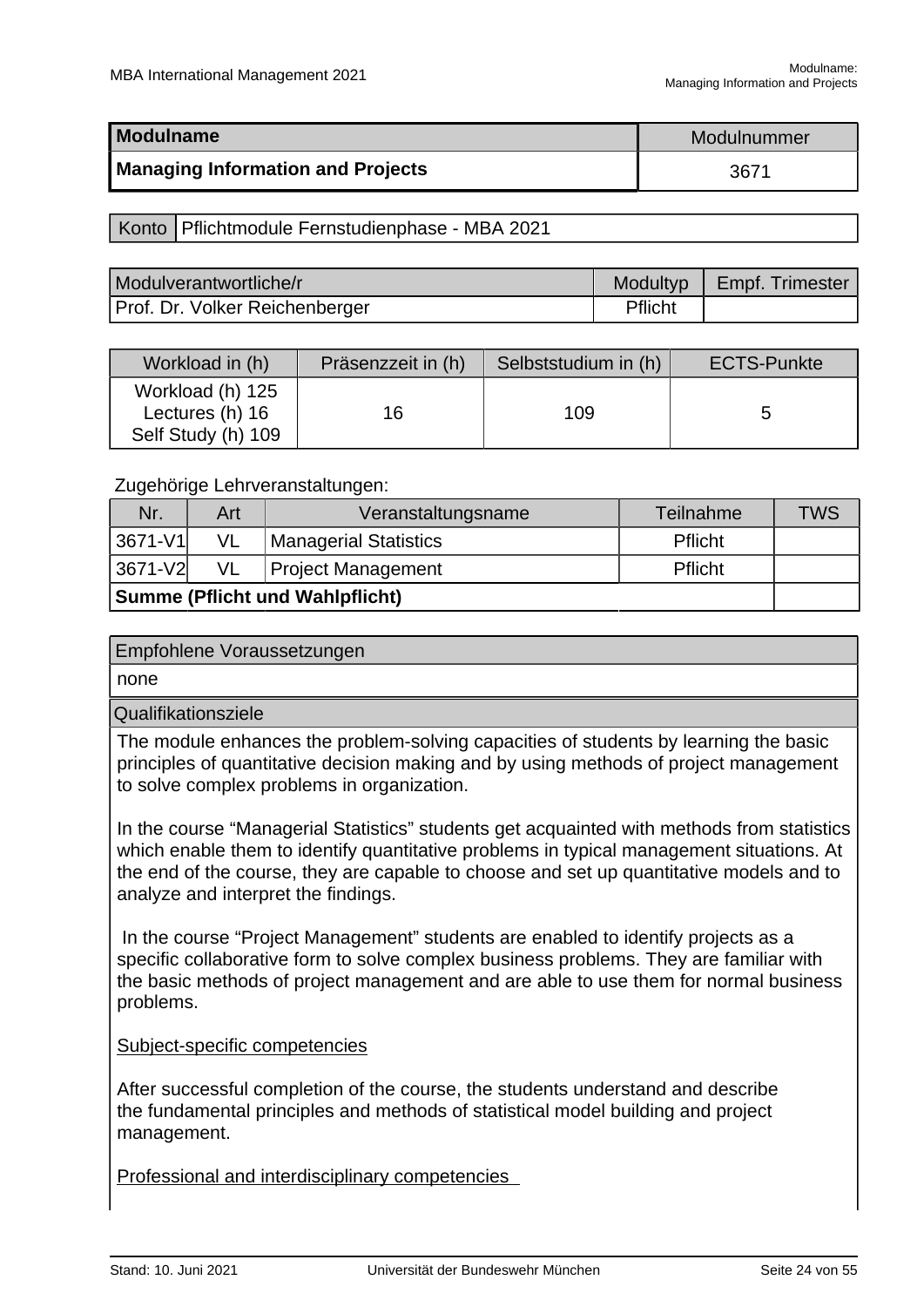| Modulname | Modulnummer |
|---|---|
| **Managing Information and Projects** | 3671 |

| Konto | Pflichtmodule Fernstudienphase - MBA 2021 |
|---|---|

| Modulverantwortliche/r | Modultyp | Empf. Trimester |
|---|---|---|
| Prof. Dr. Volker Reichenberger | Pflicht | |

| Workload in (h) | Präsenzzeit in (h) | Selbststudium in (h) | ECTS-Punkte |
|---|---|---|---|
| Workload (h) 125<br>Lectures (h) 16<br>Self Study (h) 109 | 16 | 109 | 5 |

Zugehörige Lehrveranstaltungen:

| Nr. | Art | Veranstaltungsname | Teilnahme | TWS |
|---|---|---|---|---|
| 3671-V1 | VL | Managerial Statistics | Pflicht | |
| 3671-V2 | VL | Project Management | Pflicht | |
| **Summe (Pflicht und Wahlpflicht)** | | | | |

**Empfohlene Voraussetzungen**

none

**Qualifikationsziele**

The module enhances the problem-solving capacities of students by learning the basic principles of quantitative decision making and by using methods of project management to solve complex problems in organization.

In the course “Managerial Statistics” students get acquainted with methods from statistics which enable them to identify quantitative problems in typical management situations. At the end of the course, they are capable to choose and set up quantitative models and to analyze and interpret the findings.

In the course “Project Management” students are enabled to identify projects as a specific collaborative form to solve complex business problems. They are familiar with the basic methods of project management and are able to use them for normal business problems.

<u>Subject-specific competencies</u>

After successful completion of the course, the students understand and describe the fundamental principles and methods of statistical model building and project management.

<u>Professional and interdisciplinary competencies</u>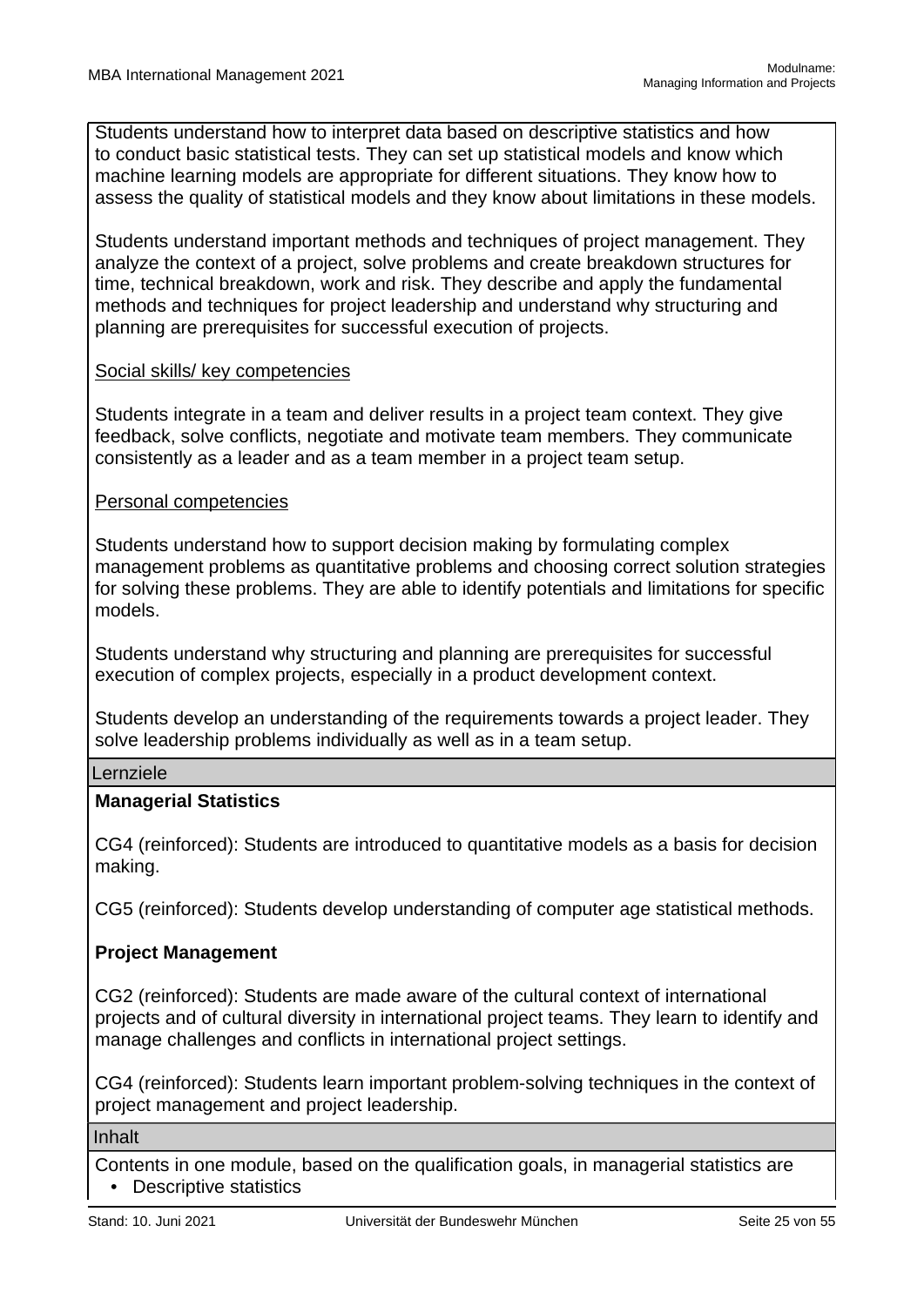Students understand how to interpret data based on descriptive statistics and how to conduct basic statistical tests. They can set up statistical models and know which machine learning models are appropriate for different situations. They know how to assess the quality of statistical models and they know about limitations in these models.

Students understand important methods and techniques of project management. They analyze the context of a project, solve problems and create breakdown structures for time, technical breakdown, work and risk. They describe and apply the fundamental methods and techniques for project leadership and understand why structuring and planning are prerequisites for successful execution of projects.

<u>Social skills/ key competencies</u>

Students integrate in a team and deliver results in a project team context. They give feedback, solve conflicts, negotiate and motivate team members. They communicate consistently as a leader and as a team member in a project team setup.

<u>Personal competencies</u>

Students understand how to support decision making by formulating complex management problems as quantitative problems and choosing correct solution strategies for solving these problems. They are able to identify potentials and limitations for specific models.

Students understand why structuring and planning are prerequisites for successful execution of complex projects, especially in a product development context.

Students develop an understanding of the requirements towards a project leader. They solve leadership problems individually as well as in a team setup.

## Lernziele

**Managerial Statistics**

CG4 (reinforced): Students are introduced to quantitative models as a basis for decision making.

CG5 (reinforced): Students develop understanding of computer age statistical methods.

**Project Management**

CG2 (reinforced): Students are made aware of the cultural context of international projects and of cultural diversity in international project teams. They learn to identify and manage challenges and conflicts in international project settings.

CG4 (reinforced): Students learn important problem-solving techniques in the context of project management and project leadership.

## Inhalt

Contents in one module, based on the qualification goals, in managerial statistics are

- Descriptive statistics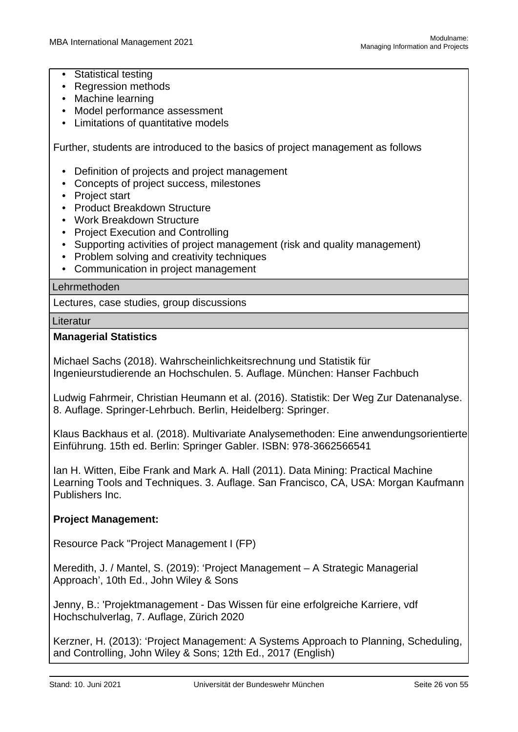- Statistical testing
- Regression methods
- Machine learning
- Model performance assessment
- Limitations of quantitative models

Further, students are introduced to the basics of project management as follows

- Definition of projects and project management
- Concepts of project success, milestones
- Project start
- Product Breakdown Structure
- Work Breakdown Structure
- Project Execution and Controlling
- Supporting activities of project management (risk and quality management)
- Problem solving and creativity techniques
- Communication in project management

### Lehrmethoden

Lectures, case studies, group discussions

### Literatur

**Managerial Statistics**

Michael Sachs (2018). Wahrscheinlichkeitsrechnung und Statistik für Ingenieurstudierende an Hochschulen. 5. Auflage. München: Hanser Fachbuch

Ludwig Fahrmeir, Christian Heumann et al. (2016). Statistik: Der Weg Zur Datenanalyse. 8. Auflage. Springer-Lehrbuch. Berlin, Heidelberg: Springer.

Klaus Backhaus et al. (2018). Multivariate Analysemethoden: Eine anwendungsorientierte Einführung. 15th ed. Berlin: Springer Gabler. ISBN: 978-3662566541

Ian H. Witten, Eibe Frank and Mark A. Hall (2011). Data Mining: Practical Machine Learning Tools and Techniques. 3. Auflage. San Francisco, CA, USA: Morgan Kaufmann Publishers Inc.

**Project Management:**

Resource Pack "Project Management I (FP)

Meredith, J. / Mantel, S. (2019): 'Project Management – A Strategic Managerial Approach', 10th Ed., John Wiley & Sons

Jenny, B.: 'Projektmanagement - Das Wissen für eine erfolgreiche Karriere, vdf Hochschulverlag, 7. Auflage, Zürich 2020

Kerzner, H. (2013): 'Project Management: A Systems Approach to Planning, Scheduling, and Controlling, John Wiley & Sons; 12th Ed., 2017 (English)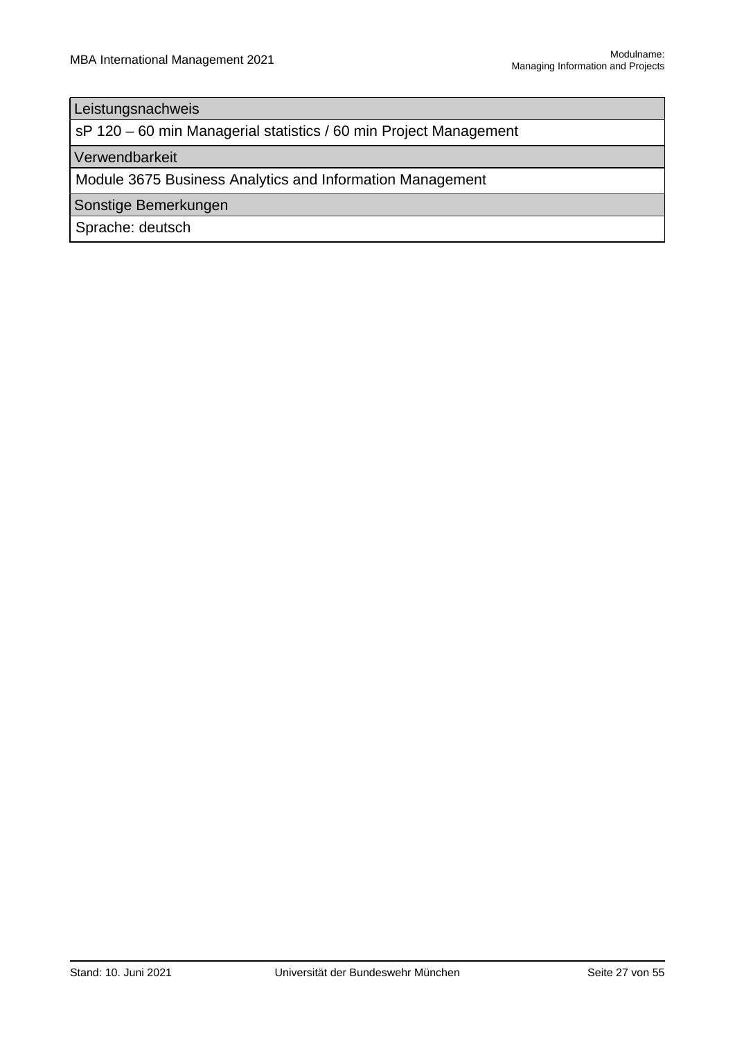| Leistungsnachweis |
| --- |
| sP 120 – 60 min Managerial statistics / 60 min Project Management |
| **Verwendbarkeit** |
| Module 3675 Business Analytics and Information Management |
| **Sonstige Bemerkungen** |
| Sprache: deutsch |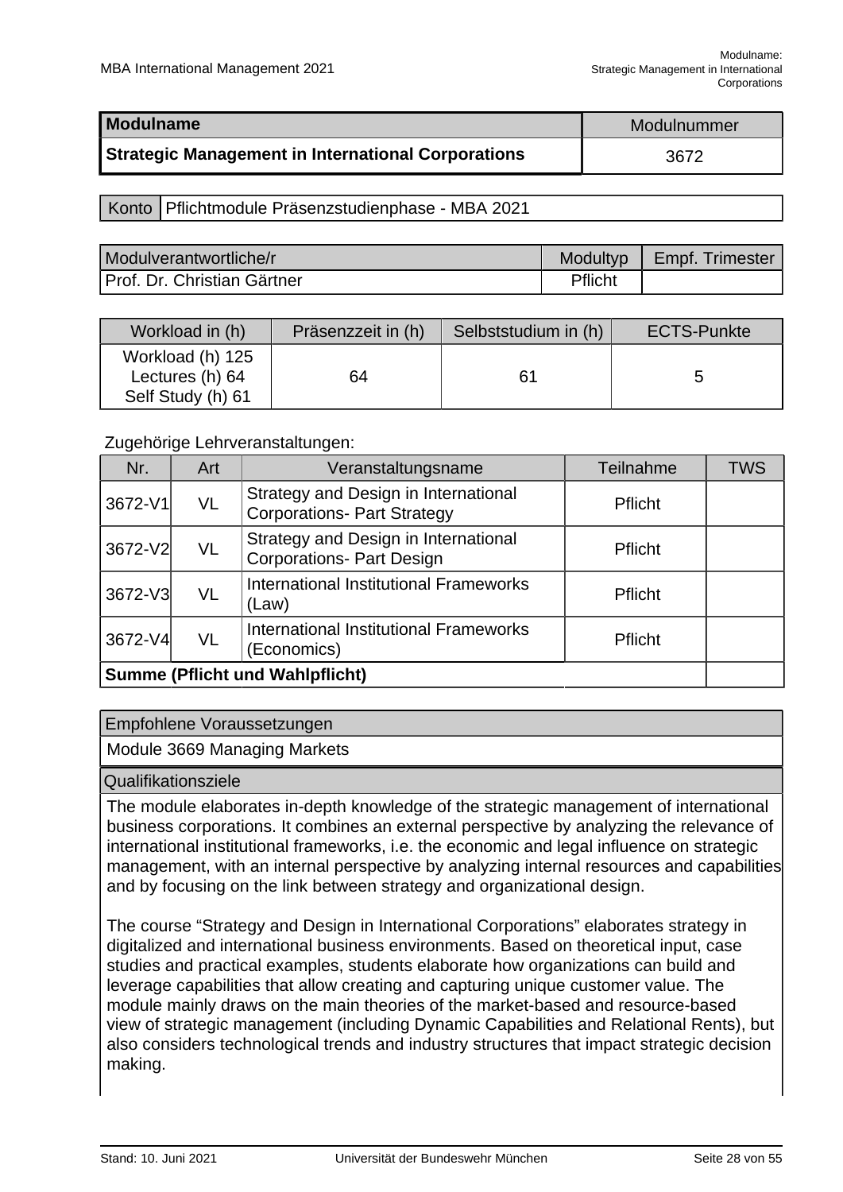| Modulname | Modulnummer |
| --- | --- |
| **Strategic Management in International Corporations** | 3672 |

| Konto | Pflichtmodule Präsenzstudienphase - MBA 2021 |
| --- | --- |

| Modulverantwortliche/r | Modultyp | Empf. Trimester |
| --- | --- | --- |
| Prof. Dr. Christian Gärtner | Pflicht | |

| Workload in (h) | Präsenzzeit in (h) | Selbststudium in (h) | ECTS-Punkte |
| --- | --- | --- | --- |
| Workload (h) 125<br>Lectures (h) 64<br>Self Study (h) 61 | 64 | 61 | 5 |

Zugehörige Lehrveranstaltungen:

| Nr. | Art | Veranstaltungsname | Teilnahme | TWS |
| --- | --- | --- | --- | --- |
| 3672-V1 | VL | Strategy and Design in International Corporations- Part Strategy | Pflicht | |
| 3672-V2 | VL | Strategy and Design in International Corporations- Part Design | Pflicht | |
| 3672-V3 | VL | International Institutional Frameworks (Law) | Pflicht | |
| 3672-V4 | VL | International Institutional Frameworks (Economics) | Pflicht | |
| **Summe (Pflicht und Wahlpflicht)** | | | | |

**Empfohlene Voraussetzungen**

Module 3669 Managing Markets

**Qualifikationsziele**

The module elaborates in-depth knowledge of the strategic management of international business corporations. It combines an external perspective by analyzing the relevance of international institutional frameworks, i.e. the economic and legal influence on strategic management, with an internal perspective by analyzing internal resources and capabilities and by focusing on the link between strategy and organizational design.

The course “Strategy and Design in International Corporations” elaborates strategy in digitalized and international business environments. Based on theoretical input, case studies and practical examples, students elaborate how organizations can build and leverage capabilities that allow creating and capturing unique customer value. The module mainly draws on the main theories of the market-based and resource-based view of strategic management (including Dynamic Capabilities and Relational Rents), but also considers technological trends and industry structures that impact strategic decision making.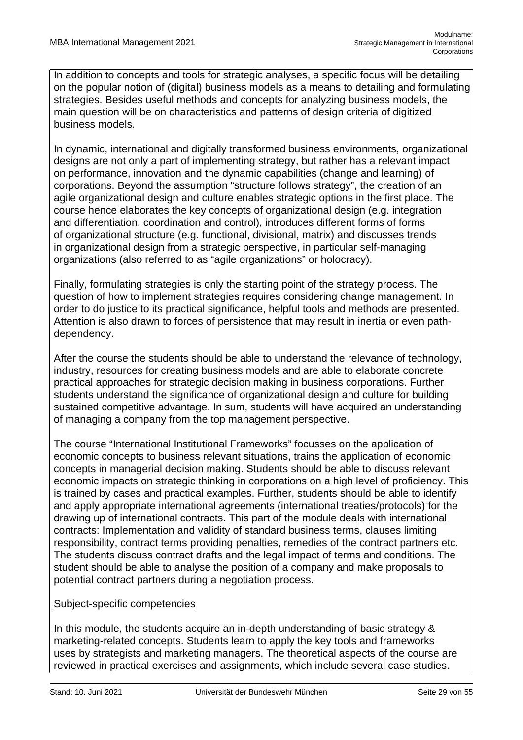In addition to concepts and tools for strategic analyses, a specific focus will be detailing on the popular notion of (digital) business models as a means to detailing and formulating strategies. Besides useful methods and concepts for analyzing business models, the main question will be on characteristics and patterns of design criteria of digitized business models.

In dynamic, international and digitally transformed business environments, organizational designs are not only a part of implementing strategy, but rather has a relevant impact on performance, innovation and the dynamic capabilities (change and learning) of corporations. Beyond the assumption "structure follows strategy", the creation of an agile organizational design and culture enables strategic options in the first place. The course hence elaborates the key concepts of organizational design (e.g. integration and differentiation, coordination and control), introduces different forms of forms of organizational structure (e.g. functional, divisional, matrix) and discusses trends in organizational design from a strategic perspective, in particular self-managing organizations (also referred to as "agile organizations" or holocracy).

Finally, formulating strategies is only the starting point of the strategy process. The question of how to implement strategies requires considering change management. In order to do justice to its practical significance, helpful tools and methods are presented. Attention is also drawn to forces of persistence that may result in inertia or even path-dependency.

After the course the students should be able to understand the relevance of technology, industry, resources for creating business models and are able to elaborate concrete practical approaches for strategic decision making in business corporations. Further students understand the significance of organizational design and culture for building sustained competitive advantage. In sum, students will have acquired an understanding of managing a company from the top management perspective.

The course "International Institutional Frameworks" focusses on the application of economic concepts to business relevant situations, trains the application of economic concepts in managerial decision making. Students should be able to discuss relevant economic impacts on strategic thinking in corporations on a high level of proficiency. This is trained by cases and practical examples. Further, students should be able to identify and apply appropriate international agreements (international treaties/protocols) for the drawing up of international contracts. This part of the module deals with international contracts: Implementation and validity of standard business terms, clauses limiting responsibility, contract terms providing penalties, remedies of the contract partners etc. The students discuss contract drafts and the legal impact of terms and conditions. The student should be able to analyse the position of a company and make proposals to potential contract partners during a negotiation process.

Subject-specific competencies

In this module, the students acquire an in-depth understanding of basic strategy & marketing-related concepts. Students learn to apply the key tools and frameworks uses by strategists and marketing managers. The theoretical aspects of the course are reviewed in practical exercises and assignments, which include several case studies.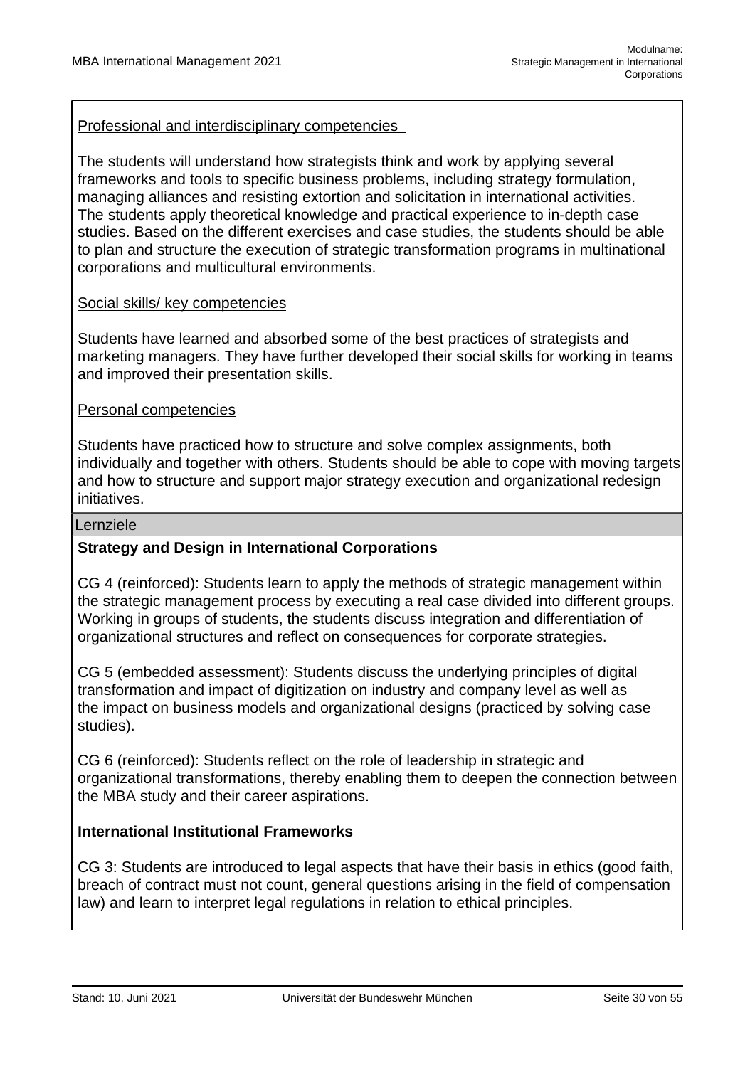Professional and interdisciplinary competencies

The students will understand how strategists think and work by applying several frameworks and tools to specific business problems, including strategy formulation, managing alliances and resisting extortion and solicitation in international activities. The students apply theoretical knowledge and practical experience to in-depth case studies. Based on the different exercises and case studies, the students should be able to plan and structure the execution of strategic transformation programs in multinational corporations and multicultural environments.

Social skills/ key competencies

Students have learned and absorbed some of the best practices of strategists and marketing managers. They have further developed their social skills for working in teams and improved their presentation skills.

Personal competencies

Students have practiced how to structure and solve complex assignments, both individually and together with others. Students should be able to cope with moving targets and how to structure and support major strategy execution and organizational redesign initiatives.

## Lernziele

**Strategy and Design in International Corporations**

CG 4 (reinforced): Students learn to apply the methods of strategic management within the strategic management process by executing a real case divided into different groups. Working in groups of students, the students discuss integration and differentiation of organizational structures and reflect on consequences for corporate strategies.

CG 5 (embedded assessment): Students discuss the underlying principles of digital transformation and impact of digitization on industry and company level as well as the impact on business models and organizational designs (practiced by solving case studies).

CG 6 (reinforced): Students reflect on the role of leadership in strategic and organizational transformations, thereby enabling them to deepen the connection between the MBA study and their career aspirations.

**International Institutional Frameworks**

CG 3: Students are introduced to legal aspects that have their basis in ethics (good faith, breach of contract must not count, general questions arising in the field of compensation law) and learn to interpret legal regulations in relation to ethical principles.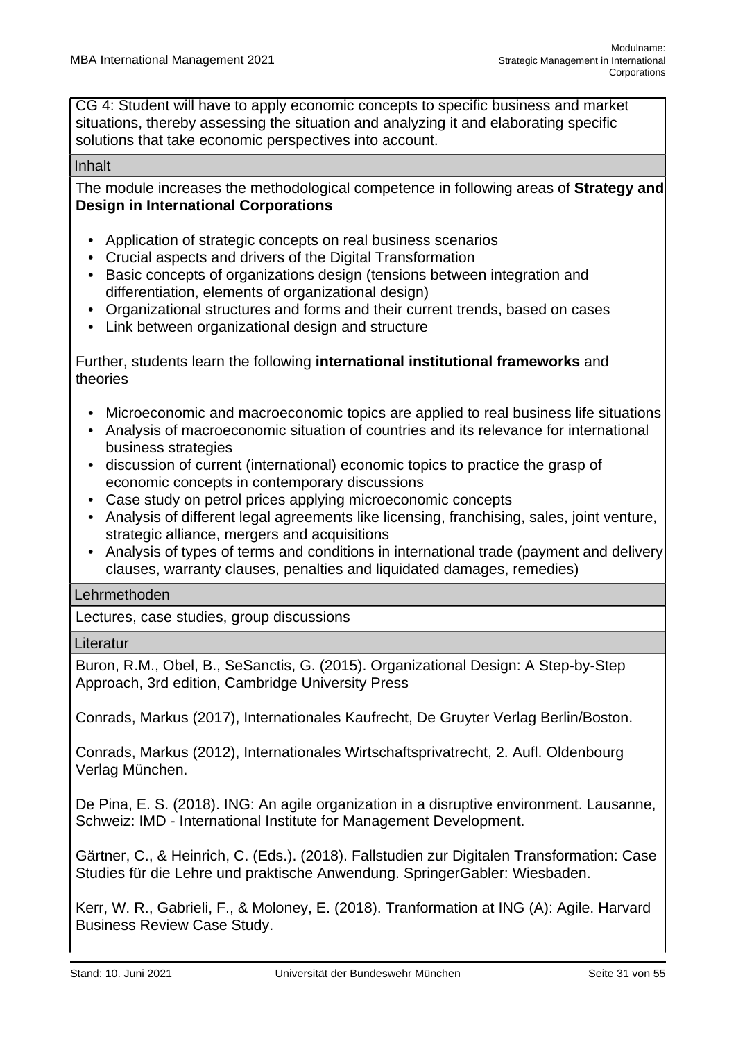CG 4: Student will have to apply economic concepts to specific business and market situations, thereby assessing the situation and analyzing it and elaborating specific solutions that take economic perspectives into account.

### Inhalt

The module increases the methodological competence in following areas of **Strategy and Design in International Corporations**

- Application of strategic concepts on real business scenarios
- Crucial aspects and drivers of the Digital Transformation
- Basic concepts of organizations design (tensions between integration and differentiation, elements of organizational design)
- Organizational structures and forms and their current trends, based on cases
- Link between organizational design and structure

Further, students learn the following **international institutional frameworks** and theories

- Microeconomic and macroeconomic topics are applied to real business life situations
- Analysis of macroeconomic situation of countries and its relevance for international business strategies
- discussion of current (international) economic topics to practice the grasp of economic concepts in contemporary discussions
- Case study on petrol prices applying microeconomic concepts
- Analysis of different legal agreements like licensing, franchising, sales, joint venture, strategic alliance, mergers and acquisitions
- Analysis of types of terms and conditions in international trade (payment and delivery clauses, warranty clauses, penalties and liquidated damages, remedies)

### Lehrmethoden

Lectures, case studies, group discussions

### Literatur

Buron, R.M., Obel, B., SeSanctis, G. (2015). Organizational Design: A Step-by-Step Approach, 3rd edition, Cambridge University Press

Conrads, Markus (2017), Internationales Kaufrecht, De Gruyter Verlag Berlin/Boston.

Conrads, Markus (2012), Internationales Wirtschaftsprivatrecht, 2. Aufl. Oldenbourg Verlag München.

De Pina, E. S. (2018). ING: An agile organization in a disruptive environment. Lausanne, Schweiz: IMD - International Institute for Management Development.

Gärtner, C., & Heinrich, C. (Eds.). (2018). Fallstudien zur Digitalen Transformation: Case Studies für die Lehre und praktische Anwendung. SpringerGabler: Wiesbaden.

Kerr, W. R., Gabrieli, F., & Moloney, E. (2018). Tranformation at ING (A): Agile. Harvard Business Review Case Study.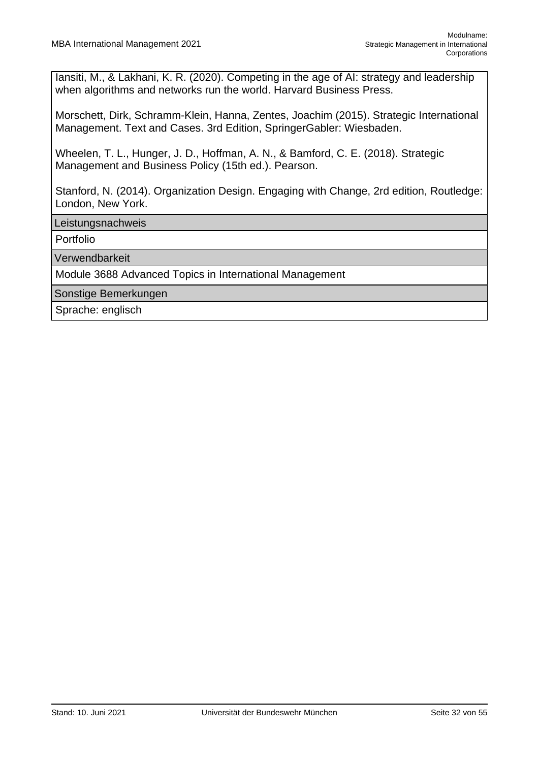Iansiti, M., & Lakhani, K. R. (2020). Competing in the age of AI: strategy and leadership when algorithms and networks run the world. Harvard Business Press.

Morschett, Dirk, Schramm-Klein, Hanna, Zentes, Joachim (2015). Strategic International Management. Text and Cases. 3rd Edition, SpringerGabler: Wiesbaden.

Wheelen, T. L., Hunger, J. D., Hoffman, A. N., & Bamford, C. E. (2018). Strategic Management and Business Policy (15th ed.). Pearson.

Stanford, N. (2014). Organization Design. Engaging with Change, 2rd edition, Routledge: London, New York.

**Leistungsnachweis**

Portfolio

**Verwendbarkeit**

Module 3688 Advanced Topics in International Management

**Sonstige Bemerkungen**

Sprache: englisch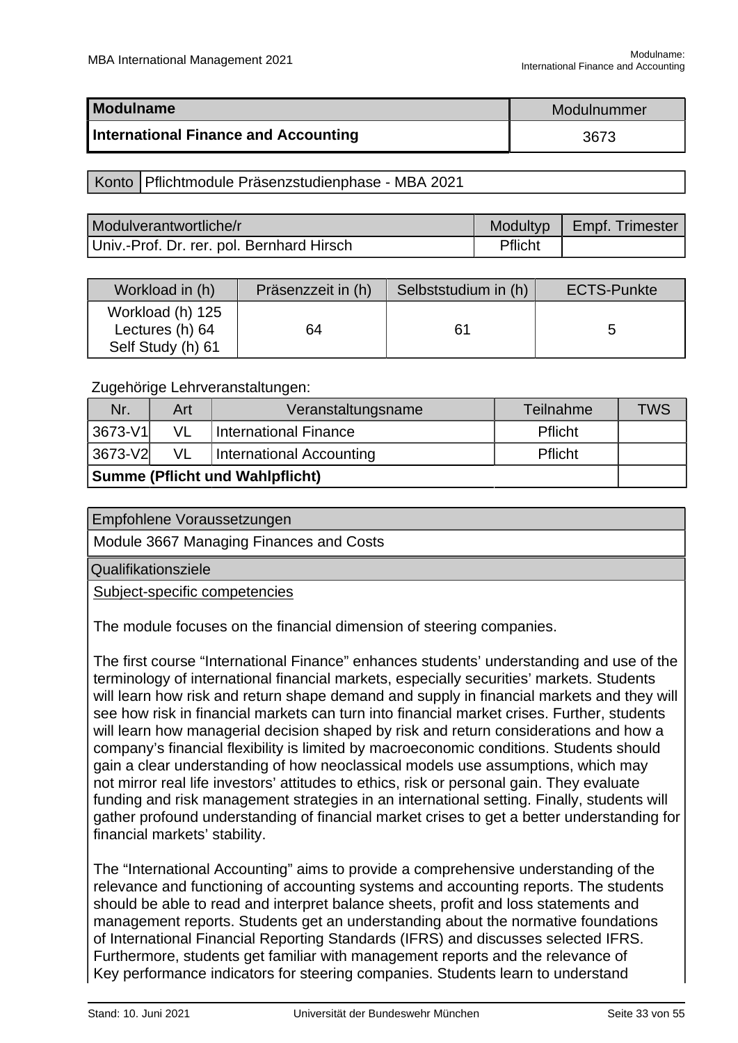| Modulname | Modulnummer |
|---|---|
| **International Finance and Accounting** | 3673 |

| Konto | Pflichtmodule Präsenzstudienphase - MBA 2021 |
|---|---|

| Modulverantwortliche/r | Modultyp | Empf. Trimester |
|---|---|---|
| Univ.-Prof. Dr. rer. pol. Bernhard Hirsch | Pflicht | |

| Workload in (h) | Präsenzzeit in (h) | Selbststudium in (h) | ECTS-Punkte |
|---|---|---|---|
| Workload (h) 125<br>Lectures (h) 64<br>Self Study (h) 61 | 64 | 61 | 5 |

Zugehörige Lehrveranstaltungen:

| Nr. | Art | Veranstaltungsname | Teilnahme | TWS |
|---|---|---|---|---|
| 3673-V1 | VL | International Finance | Pflicht | |
| 3673-V2 | VL | International Accounting | Pflicht | |
| **Summe (Pflicht und Wahlpflicht)** | | | | |

**Empfohlene Voraussetzungen**

Module 3667 Managing Finances and Costs

**Qualifikationsziele**

Subject-specific competencies

The module focuses on the financial dimension of steering companies.

The first course “International Finance” enhances students’ understanding and use of the terminology of international financial markets, especially securities’ markets. Students will learn how risk and return shape demand and supply in financial markets and they will see how risk in financial markets can turn into financial market crises. Further, students will learn how managerial decision shaped by risk and return considerations and how a company’s financial flexibility is limited by macroeconomic conditions. Students should gain a clear understanding of how neoclassical models use assumptions, which may not mirror real life investors’ attitudes to ethics, risk or personal gain. They evaluate funding and risk management strategies in an international setting. Finally, students will gather profound understanding of financial market crises to get a better understanding for financial markets’ stability.

The “International Accounting” aims to provide a comprehensive understanding of the relevance and functioning of accounting systems and accounting reports. The students should be able to read and interpret balance sheets, profit and loss statements and management reports. Students get an understanding about the normative foundations of International Financial Reporting Standards (IFRS) and discusses selected IFRS. Furthermore, students get familiar with management reports and the relevance of Key performance indicators for steering companies. Students learn to understand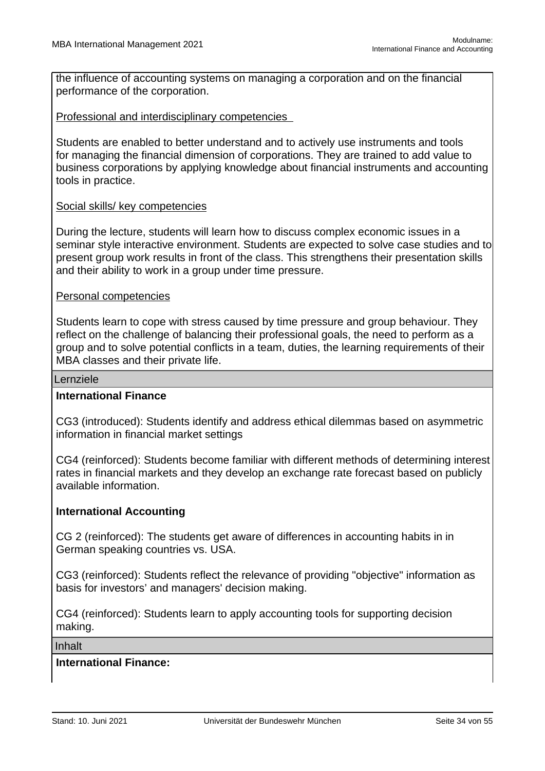the influence of accounting systems on managing a corporation and on the financial performance of the corporation.

Professional and interdisciplinary competencies

Students are enabled to better understand and to actively use instruments and tools for managing the financial dimension of corporations. They are trained to add value to business corporations by applying knowledge about financial instruments and accounting tools in practice.

Social skills/ key competencies

During the lecture, students will learn how to discuss complex economic issues in a seminar style interactive environment. Students are expected to solve case studies and to present group work results in front of the class. This strengthens their presentation skills and their ability to work in a group under time pressure.

Personal competencies

Students learn to cope with stress caused by time pressure and group behaviour. They reflect on the challenge of balancing their professional goals, the need to perform as a group and to solve potential conflicts in a team, duties, the learning requirements of their MBA classes and their private life.

## Lernziele

**International Finance**

CG3 (introduced): Students identify and address ethical dilemmas based on asymmetric information in financial market settings

CG4 (reinforced): Students become familiar with different methods of determining interest rates in financial markets and they develop an exchange rate forecast based on publicly available information.

**International Accounting**

CG 2 (reinforced): The students get aware of differences in accounting habits in in German speaking countries vs. USA.

CG3 (reinforced): Students reflect the relevance of providing "objective" information as basis for investors' and managers' decision making.

CG4 (reinforced): Students learn to apply accounting tools for supporting decision making.

## Inhalt

**International Finance:**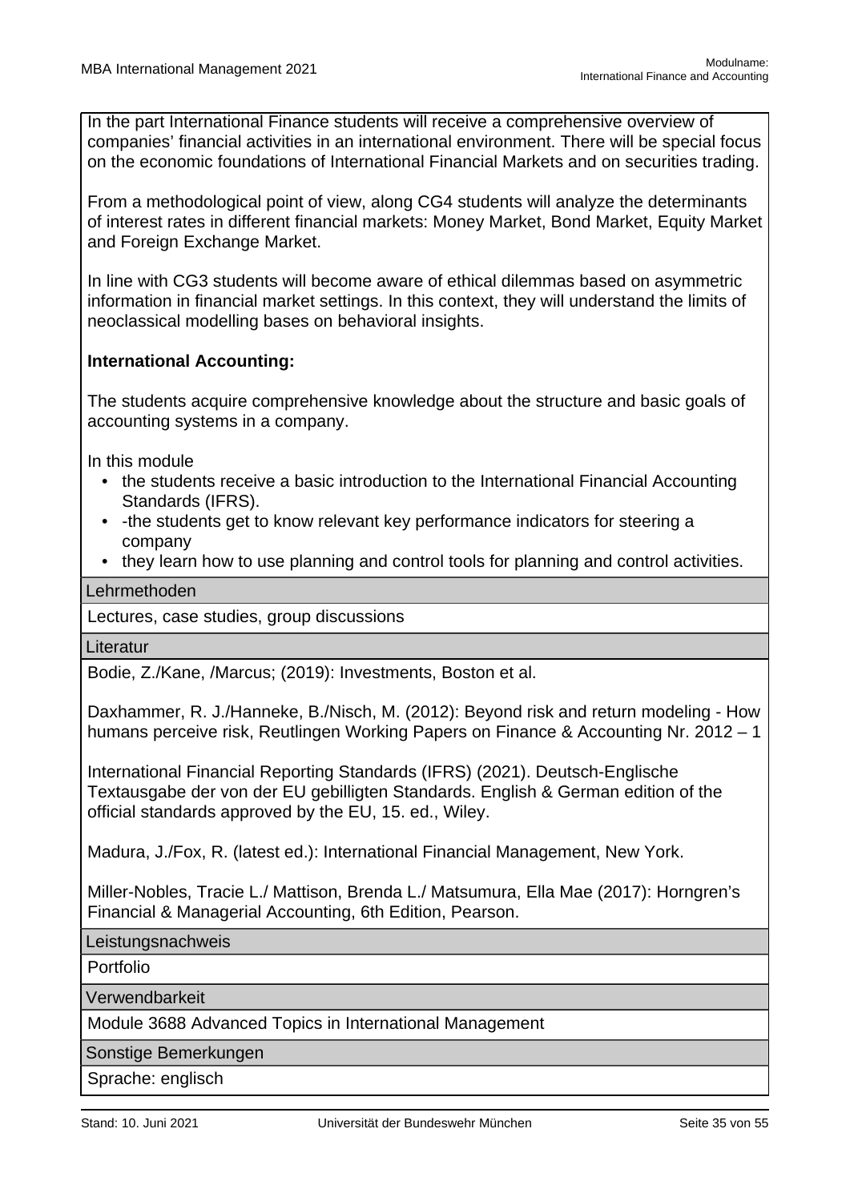In the part International Finance students will receive a comprehensive overview of companies' financial activities in an international environment. There will be special focus on the economic foundations of International Financial Markets and on securities trading.

From a methodological point of view, along CG4 students will analyze the determinants of interest rates in different financial markets: Money Market, Bond Market, Equity Market and Foreign Exchange Market.

In line with CG3 students will become aware of ethical dilemmas based on asymmetric information in financial market settings. In this context, they will understand the limits of neoclassical modelling bases on behavioral insights.

**International Accounting:**

The students acquire comprehensive knowledge about the structure and basic goals of accounting systems in a company.

In this module

- the students receive a basic introduction to the International Financial Accounting Standards (IFRS).
- -the students get to know relevant key performance indicators for steering a company
- they learn how to use planning and control tools for planning and control activities.

## Lehrmethoden

Lectures, case studies, group discussions

## Literatur

Bodie, Z./Kane, /Marcus; (2019): Investments, Boston et al.

Daxhammer, R. J./Hanneke, B./Nisch, M. (2012): Beyond risk and return modeling - How humans perceive risk, Reutlingen Working Papers on Finance & Accounting Nr. 2012 – 1

International Financial Reporting Standards (IFRS) (2021). Deutsch-Englische Textausgabe der von der EU gebilligten Standards. English & German edition of the official standards approved by the EU, 15. ed., Wiley.

Madura, J./Fox, R. (latest ed.): International Financial Management, New York.

Miller-Nobles, Tracie L./ Mattison, Brenda L./ Matsumura, Ella Mae (2017): Horngren's Financial & Managerial Accounting, 6th Edition, Pearson.

## Leistungsnachweis

Portfolio

## Verwendbarkeit

Module 3688 Advanced Topics in International Management

## Sonstige Bemerkungen

Sprache: englisch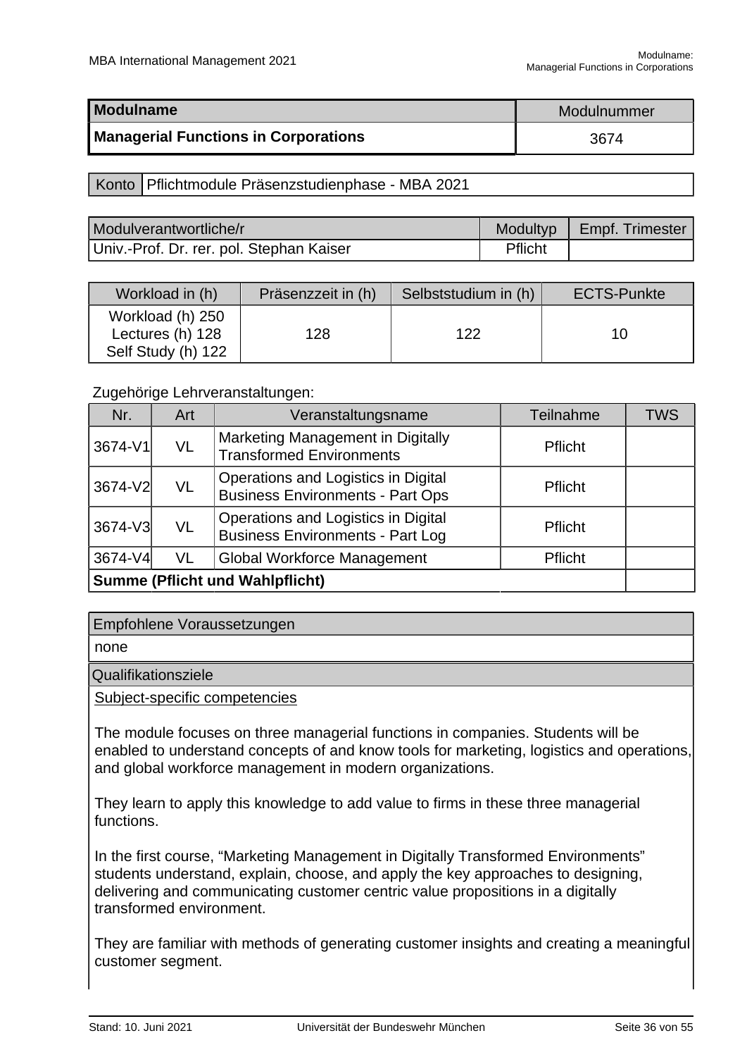| Modulname | Modulnummer |
| --- | --- |
| **Managerial Functions in Corporations** | 3674 |

| Konto | Pflichtmodule Präsenzstudienphase - MBA 2021 |
| --- | --- |

| Modulverantwortliche/r | Modultyp | Empf. Trimester |
| --- | --- | --- |
| Univ.-Prof. Dr. rer. pol. Stephan Kaiser | Pflicht | |

| Workload in (h) | Präsenzzeit in (h) | Selbststudium in (h) | ECTS-Punkte |
| --- | --- | --- | --- |
| Workload (h) 250<br>Lectures (h) 128<br>Self Study (h) 122 | 128 | 122 | 10 |

Zugehörige Lehrveranstaltungen:

| Nr. | Art | Veranstaltungsname | Teilnahme | TWS |
| --- | --- | --- | --- | --- |
| 3674-V1 | VL | Marketing Management in Digitally Transformed Environments | Pflicht | |
| 3674-V2 | VL | Operations and Logistics in Digital Business Environments - Part Ops | Pflicht | |
| 3674-V3 | VL | Operations and Logistics in Digital Business Environments - Part Log | Pflicht | |
| 3674-V4 | VL | Global Workforce Management | Pflicht | |
| **Summe (Pflicht und Wahlpflicht)** | | | | |

**Empfohlene Voraussetzungen**

none

**Qualifikationsziele**

Subject-specific competencies

The module focuses on three managerial functions in companies. Students will be enabled to understand concepts of and know tools for marketing, logistics and operations, and global workforce management in modern organizations.

They learn to apply this knowledge to add value to firms in these three managerial functions.

In the first course, “Marketing Management in Digitally Transformed Environments” students understand, explain, choose, and apply the key approaches to designing, delivering and communicating customer centric value propositions in a digitally transformed environment.

They are familiar with methods of generating customer insights and creating a meaningful customer segment.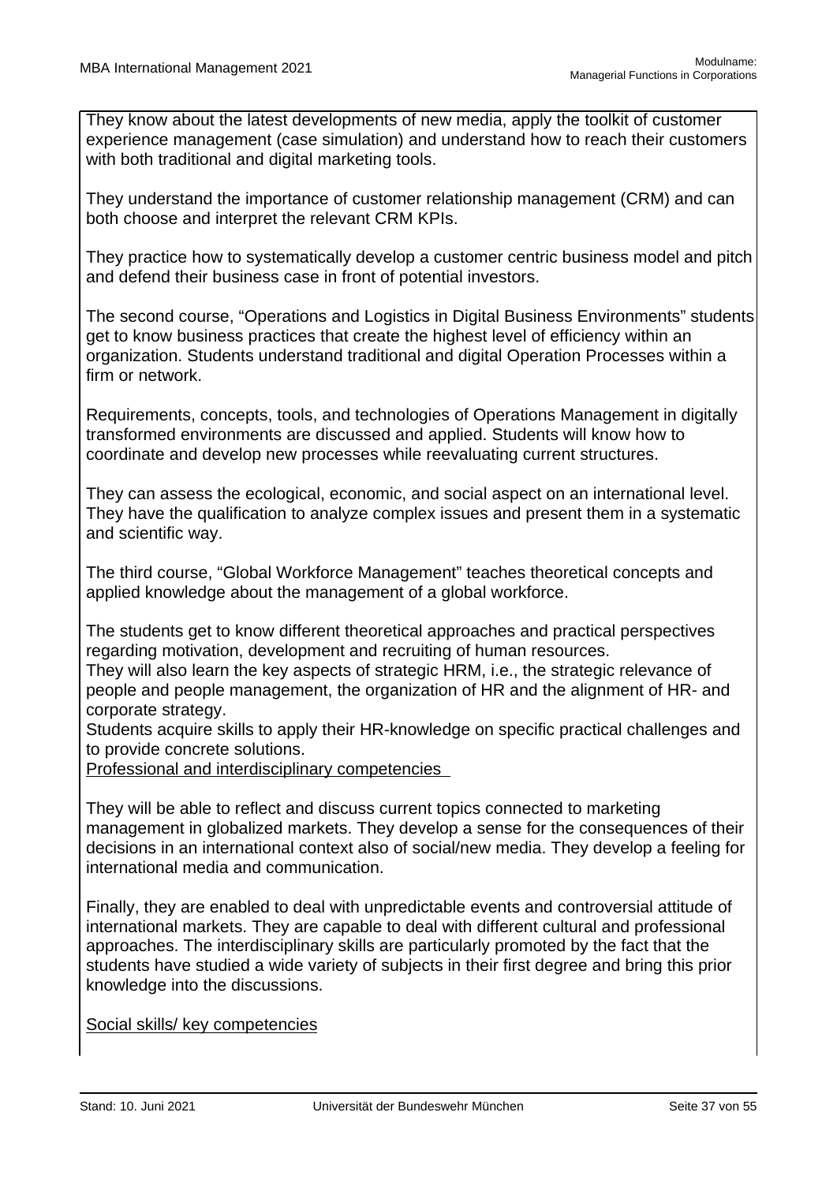They know about the latest developments of new media, apply the toolkit of customer experience management (case simulation) and understand how to reach their customers with both traditional and digital marketing tools.

They understand the importance of customer relationship management (CRM) and can both choose and interpret the relevant CRM KPIs.

They practice how to systematically develop a customer centric business model and pitch and defend their business case in front of potential investors.

The second course, "Operations and Logistics in Digital Business Environments" students get to know business practices that create the highest level of efficiency within an organization. Students understand traditional and digital Operation Processes within a firm or network.

Requirements, concepts, tools, and technologies of Operations Management in digitally transformed environments are discussed and applied. Students will know how to coordinate and develop new processes while reevaluating current structures.

They can assess the ecological, economic, and social aspect on an international level. They have the qualification to analyze complex issues and present them in a systematic and scientific way.

The third course, "Global Workforce Management" teaches theoretical concepts and applied knowledge about the management of a global workforce.

The students get to know different theoretical approaches and practical perspectives regarding motivation, development and recruiting of human resources.
They will also learn the key aspects of strategic HRM, i.e., the strategic relevance of people and people management, the organization of HR and the alignment of HR- and corporate strategy.
Students acquire skills to apply their HR-knowledge on specific practical challenges and to provide concrete solutions.
<u>Professional and interdisciplinary competencies</u>

They will be able to reflect and discuss current topics connected to marketing management in globalized markets. They develop a sense for the consequences of their decisions in an international context also of social/new media. They develop a feeling for international media and communication.

Finally, they are enabled to deal with unpredictable events and controversial attitude of international markets. They are capable to deal with different cultural and professional approaches. The interdisciplinary skills are particularly promoted by the fact that the students have studied a wide variety of subjects in their first degree and bring this prior knowledge into the discussions.

<u>Social skills/ key competencies</u>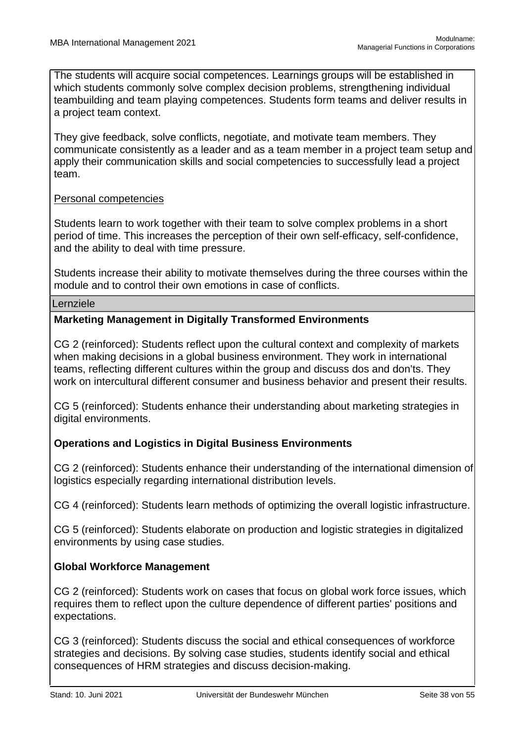The students will acquire social competences. Learnings groups will be established in which students commonly solve complex decision problems, strengthening individual teambuilding and team playing competences. Students form teams and deliver results in a project team context.

They give feedback, solve conflicts, negotiate, and motivate team members. They communicate consistently as a leader and as a team member in a project team setup and apply their communication skills and social competencies to successfully lead a project team.

Personal competencies

Students learn to work together with their team to solve complex problems in a short period of time. This increases the perception of their own self-efficacy, self-confidence, and the ability to deal with time pressure.

Students increase their ability to motivate themselves during the three courses within the module and to control their own emotions in case of conflicts.

## Lernziele

**Marketing Management in Digitally Transformed Environments**

CG 2 (reinforced): Students reflect upon the cultural context and complexity of markets when making decisions in a global business environment. They work in international teams, reflecting different cultures within the group and discuss dos and don'ts. They work on intercultural different consumer and business behavior and present their results.

CG 5 (reinforced): Students enhance their understanding about marketing strategies in digital environments.

**Operations and Logistics in Digital Business Environments**

CG 2 (reinforced): Students enhance their understanding of the international dimension of logistics especially regarding international distribution levels.

CG 4 (reinforced): Students learn methods of optimizing the overall logistic infrastructure.

CG 5 (reinforced): Students elaborate on production and logistic strategies in digitalized environments by using case studies.

**Global Workforce Management**

CG 2 (reinforced): Students work on cases that focus on global work force issues, which requires them to reflect upon the culture dependence of different parties' positions and expectations.

CG 3 (reinforced): Students discuss the social and ethical consequences of workforce strategies and decisions. By solving case studies, students identify social and ethical consequences of HRM strategies and discuss decision-making.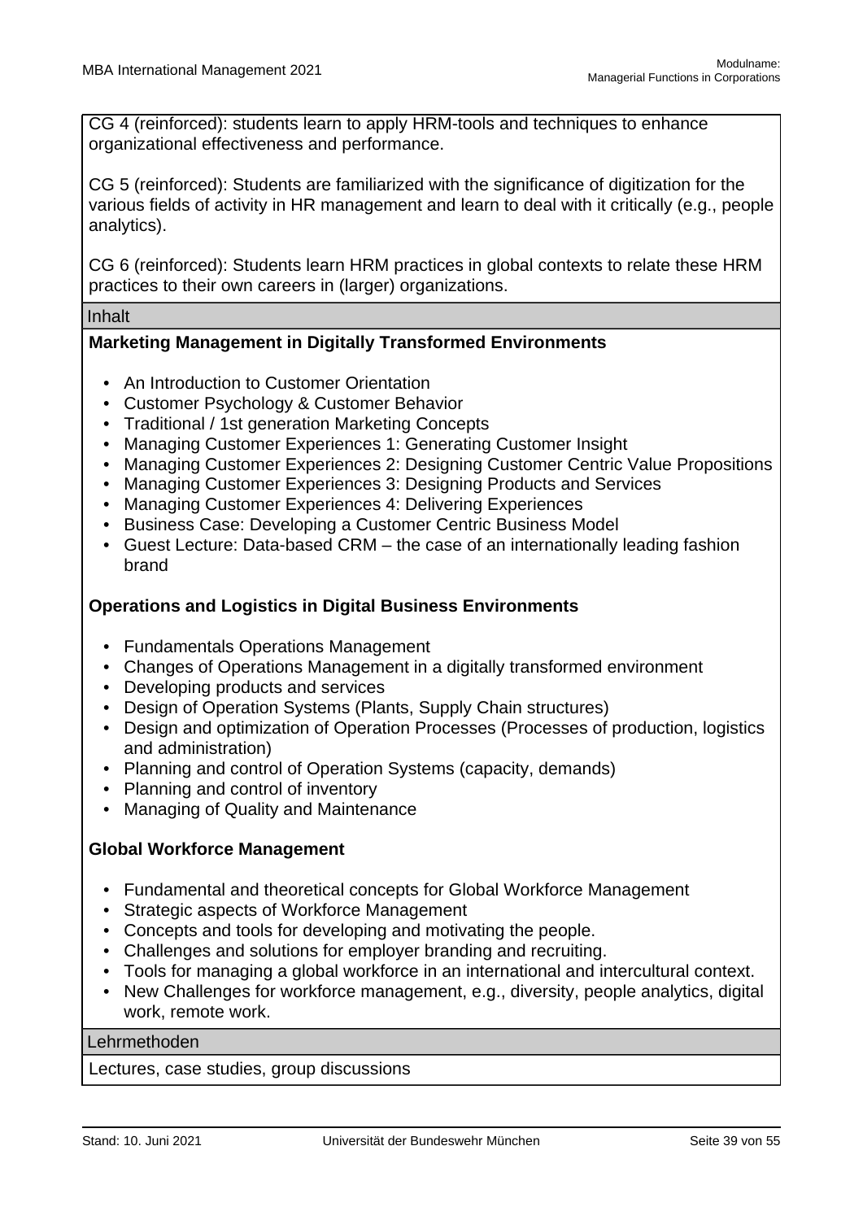CG 4 (reinforced): students learn to apply HRM-tools and techniques to enhance organizational effectiveness and performance.

CG 5 (reinforced): Students are familiarized with the significance of digitization for the various fields of activity in HR management and learn to deal with it critically (e.g., people analytics).

CG 6 (reinforced): Students learn HRM practices in global contexts to relate these HRM practices to their own careers in (larger) organizations.

Inhalt

**Marketing Management in Digitally Transformed Environments**

- An Introduction to Customer Orientation
- Customer Psychology & Customer Behavior
- Traditional / 1st generation Marketing Concepts
- Managing Customer Experiences 1: Generating Customer Insight
- Managing Customer Experiences 2: Designing Customer Centric Value Propositions
- Managing Customer Experiences 3: Designing Products and Services
- Managing Customer Experiences 4: Delivering Experiences
- Business Case: Developing a Customer Centric Business Model
- Guest Lecture: Data-based CRM – the case of an internationally leading fashion brand

**Operations and Logistics in Digital Business Environments**

- Fundamentals Operations Management
- Changes of Operations Management in a digitally transformed environment
- Developing products and services
- Design of Operation Systems (Plants, Supply Chain structures)
- Design and optimization of Operation Processes (Processes of production, logistics and administration)
- Planning and control of Operation Systems (capacity, demands)
- Planning and control of inventory
- Managing of Quality and Maintenance

**Global Workforce Management**

- Fundamental and theoretical concepts for Global Workforce Management
- Strategic aspects of Workforce Management
- Concepts and tools for developing and motivating the people.
- Challenges and solutions for employer branding and recruiting.
- Tools for managing a global workforce in an international and intercultural context.
- New Challenges for workforce management, e.g., diversity, people analytics, digital work, remote work.

Lehrmethoden

Lectures, case studies, group discussions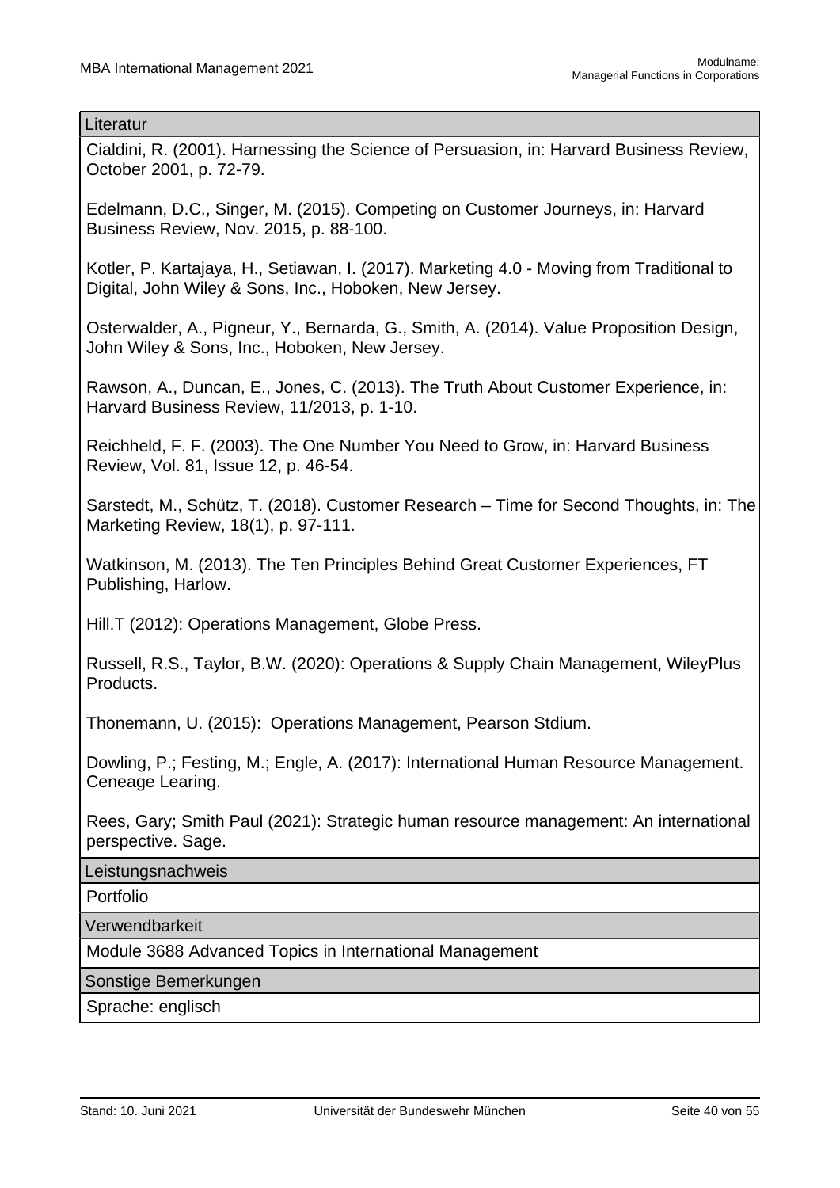| Literatur |
|---|
| Cialdini, R. (2001). Harnessing the Science of Persuasion, in: Harvard Business Review, October 2001, p. 72-79.<br><br>Edelmann, D.C., Singer, M. (2015). Competing on Customer Journeys, in: Harvard Business Review, Nov. 2015, p. 88-100.<br><br>Kotler, P. Kartajaya, H., Setiawan, I. (2017). Marketing 4.0 - Moving from Traditional to Digital, John Wiley & Sons, Inc., Hoboken, New Jersey.<br><br>Osterwalder, A., Pigneur, Y., Bernarda, G., Smith, A. (2014). Value Proposition Design, John Wiley & Sons, Inc., Hoboken, New Jersey.<br><br>Rawson, A., Duncan, E., Jones, C. (2013). The Truth About Customer Experience, in: Harvard Business Review, 11/2013, p. 1-10.<br><br>Reichheld, F. F. (2003). The One Number You Need to Grow, in: Harvard Business Review, Vol. 81, Issue 12, p. 46-54.<br><br>Sarstedt, M., Schütz, T. (2018). Customer Research – Time for Second Thoughts, in: The Marketing Review, 18(1), p. 97-111.<br><br>Watkinson, M. (2013). The Ten Principles Behind Great Customer Experiences, FT Publishing, Harlow.<br><br>Hill.T (2012): Operations Management, Globe Press.<br><br>Russell, R.S., Taylor, B.W. (2020): Operations & Supply Chain Management, WileyPlus Products.<br><br>Thonemann, U. (2015): Operations Management, Pearson Stdium.<br><br>Dowling, P.; Festing, M.; Engle, A. (2017): International Human Resource Management. Ceneage Learing.<br><br>Rees, Gary; Smith Paul (2021): Strategic human resource management: An international perspective. Sage. |
| **Leistungsnachweis** |
| Portfolio |
| **Verwendbarkeit** |
| Module 3688 Advanced Topics in International Management |
| **Sonstige Bemerkungen** |
| Sprache: englisch |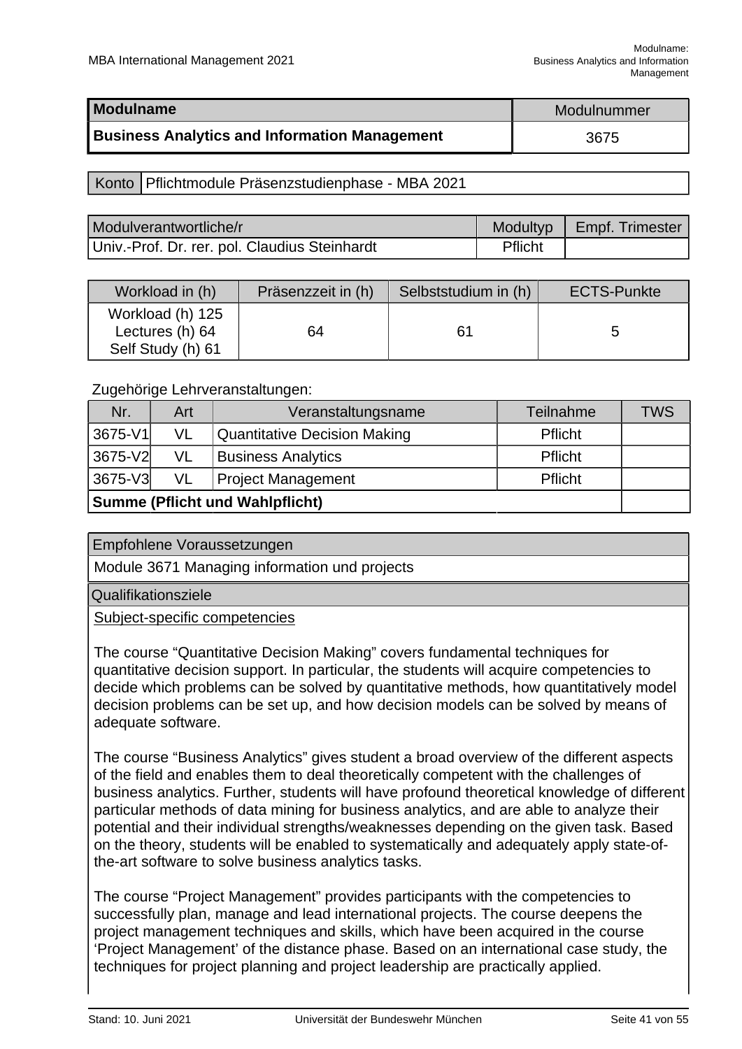| Modulname | Modulnummer |
|---|---|
| **Business Analytics and Information Management** | 3675 |

| Konto | Pflichtmodule Präsenzstudienphase - MBA 2021 |
|---|---|

| Modulverantwortliche/r | Modultyp | Empf. Trimester |
|---|---|---|
| Univ.-Prof. Dr. rer. pol. Claudius Steinhardt | Pflicht | |

| Workload in (h) | Präsenzzeit in (h) | Selbststudium in (h) | ECTS-Punkte |
|---|---|---|---|
| Workload (h) 125<br>Lectures (h) 64<br>Self Study (h) 61 | 64 | 61 | 5 |

Zugehörige Lehrveranstaltungen:

| Nr. | Art | Veranstaltungsname | Teilnahme | TWS |
|---|---|---|---|---|
| 3675-V1 | VL | Quantitative Decision Making | Pflicht | |
| 3675-V2 | VL | Business Analytics | Pflicht | |
| 3675-V3 | VL | Project Management | Pflicht | |
| **Summe (Pflicht und Wahlpflicht)** | | | | |

| Empfohlene Voraussetzungen |
|---|
| Module 3671 Managing information und projects |

**Qualifikationsziele**

Subject-specific competencies

The course “Quantitative Decision Making” covers fundamental techniques for quantitative decision support. In particular, the students will acquire competencies to decide which problems can be solved by quantitative methods, how quantitatively model decision problems can be set up, and how decision models can be solved by means of adequate software.

The course “Business Analytics” gives student a broad overview of the different aspects of the field and enables them to deal theoretically competent with the challenges of business analytics. Further, students will have profound theoretical knowledge of different particular methods of data mining for business analytics, and are able to analyze their potential and their individual strengths/weaknesses depending on the given task. Based on the theory, students will be enabled to systematically and adequately apply state-of-the-art software to solve business analytics tasks.

The course “Project Management” provides participants with the competencies to successfully plan, manage and lead international projects. The course deepens the project management techniques and skills, which have been acquired in the course ‘Project Management’ of the distance phase. Based on an international case study, the techniques for project planning and project leadership are practically applied.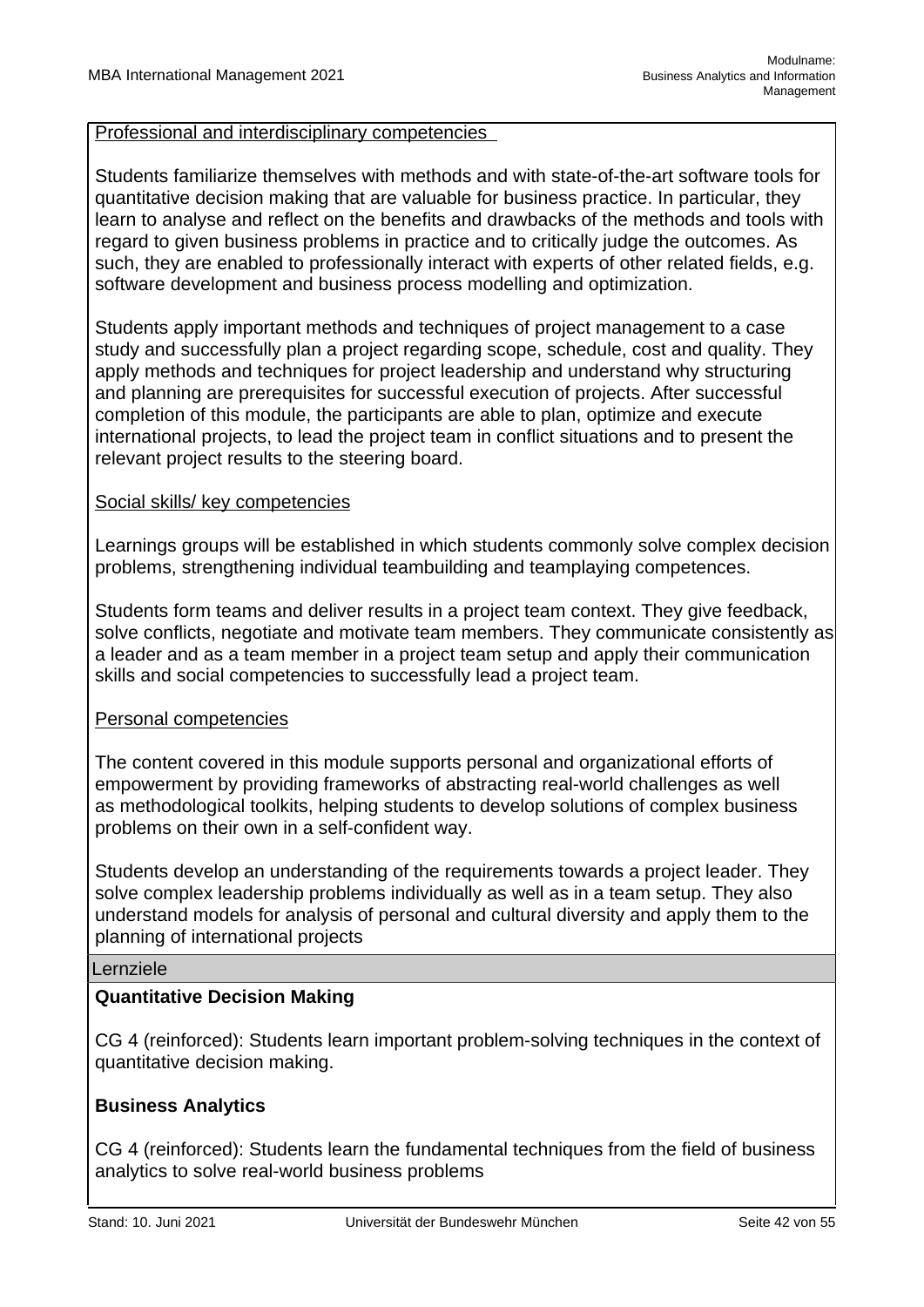Professional and interdisciplinary competencies

Students familiarize themselves with methods and with state-of-the-art software tools for quantitative decision making that are valuable for business practice. In particular, they learn to analyse and reflect on the benefits and drawbacks of the methods and tools with regard to given business problems in practice and to critically judge the outcomes. As such, they are enabled to professionally interact with experts of other related fields, e.g. software development and business process modelling and optimization.

Students apply important methods and techniques of project management to a case study and successfully plan a project regarding scope, schedule, cost and quality. They apply methods and techniques for project leadership and understand why structuring and planning are prerequisites for successful execution of projects. After successful completion of this module, the participants are able to plan, optimize and execute international projects, to lead the project team in conflict situations and to present the relevant project results to the steering board.

Social skills/ key competencies

Learnings groups will be established in which students commonly solve complex decision problems, strengthening individual teambuilding and teamplaying competences.

Students form teams and deliver results in a project team context. They give feedback, solve conflicts, negotiate and motivate team members. They communicate consistently as a leader and as a team member in a project team setup and apply their communication skills and social competencies to successfully lead a project team.

Personal competencies

The content covered in this module supports personal and organizational efforts of empowerment by providing frameworks of abstracting real-world challenges as well as methodological toolkits, helping students to develop solutions of complex business problems on their own in a self-confident way.

Students develop an understanding of the requirements towards a project leader. They solve complex leadership problems individually as well as in a team setup. They also understand models for analysis of personal and cultural diversity and apply them to the planning of international projects

## Lernziele

**Quantitative Decision Making**

CG 4 (reinforced): Students learn important problem-solving techniques in the context of quantitative decision making.

**Business Analytics**

CG 4 (reinforced): Students learn the fundamental techniques from the field of business analytics to solve real-world business problems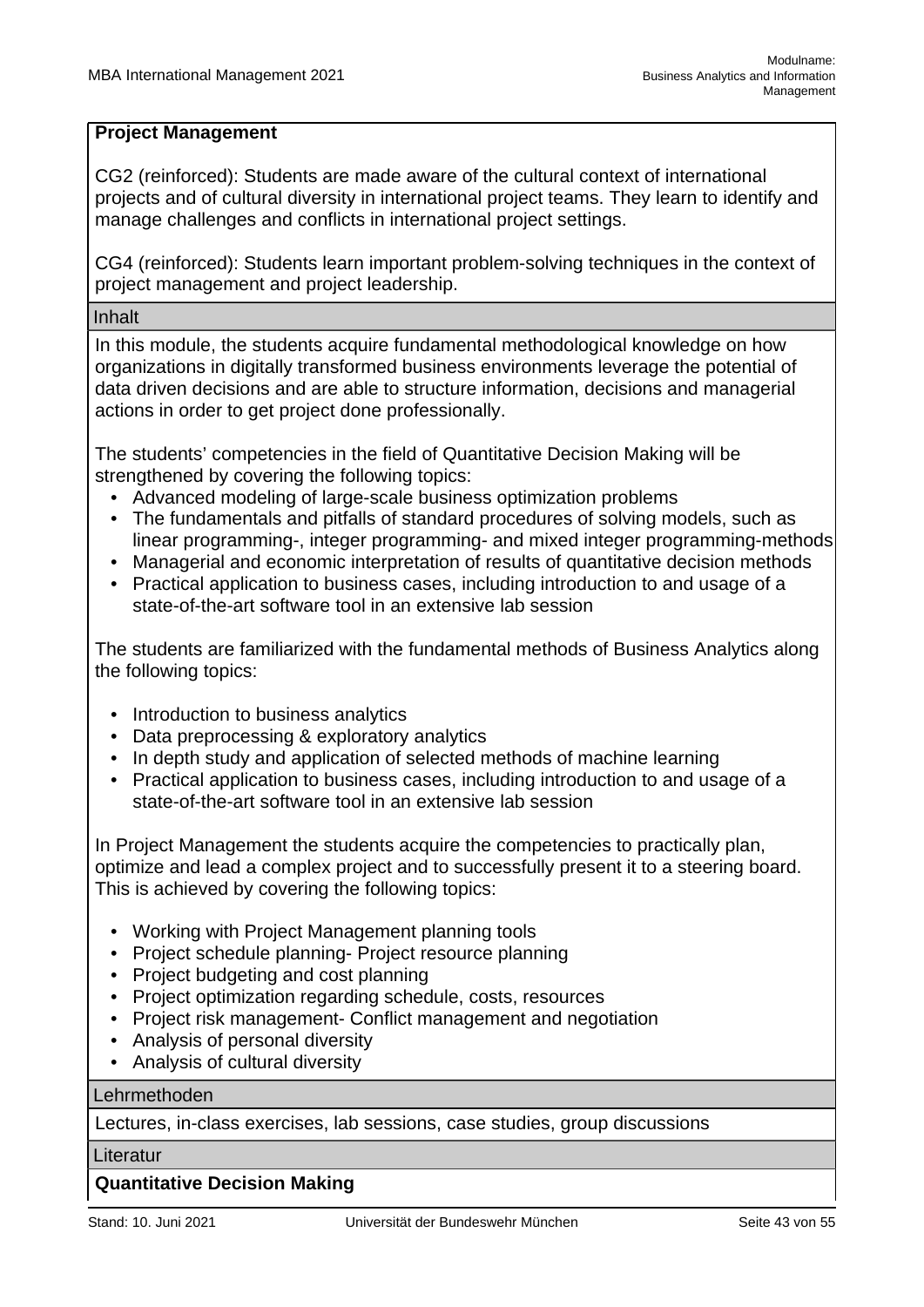**Project Management**

CG2 (reinforced): Students are made aware of the cultural context of international projects and of cultural diversity in international project teams. They learn to identify and manage challenges and conflicts in international project settings.

CG4 (reinforced): Students learn important problem-solving techniques in the context of project management and project leadership.

### Inhalt

In this module, the students acquire fundamental methodological knowledge on how organizations in digitally transformed business environments leverage the potential of data driven decisions and are able to structure information, decisions and managerial actions in order to get project done professionally.

The students' competencies in the field of Quantitative Decision Making will be strengthened by covering the following topics:

- Advanced modeling of large-scale business optimization problems
- The fundamentals and pitfalls of standard procedures of solving models, such as linear programming-, integer programming- and mixed integer programming-methods
- Managerial and economic interpretation of results of quantitative decision methods
- Practical application to business cases, including introduction to and usage of a state-of-the-art software tool in an extensive lab session

The students are familiarized with the fundamental methods of Business Analytics along the following topics:

- Introduction to business analytics
- Data preprocessing & exploratory analytics
- In depth study and application of selected methods of machine learning
- Practical application to business cases, including introduction to and usage of a state-of-the-art software tool in an extensive lab session

In Project Management the students acquire the competencies to practically plan, optimize and lead a complex project and to successfully present it to a steering board. This is achieved by covering the following topics:

- Working with Project Management planning tools
- Project schedule planning- Project resource planning
- Project budgeting and cost planning
- Project optimization regarding schedule, costs, resources
- Project risk management- Conflict management and negotiation
- Analysis of personal diversity
- Analysis of cultural diversity

### Lehrmethoden

Lectures, in-class exercises, lab sessions, case studies, group discussions

### Literatur

**Quantitative Decision Making**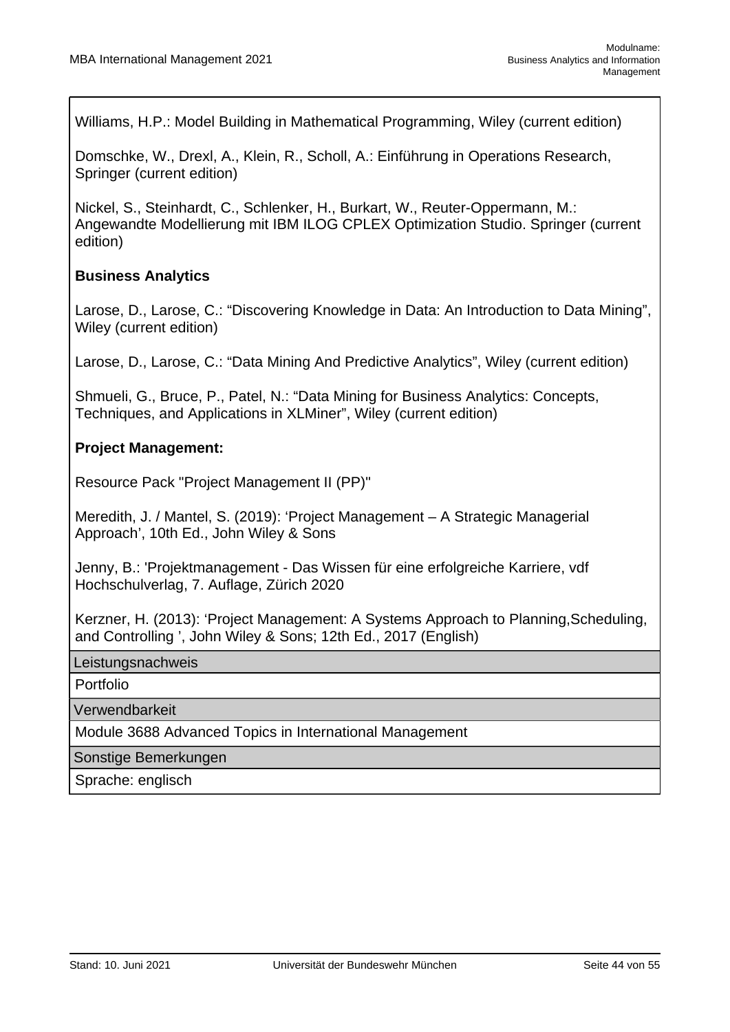Williams, H.P.: Model Building in Mathematical Programming, Wiley (current edition)

Domschke, W., Drexl, A., Klein, R., Scholl, A.: Einführung in Operations Research, Springer (current edition)

Nickel, S., Steinhardt, C., Schlenker, H., Burkart, W., Reuter-Oppermann, M.: Angewandte Modellierung mit IBM ILOG CPLEX Optimization Studio. Springer (current edition)

**Business Analytics**

Larose, D., Larose, C.: “Discovering Knowledge in Data: An Introduction to Data Mining”, Wiley (current edition)

Larose, D., Larose, C.: “Data Mining And Predictive Analytics”, Wiley (current edition)

Shmueli, G., Bruce, P., Patel, N.: “Data Mining for Business Analytics: Concepts, Techniques, and Applications in XLMiner”, Wiley (current edition)

**Project Management:**

Resource Pack "Project Management II (PP)"

Meredith, J. / Mantel, S. (2019): ‘Project Management – A Strategic Managerial Approach’, 10th Ed., John Wiley & Sons

Jenny, B.: 'Projektmanagement - Das Wissen für eine erfolgreiche Karriere, vdf Hochschulverlag, 7. Auflage, Zürich 2020

Kerzner, H. (2013): ‘Project Management: A Systems Approach to Planning,Scheduling, and Controlling ’, John Wiley & Sons; 12th Ed., 2017 (English)

| Leistungsnachweis |
| --- |
| Portfolio |

| Verwendbarkeit |
| --- |
| Module 3688 Advanced Topics in International Management |

| Sonstige Bemerkungen |
| --- |
| Sprache: englisch |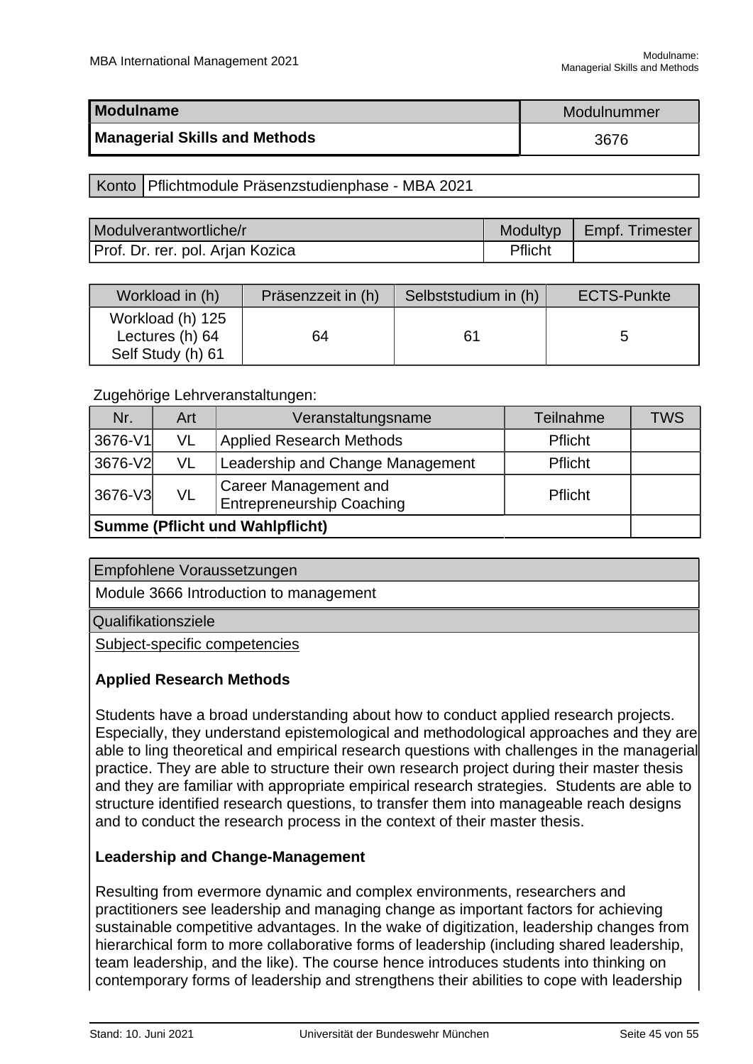| Modulname | Modulnummer |
|---|---|
| **Managerial Skills and Methods** | 3676 |

| Konto | Pflichtmodule Präsenzstudienphase - MBA 2021 |
|---|---|

| Modulverantwortliche/r | Modultyp | Empf. Trimester |
|---|---|---|
| Prof. Dr. rer. pol. Arjan Kozica | Pflicht | |

| Workload in (h) | Präsenzzeit in (h) | Selbststudium in (h) | ECTS-Punkte |
|---|---|---|---|
| Workload (h) 125<br>Lectures (h) 64<br>Self Study (h) 61 | 64 | 61 | 5 |

Zugehörige Lehrveranstaltungen:

| Nr. | Art | Veranstaltungsname | Teilnahme | TWS |
|---|---|---|---|---|
| 3676-V1 | VL | Applied Research Methods | Pflicht | |
| 3676-V2 | VL | Leadership and Change Management | Pflicht | |
| 3676-V3 | VL | Career Management and Entrepreneurship Coaching | Pflicht | |
| **Summe (Pflicht und Wahlpflicht)** | | | | |

**Empfohlene Voraussetzungen**

Module 3666 Introduction to management

**Qualifikationsziele**

Subject-specific competencies

**Applied Research Methods**

Students have a broad understanding about how to conduct applied research projects. Especially, they understand epistemological and methodological approaches and they are able to ling theoretical and empirical research questions with challenges in the managerial practice. They are able to structure their own research project during their master thesis and they are familiar with appropriate empirical research strategies. Students are able to structure identified research questions, to transfer them into manageable reach designs and to conduct the research process in the context of their master thesis.

**Leadership and Change-Management**

Resulting from evermore dynamic and complex environments, researchers and practitioners see leadership and managing change as important factors for achieving sustainable competitive advantages. In the wake of digitization, leadership changes from hierarchical form to more collaborative forms of leadership (including shared leadership, team leadership, and the like). The course hence introduces students into thinking on contemporary forms of leadership and strengthens their abilities to cope with leadership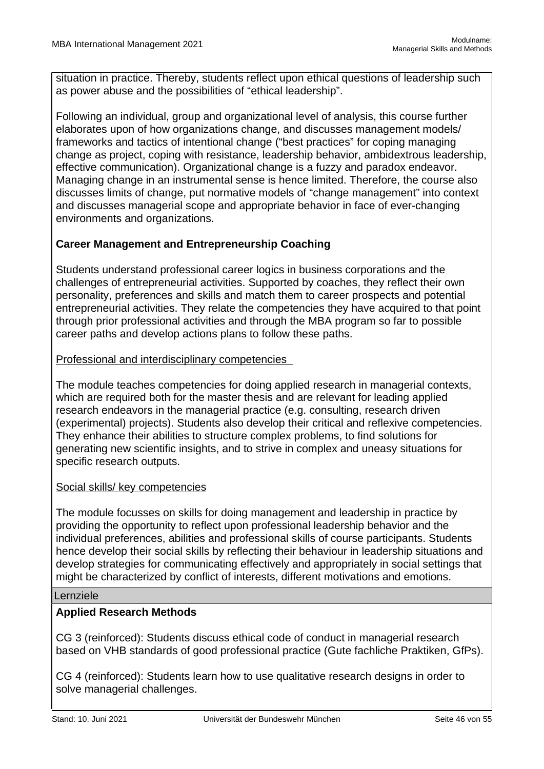situation in practice. Thereby, students reflect upon ethical questions of leadership such as power abuse and the possibilities of "ethical leadership".

Following an individual, group and organizational level of analysis, this course further elaborates upon of how organizations change, and discusses management models/ frameworks and tactics of intentional change ("best practices" for coping managing change as project, coping with resistance, leadership behavior, ambidextrous leadership, effective communication). Organizational change is a fuzzy and paradox endeavor. Managing change in an instrumental sense is hence limited. Therefore, the course also discusses limits of change, put normative models of "change management" into context and discusses managerial scope and appropriate behavior in face of ever-changing environments and organizations.

**Career Management and Entrepreneurship Coaching**

Students understand professional career logics in business corporations and the challenges of entrepreneurial activities. Supported by coaches, they reflect their own personality, preferences and skills and match them to career prospects and potential entrepreneurial activities. They relate the competencies they have acquired to that point through prior professional activities and through the MBA program so far to possible career paths and develop actions plans to follow these paths.

Professional and interdisciplinary competencies

The module teaches competencies for doing applied research in managerial contexts, which are required both for the master thesis and are relevant for leading applied research endeavors in the managerial practice (e.g. consulting, research driven (experimental) projects). Students also develop their critical and reflexive competencies. They enhance their abilities to structure complex problems, to find solutions for generating new scientific insights, and to strive in complex and uneasy situations for specific research outputs.

Social skills/ key competencies

The module focusses on skills for doing management and leadership in practice by providing the opportunity to reflect upon professional leadership behavior and the individual preferences, abilities and professional skills of course participants. Students hence develop their social skills by reflecting their behaviour in leadership situations and develop strategies for communicating effectively and appropriately in social settings that might be characterized by conflict of interests, different motivations and emotions.

## Lernziele

**Applied Research Methods**

CG 3 (reinforced): Students discuss ethical code of conduct in managerial research based on VHB standards of good professional practice (Gute fachliche Praktiken, GfPs).

CG 4 (reinforced): Students learn how to use qualitative research designs in order to solve managerial challenges.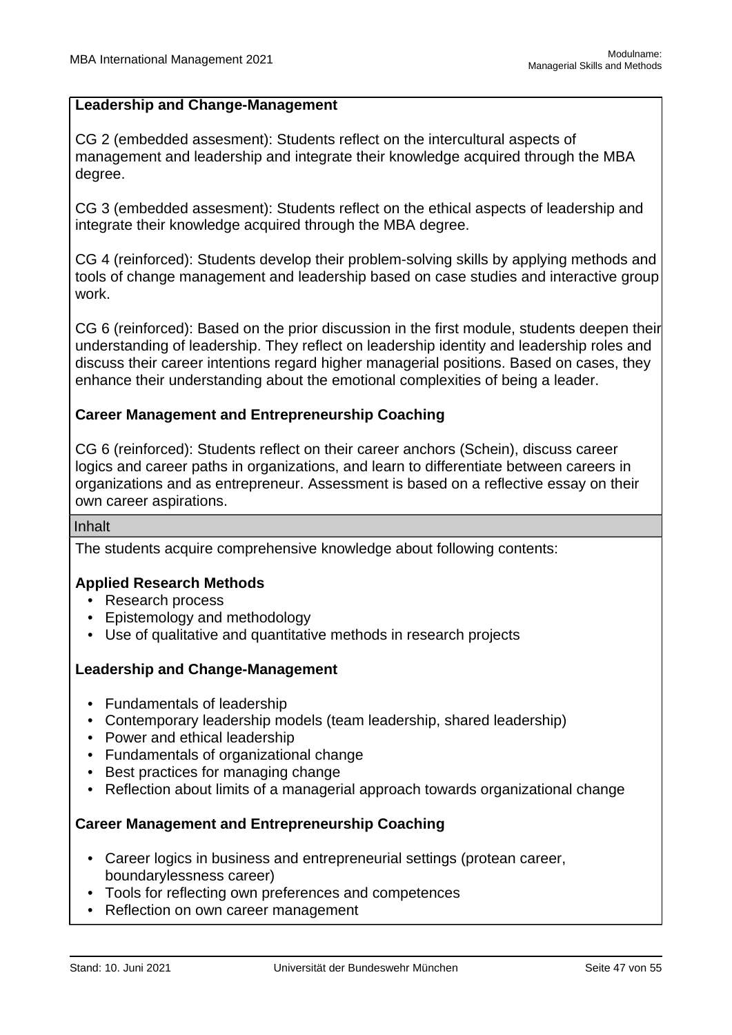**Leadership and Change-Management**

CG 2 (embedded assesment): Students reflect on the intercultural aspects of management and leadership and integrate their knowledge acquired through the MBA degree.

CG 3 (embedded assesment): Students reflect on the ethical aspects of leadership and integrate their knowledge acquired through the MBA degree.

CG 4 (reinforced): Students develop their problem-solving skills by applying methods and tools of change management and leadership based on case studies and interactive group work.

CG 6 (reinforced): Based on the prior discussion in the first module, students deepen their understanding of leadership. They reflect on leadership identity and leadership roles and discuss their career intentions regard higher managerial positions. Based on cases, they enhance their understanding about the emotional complexities of being a leader.

**Career Management and Entrepreneurship Coaching**

CG 6 (reinforced): Students reflect on their career anchors (Schein), discuss career logics and career paths in organizations, and learn to differentiate between careers in organizations and as entrepreneur. Assessment is based on a reflective essay on their own career aspirations.

## Inhalt

The students acquire comprehensive knowledge about following contents:

**Applied Research Methods**

- Research process
- Epistemology and methodology
- Use of qualitative and quantitative methods in research projects

**Leadership and Change-Management**

- Fundamentals of leadership
- Contemporary leadership models (team leadership, shared leadership)
- Power and ethical leadership
- Fundamentals of organizational change
- Best practices for managing change
- Reflection about limits of a managerial approach towards organizational change

**Career Management and Entrepreneurship Coaching**

- Career logics in business and entrepreneurial settings (protean career, boundarylessness career)
- Tools for reflecting own preferences and competences
- Reflection on own career management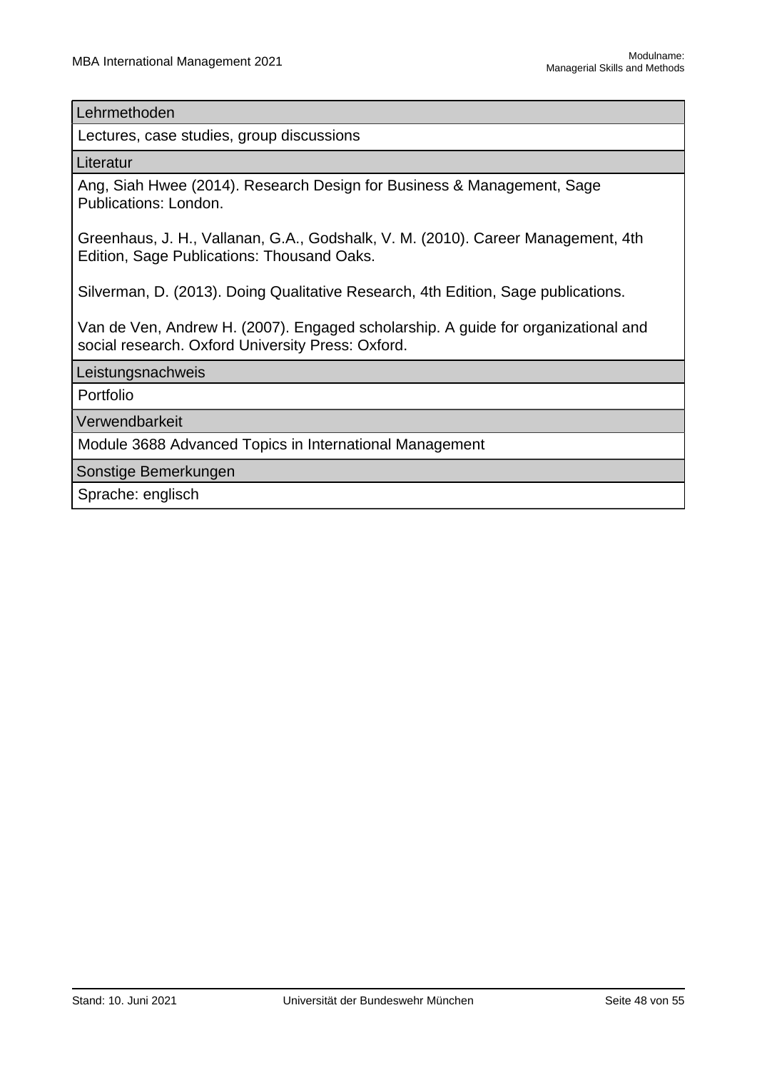| Lehrmethoden |
| --- |
| Lectures, case studies, group discussions |
| **Literatur** |
| Ang, Siah Hwee (2014). Research Design for Business & Management, Sage Publications: London.<br><br>Greenhaus, J. H., Vallanan, G.A., Godshalk, V. M. (2010). Career Management, 4th Edition, Sage Publications: Thousand Oaks.<br><br>Silverman, D. (2013). Doing Qualitative Research, 4th Edition, Sage publications.<br><br>Van de Ven, Andrew H. (2007). Engaged scholarship. A guide for organizational and social research. Oxford University Press: Oxford. |
| **Leistungsnachweis** |
| Portfolio |
| **Verwendbarkeit** |
| Module 3688 Advanced Topics in International Management |
| **Sonstige Bemerkungen** |
| Sprache: englisch |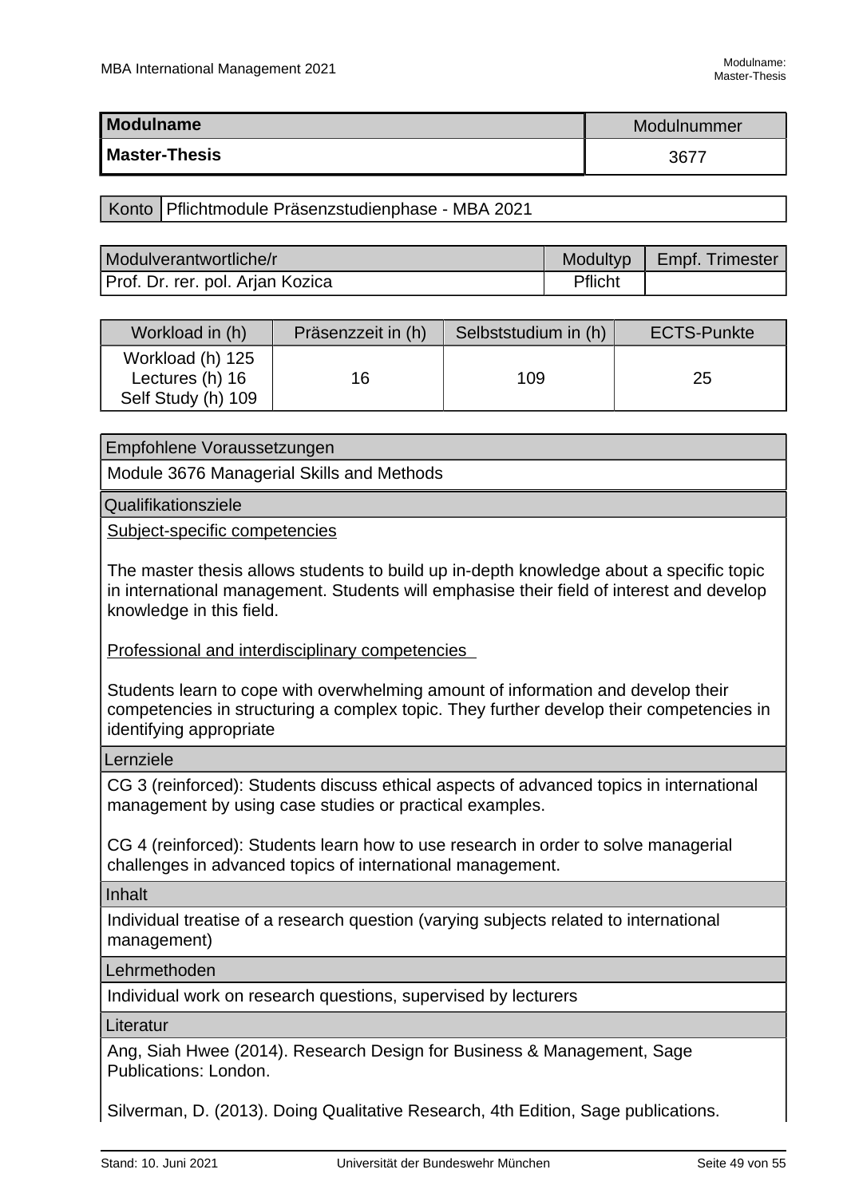| Modulname | Modulnummer |
| --- | --- |
| **Master-Thesis** | 3677 |

| Konto | Pflichtmodule Präsenzstudienphase - MBA 2021 |
| --- | --- |

| Modulverantwortliche/r | Modultyp | Empf. Trimester |
| --- | --- | --- |
| Prof. Dr. rer. pol. Arjan Kozica | Pflicht | |

| Workload in (h) | Präsenzzeit in (h) | Selbststudium in (h) | ECTS-Punkte |
| --- | --- | --- | --- |
| Workload (h) 125<br>Lectures (h) 16<br>Self Study (h) 109 | 16 | 109 | 25 |

### Empfohlene Voraussetzungen

Module 3676 Managerial Skills and Methods

### Qualifikationsziele

Subject-specific competencies

The master thesis allows students to build up in-depth knowledge about a specific topic in international management. Students will emphasise their field of interest and develop knowledge in this field.

Professional and interdisciplinary competencies

Students learn to cope with overwhelming amount of information and develop their competencies in structuring a complex topic. They further develop their competencies in identifying appropriate

### Lernziele

CG 3 (reinforced): Students discuss ethical aspects of advanced topics in international management by using case studies or practical examples.

CG 4 (reinforced): Students learn how to use research in order to solve managerial challenges in advanced topics of international management.

### Inhalt

Individual treatise of a research question (varying subjects related to international management)

### Lehrmethoden

Individual work on research questions, supervised by lecturers

### Literatur

Ang, Siah Hwee (2014). Research Design for Business & Management, Sage Publications: London.

Silverman, D. (2013). Doing Qualitative Research, 4th Edition, Sage publications.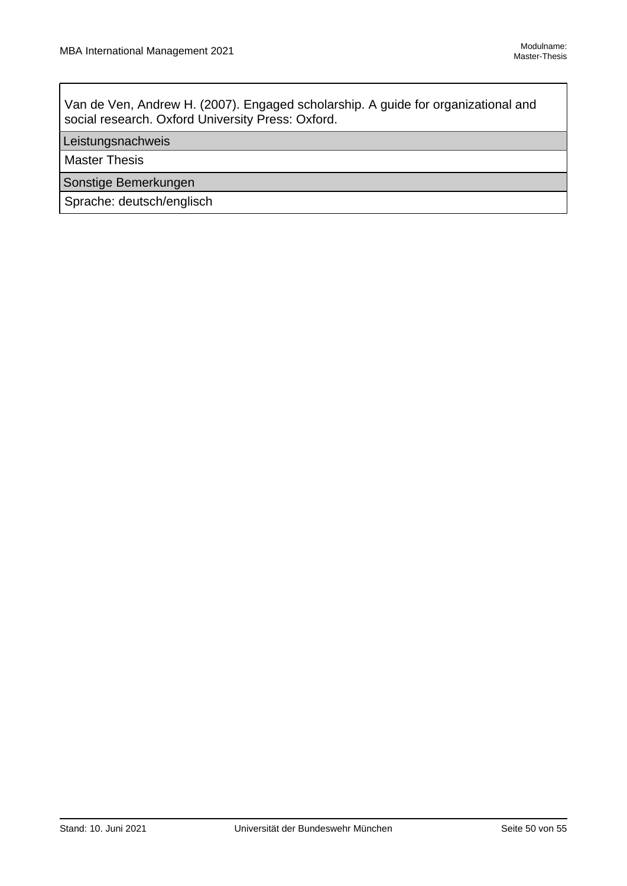Van de Ven, Andrew H. (2007). Engaged scholarship. A guide for organizational and social research. Oxford University Press: Oxford.

**Leistungsnachweis**

Master Thesis

**Sonstige Bemerkungen**

Sprache: deutsch/englisch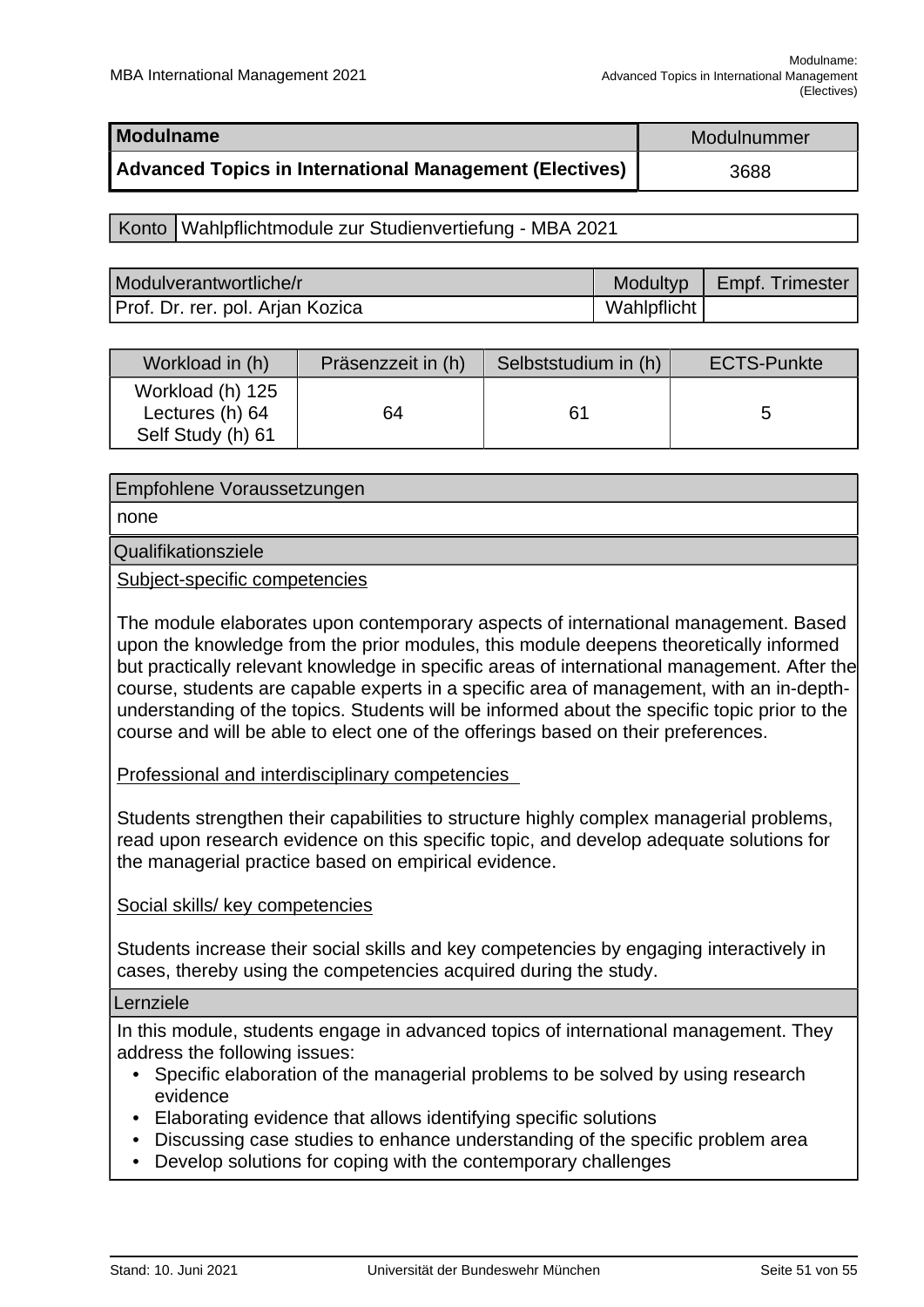| Modulname | Modulnummer |
| --- | --- |
| **Advanced Topics in International Management (Electives)** | 3688 |

| Konto | Wahlpflichtmodule zur Studienvertiefung - MBA 2021 |
| --- | --- |

| Modulverantwortliche/r | Modultyp | Empf. Trimester |
| --- | --- | --- |
| Prof. Dr. rer. pol. Arjan Kozica | Wahlpflicht | |

| Workload in (h) | Präsenzzeit in (h) | Selbststudium in (h) | ECTS-Punkte |
| --- | --- | --- | --- |
| Workload (h) 125<br>Lectures (h) 64<br>Self Study (h) 61 | 64 | 61 | 5 |

**Empfohlene Voraussetzungen**

none

**Qualifikationsziele**

Subject-specific competencies

The module elaborates upon contemporary aspects of international management. Based upon the knowledge from the prior modules, this module deepens theoretically informed but practically relevant knowledge in specific areas of international management. After the course, students are capable experts in a specific area of management, with an in-depth-understanding of the topics. Students will be informed about the specific topic prior to the course and will be able to elect one of the offerings based on their preferences.

Professional and interdisciplinary competencies

Students strengthen their capabilities to structure highly complex managerial problems, read upon research evidence on this specific topic, and develop adequate solutions for the managerial practice based on empirical evidence.

Social skills/ key competencies

Students increase their social skills and key competencies by engaging interactively in cases, thereby using the competencies acquired during the study.

**Lernziele**

In this module, students engage in advanced topics of international management. They address the following issues:

- Specific elaboration of the managerial problems to be solved by using research evidence
- Elaborating evidence that allows identifying specific solutions
- Discussing case studies to enhance understanding of the specific problem area
- Develop solutions for coping with the contemporary challenges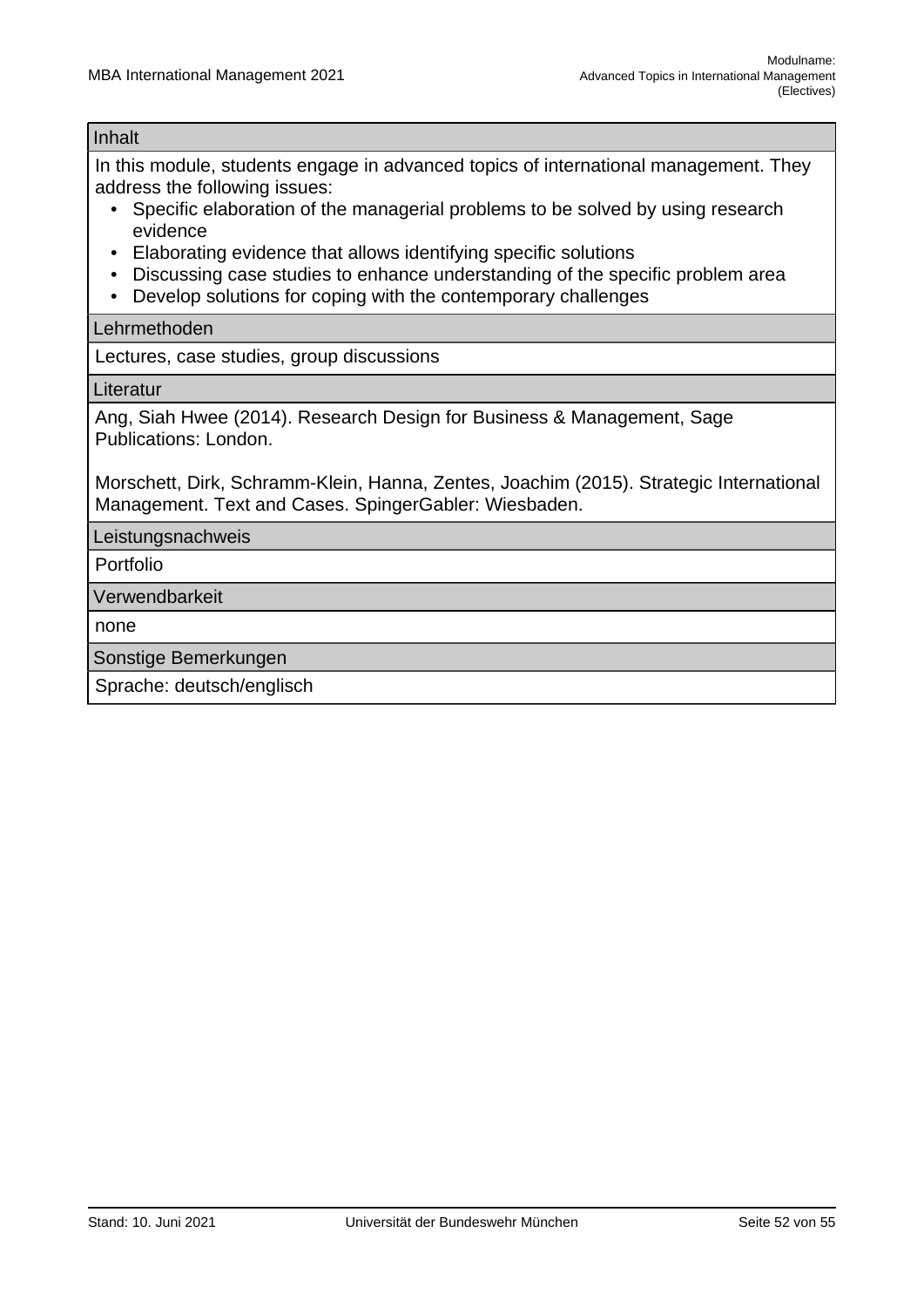## Inhalt

In this module, students engage in advanced topics of international management. They address the following issues:

- Specific elaboration of the managerial problems to be solved by using research evidence
- Elaborating evidence that allows identifying specific solutions
- Discussing case studies to enhance understanding of the specific problem area
- Develop solutions for coping with the contemporary challenges

## Lehrmethoden

Lectures, case studies, group discussions

## Literatur

Ang, Siah Hwee (2014). Research Design for Business & Management, Sage Publications: London.

Morschett, Dirk, Schramm-Klein, Hanna, Zentes, Joachim (2015). Strategic International Management. Text and Cases. SpingerGabler: Wiesbaden.

## Leistungsnachweis

Portfolio

## Verwendbarkeit

none

## Sonstige Bemerkungen

Sprache: deutsch/englisch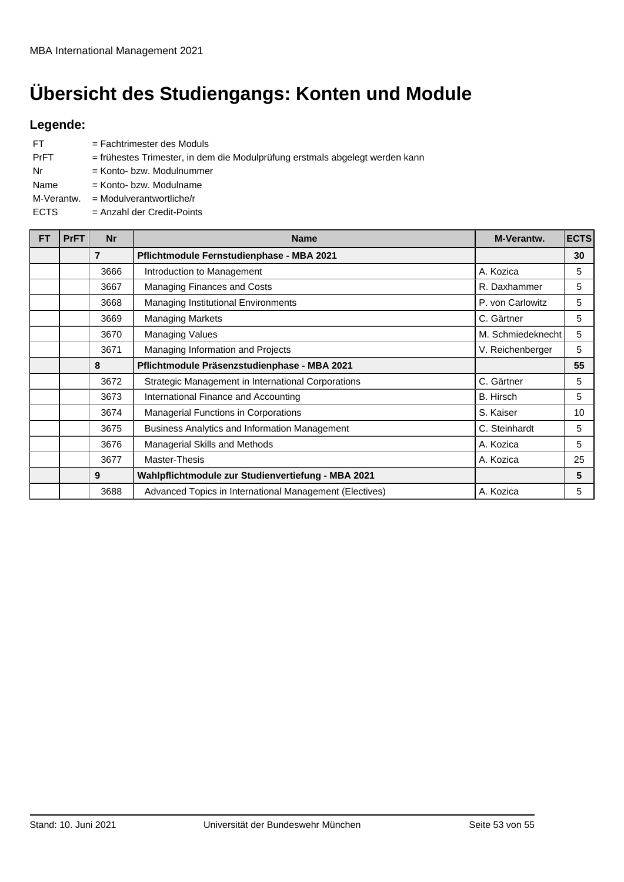# Übersicht des Studiengangs: Konten und Module

**Legende:**

| | |
|---|---|
| FT | = Fachtrimester des Moduls |
| PrFT | = frühestes Trimester, in dem die Modulprüfung erstmals abgelegt werden kann |
| Nr | = Konto- bzw. Modulnummer |
| Name | = Konto- bzw. Modulname |
| M-Verantw. | = Modulverantwortliche/r |
| ECTS | = Anzahl der Credit-Points |

| FT | PrFT | Nr | Name | M-Verantw. | ECTS |
|---|---|---|---|---|---|
| | | **7** | **Pflichtmodule Fernstudienphase - MBA 2021** | | **30** |
| | | 3666 | Introduction to Management | A. Kozica | 5 |
| | | 3667 | Managing Finances and Costs | R. Daxhammer | 5 |
| | | 3668 | Managing Institutional Environments | P. von Carlowitz | 5 |
| | | 3669 | Managing Markets | C. Gärtner | 5 |
| | | 3670 | Managing Values | M. Schmiedeknecht | 5 |
| | | 3671 | Managing Information and Projects | V. Reichenberger | 5 |
| | | **8** | **Pflichtmodule Präsenzstudienphase - MBA 2021** | | **55** |
| | | 3672 | Strategic Management in International Corporations | C. Gärtner | 5 |
| | | 3673 | International Finance and Accounting | B. Hirsch | 5 |
| | | 3674 | Managerial Functions in Corporations | S. Kaiser | 10 |
| | | 3675 | Business Analytics and Information Management | C. Steinhardt | 5 |
| | | 3676 | Managerial Skills and Methods | A. Kozica | 5 |
| | | 3677 | Master-Thesis | A. Kozica | 25 |
| | | **9** | **Wahlpflichtmodule zur Studienvertiefung - MBA 2021** | | **5** |
| | | 3688 | Advanced Topics in International Management (Electives) | A. Kozica | 5 |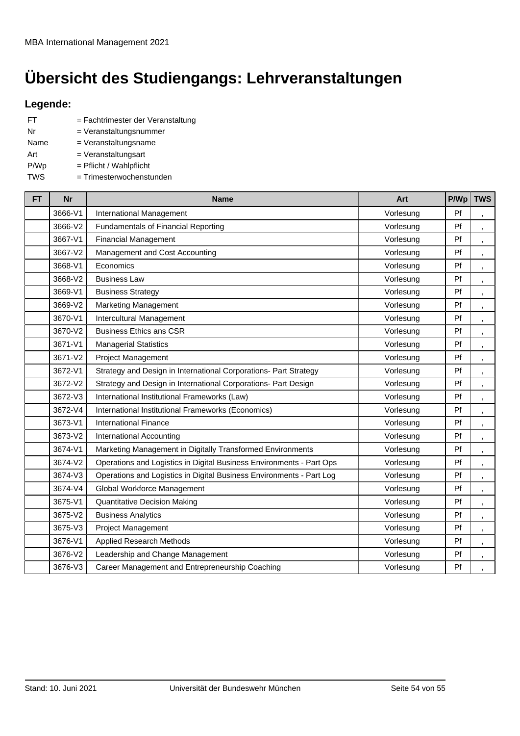# Übersicht des Studiengangs: Lehrveranstaltungen

## Legende:

| | |
|---|---|
| FT | = Fachtrimester der Veranstaltung |
| Nr | = Veranstaltungsnummer |
| Name | = Veranstaltungsname |
| Art | = Veranstaltungsart |
| P/Wp | = Pflicht / Wahlpflicht |
| TWS | = Trimesterwochenstunden |

| FT | Nr | Name | Art | P/Wp | TWS |
|---|---|---|---|---|---|
| | 3666-V1 | International Management | Vorlesung | Pf | , |
| | 3666-V2 | Fundamentals of Financial Reporting | Vorlesung | Pf | , |
| | 3667-V1 | Financial Management | Vorlesung | Pf | , |
| | 3667-V2 | Management and Cost Accounting | Vorlesung | Pf | , |
| | 3668-V1 | Economics | Vorlesung | Pf | , |
| | 3668-V2 | Business Law | Vorlesung | Pf | , |
| | 3669-V1 | Business Strategy | Vorlesung | Pf | , |
| | 3669-V2 | Marketing Management | Vorlesung | Pf | , |
| | 3670-V1 | Intercultural Management | Vorlesung | Pf | , |
| | 3670-V2 | Business Ethics ans CSR | Vorlesung | Pf | , |
| | 3671-V1 | Managerial Statistics | Vorlesung | Pf | , |
| | 3671-V2 | Project Management | Vorlesung | Pf | , |
| | 3672-V1 | Strategy and Design in International Corporations- Part Strategy | Vorlesung | Pf | , |
| | 3672-V2 | Strategy and Design in International Corporations- Part Design | Vorlesung | Pf | , |
| | 3672-V3 | International Institutional Frameworks (Law) | Vorlesung | Pf | , |
| | 3672-V4 | International Institutional Frameworks (Economics) | Vorlesung | Pf | , |
| | 3673-V1 | International Finance | Vorlesung | Pf | , |
| | 3673-V2 | International Accounting | Vorlesung | Pf | , |
| | 3674-V1 | Marketing Management in Digitally Transformed Environments | Vorlesung | Pf | , |
| | 3674-V2 | Operations and Logistics in Digital Business Environments - Part Ops | Vorlesung | Pf | , |
| | 3674-V3 | Operations and Logistics in Digital Business Environments - Part Log | Vorlesung | Pf | , |
| | 3674-V4 | Global Workforce Management | Vorlesung | Pf | , |
| | 3675-V1 | Quantitative Decision Making | Vorlesung | Pf | , |
| | 3675-V2 | Business Analytics | Vorlesung | Pf | , |
| | 3675-V3 | Project Management | Vorlesung | Pf | , |
| | 3676-V1 | Applied Research Methods | Vorlesung | Pf | , |
| | 3676-V2 | Leadership and Change Management | Vorlesung | Pf | , |
| | 3676-V3 | Career Management and Entrepreneurship Coaching | Vorlesung | Pf | , |